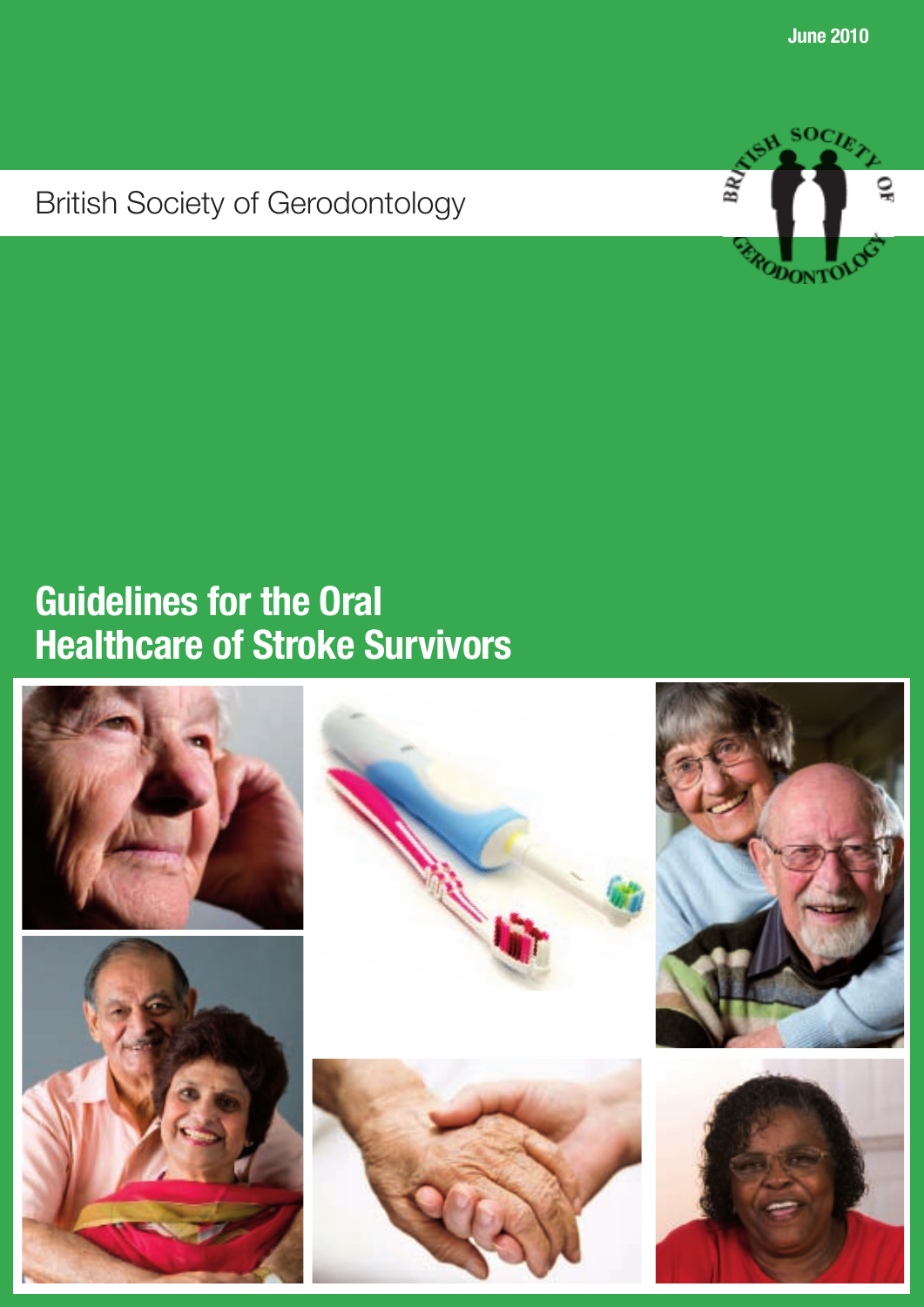June 2010

British Society of Gerodontology

# Guidelines for the Oral Healthcare of Stroke Survivors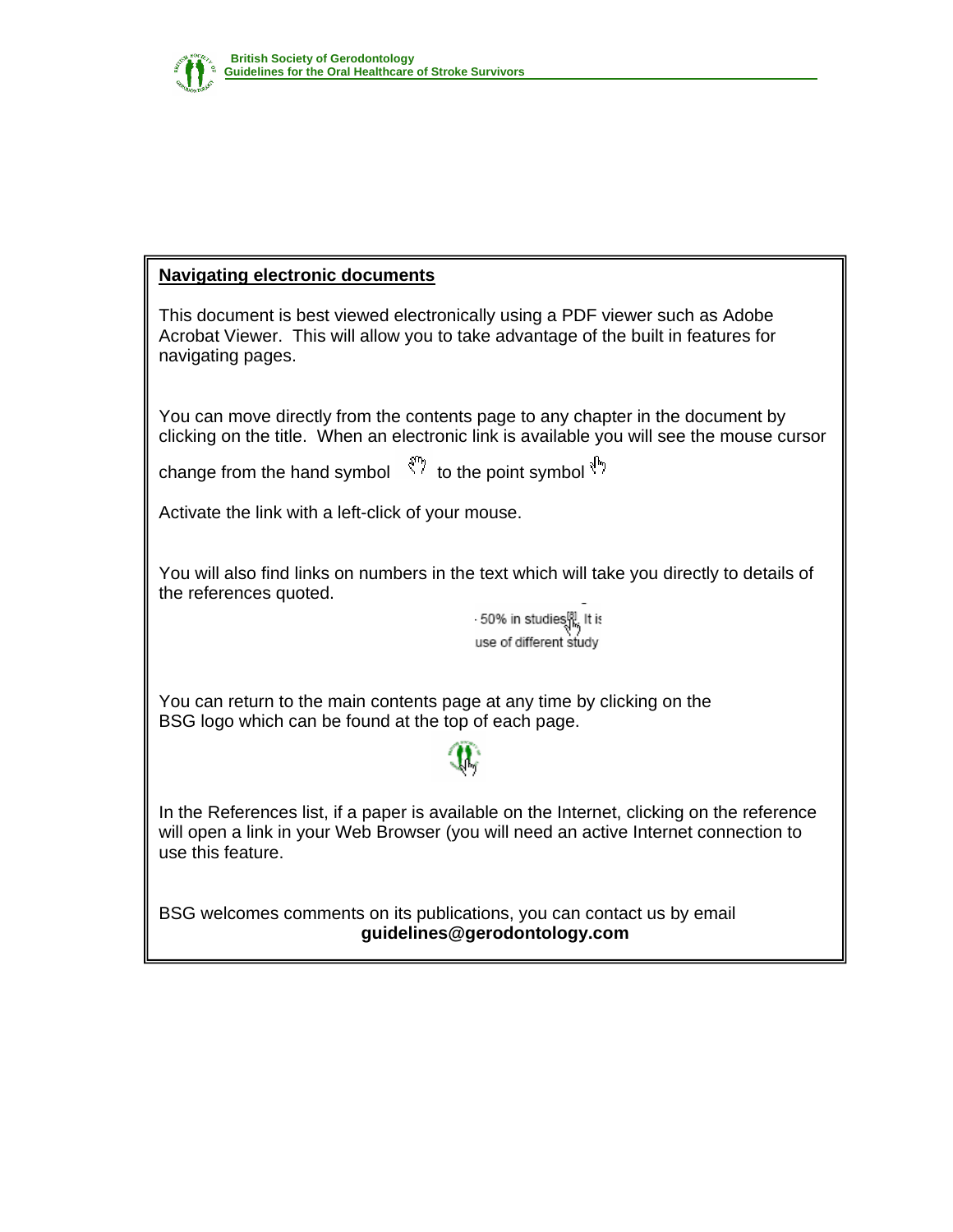## Navigating electronic documents

This document is best viewed electronically using a PDF viewer such as Adobe Acrobat Viewer. This will allow you to take advantage of the built in features for navigating pages.

You can move directly from the contents page to any chapter in the document by clicking on the title. When an electronic link is available you will see the mouse cursor change from the hand symbol to the point symbol

Activate the link with a left-click of your mouse.

You will also find links on numbers in the text which will take you directly to details of the references quoted.

You can return to the main contents page at any time by clicking on the BSG logo which can be found at the top of each page.

In the References list, if a paper is available on the Internet, clicking on the reference will open a link in your Web Browser (you will need an active Internet connection to use this feature.

BSG welcomes comments on its publications, you can contact us by email **guidelines@gerodontology.com**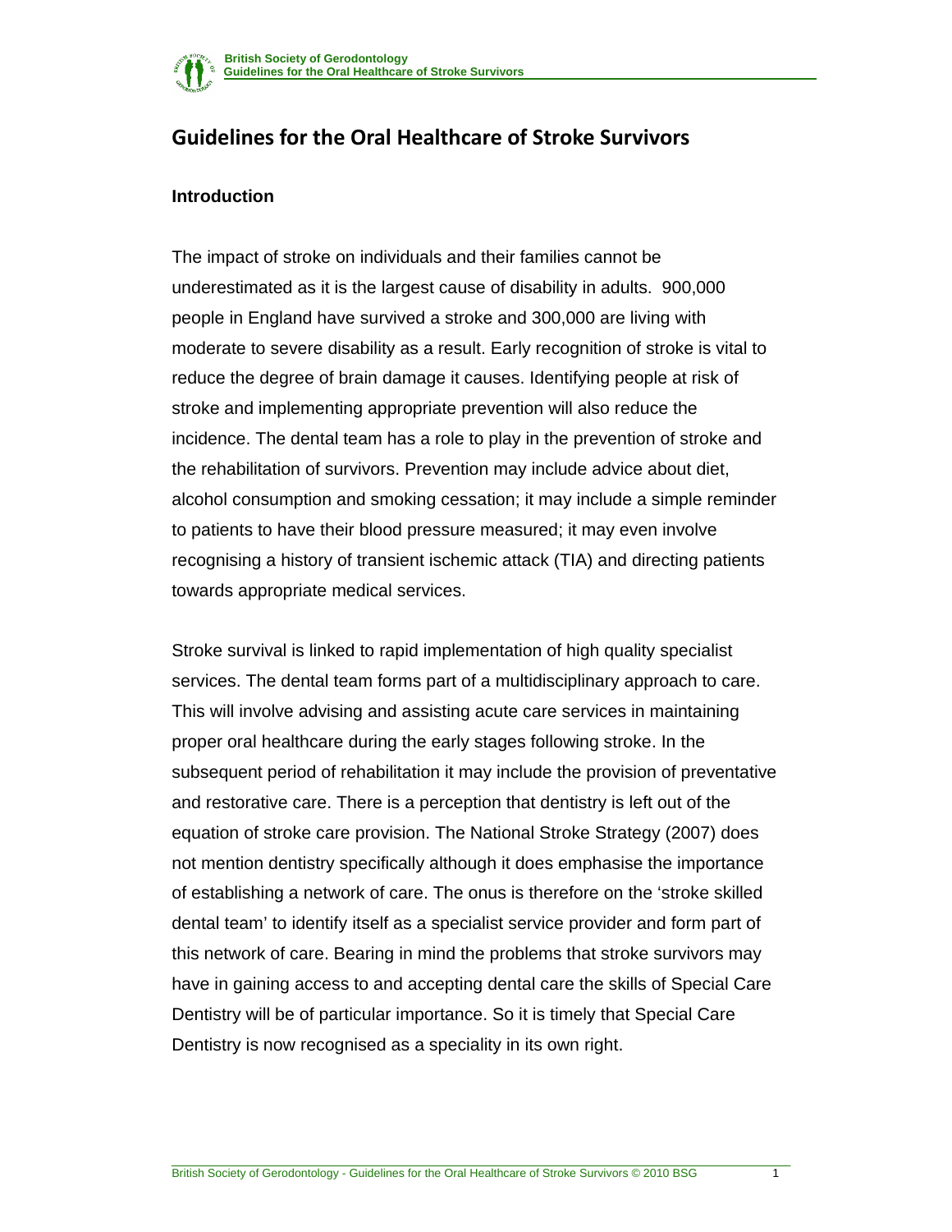# Guidelines for the Oral Healthcare of Stroke Survivors

## Introduction

The impact of stroke on individuals and their families cannot be underestimated as it is the largest cause of disability in adults. 900,000 people in England have survived a stroke and 300,000 are living with moderate to severe disability as a result. Early recognition of stroke is vital to reduce the degree of brain damage it causes. Identifying people at risk of stroke and implementing appropriate prevention will also reduce the incidence. The dental team has a role to play in the prevention of stroke and the rehabilitation of survivors. Prevention may include advice about diet, alcohol consumption and smoking cessation; it may include a simple reminder to patients to have their blood pressure measured; it may even involve recognising a history of transient ischemic attack (TIA) and directing patients towards appropriate medical services.

Stroke survival is linked to rapid implementation of high quality specialist services. The dental team forms part of a multidisciplinary approach to care. This will involve advising and assisting acute care services in maintaining proper oral healthcare during the early stages following stroke. In the subsequent period of rehabilitation it may include the provision of preventative and restorative care. There is a perception that dentistry is left out of the equation of stroke care provision. The National Stroke Strategy (2007) does not mention dentistry specifically although it does emphasise the importance of establishing a network of care. The onus is therefore on the 'stroke skilled dental team' to identify itself as a specialist service provider and form part of this network of care. Bearing in mind the problems that stroke survivors may have in gaining access to and accepting dental care the skills of Special Care Dentistry will be of particular importance. So it is timely that Special Care Dentistry is now recognised as a speciality in its own right.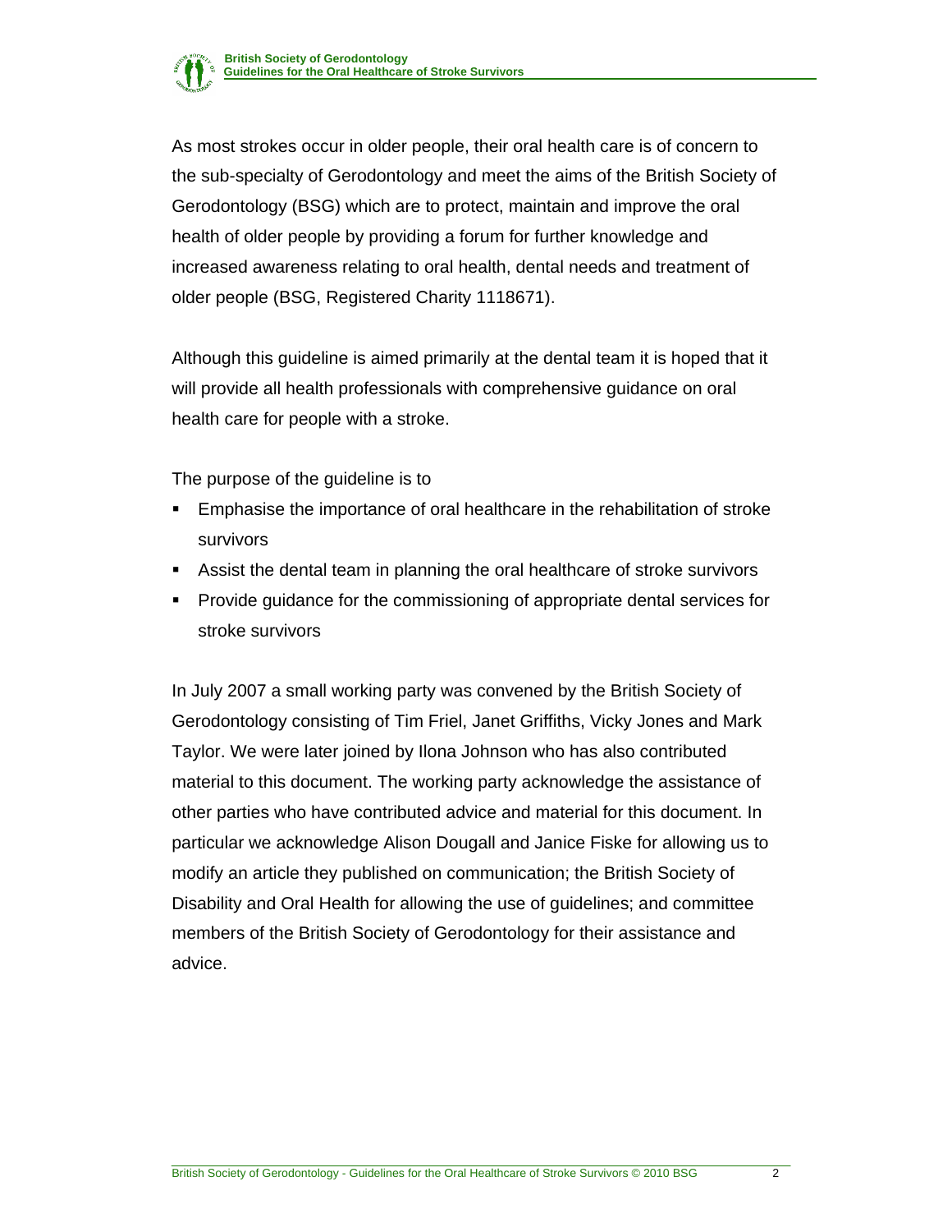As most strokes occur in older people, their oral health care is of concern to the sub-specialty of Gerodontology and meet the aims of the British Society of Gerodontology (BSG) which are to protect, maintain and improve the oral health of older people by providing a forum for further knowledge and increased awareness relating to oral health, dental needs and treatment of older people (BSG, Registered Charity 1118671).

Although this guideline is aimed primarily at the dental team it is hoped that it will provide all health professionals with comprehensive guidance on oral health care for people with a stroke.

The purpose of the guideline is to

- Emphasise the importance of oral healthcare in the rehabilitation of stroke survivors
- Assist the dental team in planning the oral healthcare of stroke survivors
- Provide guidance for the commissioning of appropriate dental services for stroke survivors

In July 2007 a small working party was convened by the British Society of Gerodontology consisting of Tim Friel, Janet Griffiths, Vicky Jones and Mark Taylor. We were later joined by Ilona Johnson who has also contributed material to this document. The working party acknowledge the assistance of other parties who have contributed advice and material for this document. In particular we acknowledge Alison Dougall and Janice Fiske for allowing us to modify an article they published on communication; the British Society of Disability and Oral Health for allowing the use of guidelines; and committee members of the British Society of Gerodontology for their assistance and advice.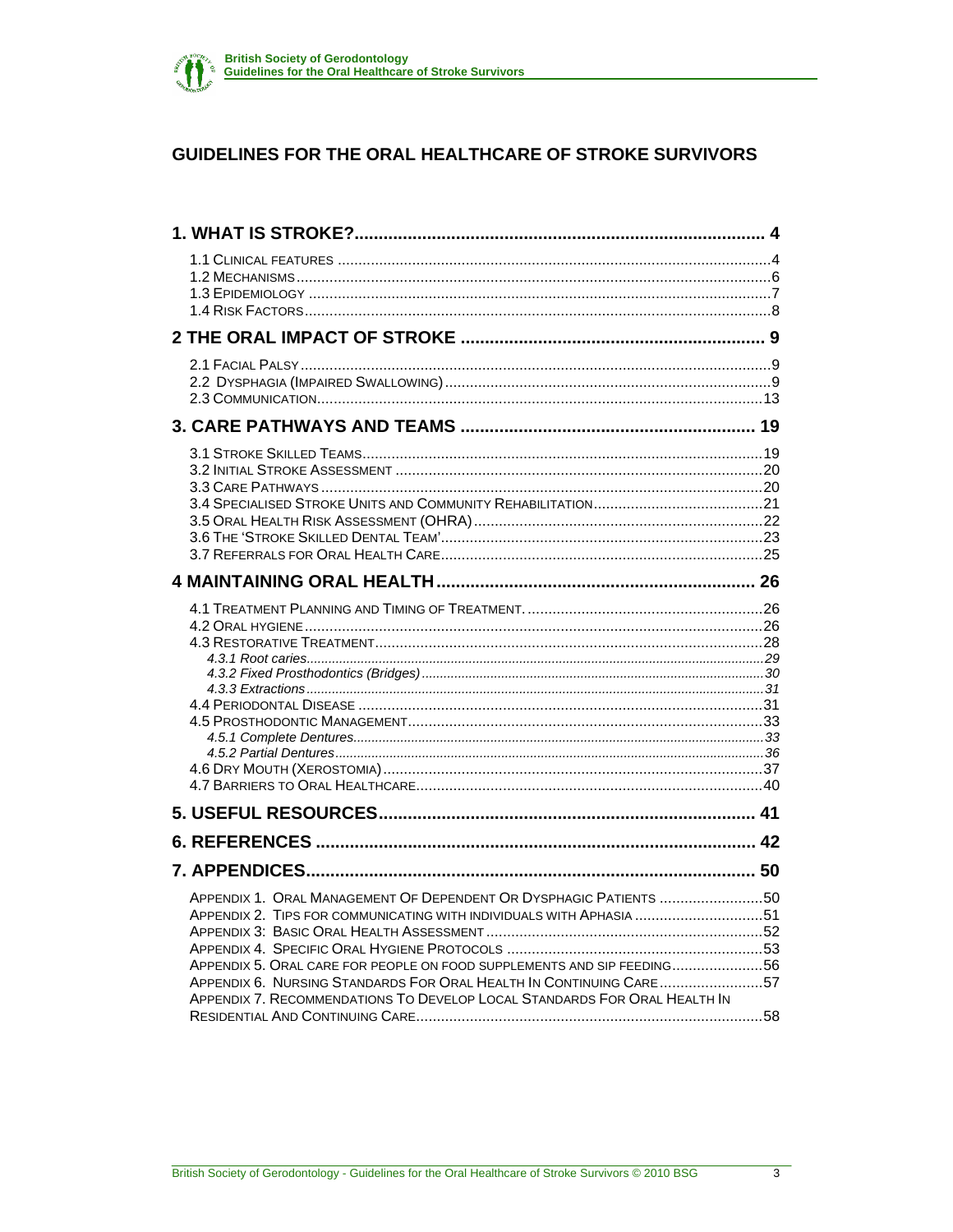# GUIDELINES FOR THE ORAL HEALTHCARE OF STROKE SURVIVORS

**1. WHAT IS STROKE?** .......... 4

- 1.1 Clinical features .......... 4
- 1.2 Mechanisms .......... 6
- 1.3 Epidemiology .......... 7
- 1.4 Risk Factors .......... 8

**2 THE ORAL IMPACT OF STROKE** .......... 9

- 2.1 Facial Palsy .......... 9
- 2.2 Dysphagia (Impaired Swallowing) .......... 9
- 2.3 Communication .......... 13

**3. CARE PATHWAYS AND TEAMS** .......... 19

- 3.1 Stroke Skilled Teams .......... 19
- 3.2 Initial Stroke Assessment .......... 20
- 3.3 Care Pathways .......... 20
- 3.4 Specialised Stroke Units and Community Rehabilitation .......... 21
- 3.5 Oral Health Risk Assessment (OHRA) .......... 22
- 3.6 The 'Stroke Skilled Dental Team' .......... 23
- 3.7 Referrals for Oral Health Care .......... 25

**4 MAINTAINING ORAL HEALTH** .......... 26

- 4.1 Treatment Planning and Timing of Treatment. .......... 26
- 4.2 Oral hygiene .......... 26
- 4.3 Restorative Treatment .......... 28
  - *4.3.1 Root caries* .......... 29
  - *4.3.2 Fixed Prosthodontics (Bridges)* .......... 30
  - *4.3.3 Extractions* .......... 31
- 4.4 Periodontal Disease .......... 31
- 4.5 Prosthodontic Management .......... 33
  - *4.5.1 Complete Dentures* .......... 33
  - *4.5.2 Partial Dentures* .......... 36
- 4.6 Dry Mouth (Xerostomia) .......... 37
- 4.7 Barriers to Oral Healthcare .......... 40

**5. USEFUL RESOURCES** .......... 41

**6. REFERENCES** .......... 42

**7. APPENDICES** .......... 50

- Appendix 1. Oral Management Of Dependent Or Dysphagic Patients .......... 50
- Appendix 2. Tips for communicating with individuals with Aphasia .......... 51
- Appendix 3: Basic Oral Health Assessment .......... 52
- Appendix 4. Specific Oral Hygiene Protocols .......... 53
- Appendix 5. Oral care for people on food supplements and sip feeding .......... 56
- Appendix 6. Nursing Standards For Oral Health In Continuing Care .......... 57
- Appendix 7. Recommendations To Develop Local Standards For Oral Health In Residential And Continuing Care .......... 58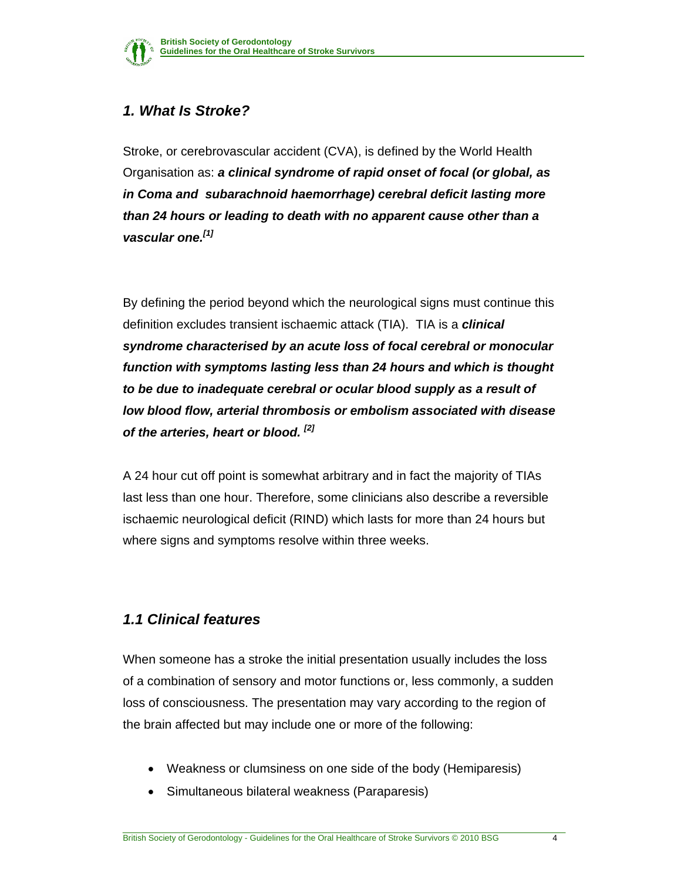## *1. What Is Stroke?*

Stroke, or cerebrovascular accident (CVA), is defined by the World Health Organisation as: ***a clinical syndrome of rapid onset of focal (or global, as in Coma and subarachnoid haemorrhage) cerebral deficit lasting more than 24 hours or leading to death with no apparent cause other than a vascular one.*** [1]

By defining the period beyond which the neurological signs must continue this definition excludes transient ischaemic attack (TIA). TIA is a ***clinical syndrome characterised by an acute loss of focal cerebral or monocular function with symptoms lasting less than 24 hours and which is thought to be due to inadequate cerebral or ocular blood supply as a result of low blood flow, arterial thrombosis or embolism associated with disease of the arteries, heart or blood.*** [2]

A 24 hour cut off point is somewhat arbitrary and in fact the majority of TIAs last less than one hour. Therefore, some clinicians also describe a reversible ischaemic neurological deficit (RIND) which lasts for more than 24 hours but where signs and symptoms resolve within three weeks.

### *1.1 Clinical features*

When someone has a stroke the initial presentation usually includes the loss of a combination of sensory and motor functions or, less commonly, a sudden loss of consciousness. The presentation may vary according to the region of the brain affected but may include one or more of the following:

- Weakness or clumsiness on one side of the body (Hemiparesis)
- Simultaneous bilateral weakness (Paraparesis)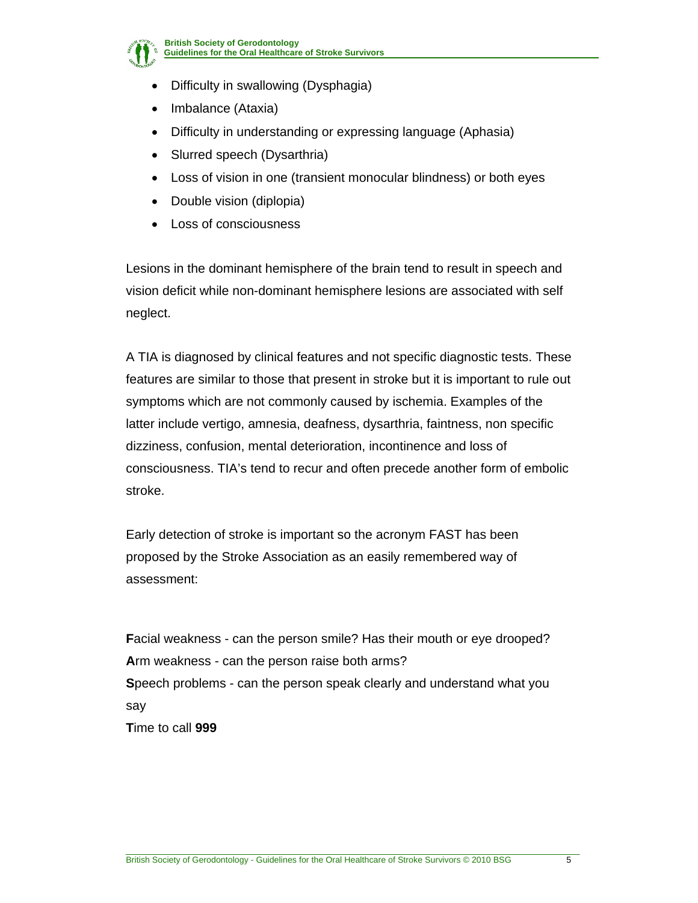- Difficulty in swallowing (Dysphagia)
- Imbalance (Ataxia)
- Difficulty in understanding or expressing language (Aphasia)
- Slurred speech (Dysarthria)
- Loss of vision in one (transient monocular blindness) or both eyes
- Double vision (diplopia)
- Loss of consciousness

Lesions in the dominant hemisphere of the brain tend to result in speech and vision deficit while non-dominant hemisphere lesions are associated with self neglect.

A TIA is diagnosed by clinical features and not specific diagnostic tests. These features are similar to those that present in stroke but it is important to rule out symptoms which are not commonly caused by ischemia. Examples of the latter include vertigo, amnesia, deafness, dysarthria, faintness, non specific dizziness, confusion, mental deterioration, incontinence and loss of consciousness. TIA's tend to recur and often precede another form of embolic stroke.

Early detection of stroke is important so the acronym FAST has been proposed by the Stroke Association as an easily remembered way of assessment:

**F**acial weakness - can the person smile? Has their mouth or eye drooped?
**A**rm weakness - can the person raise both arms?
**S**peech problems - can the person speak clearly and understand what you say
**T**ime to call **999**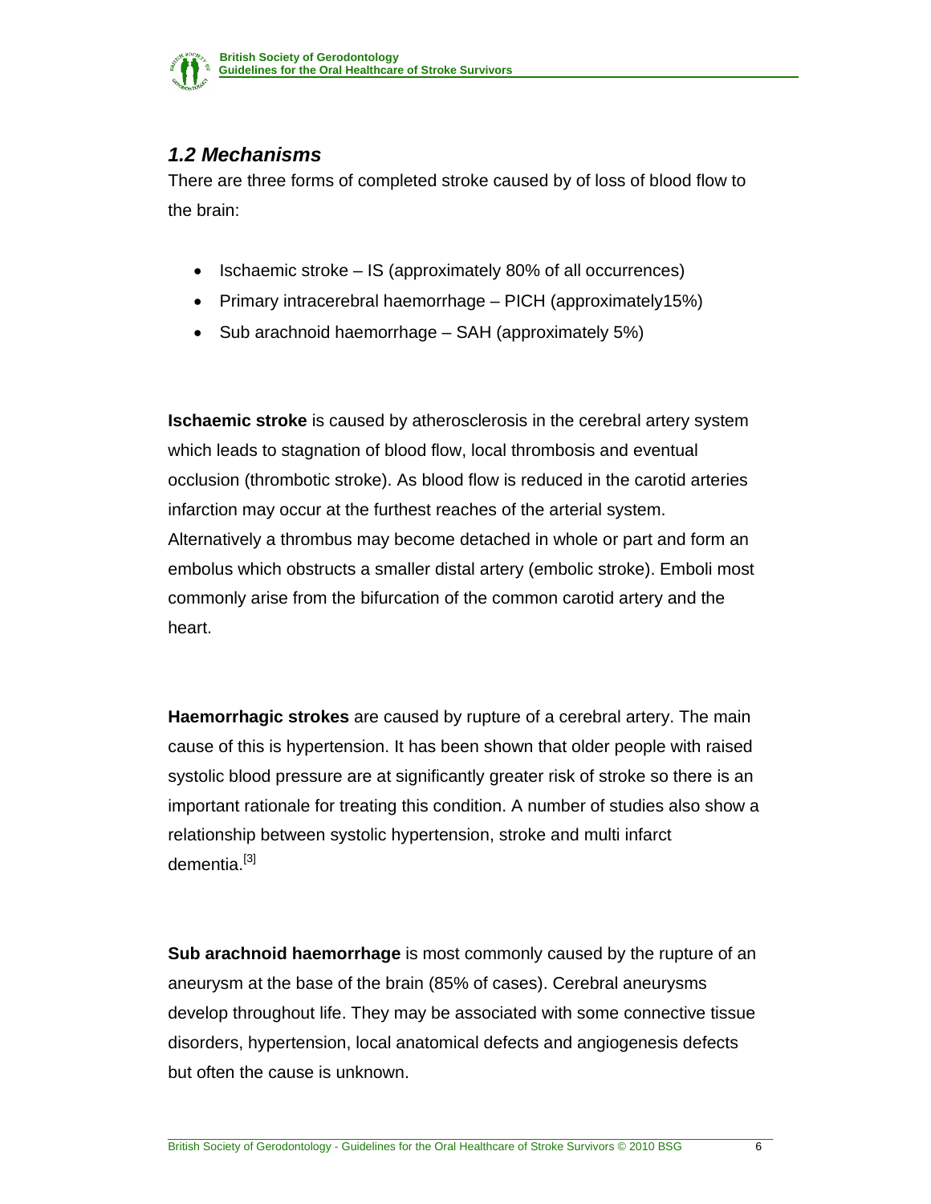### *1.2 Mechanisms*

There are three forms of completed stroke caused by of loss of blood flow to the brain:

- Ischaemic stroke – IS (approximately 80% of all occurrences)
- Primary intracerebral haemorrhage – PICH (approximately15%)
- Sub arachnoid haemorrhage – SAH (approximately 5%)

**Ischaemic stroke** is caused by atherosclerosis in the cerebral artery system which leads to stagnation of blood flow, local thrombosis and eventual occlusion (thrombotic stroke). As blood flow is reduced in the carotid arteries infarction may occur at the furthest reaches of the arterial system. Alternatively a thrombus may become detached in whole or part and form an embolus which obstructs a smaller distal artery (embolic stroke). Emboli most commonly arise from the bifurcation of the common carotid artery and the heart.

**Haemorrhagic strokes** are caused by rupture of a cerebral artery. The main cause of this is hypertension. It has been shown that older people with raised systolic blood pressure are at significantly greater risk of stroke so there is an important rationale for treating this condition. A number of studies also show a relationship between systolic hypertension, stroke and multi infarct dementia.[3]

**Sub arachnoid haemorrhage** is most commonly caused by the rupture of an aneurysm at the base of the brain (85% of cases). Cerebral aneurysms develop throughout life. They may be associated with some connective tissue disorders, hypertension, local anatomical defects and angiogenesis defects but often the cause is unknown.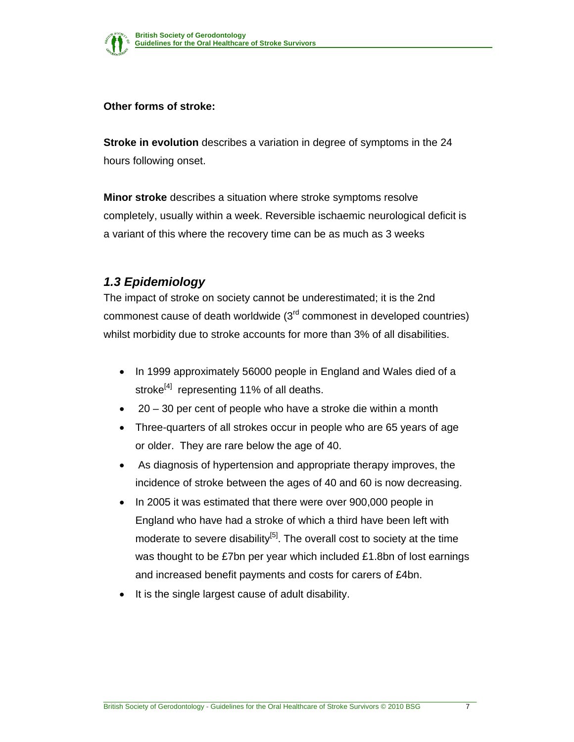**Other forms of stroke:**

**Stroke in evolution** describes a variation in degree of symptoms in the 24 hours following onset.

**Minor stroke** describes a situation where stroke symptoms resolve completely, usually within a week. Reversible ischaemic neurological deficit is a variant of this where the recovery time can be as much as 3 weeks

## *1.3 Epidemiology*

The impact of stroke on society cannot be underestimated; it is the 2nd commonest cause of death worldwide (3rd commonest in developed countries) whilst morbidity due to stroke accounts for more than 3% of all disabilities.

- In 1999 approximately 56000 people in England and Wales died of a stroke[4] representing 11% of all deaths.
- 20 – 30 per cent of people who have a stroke die within a month
- Three-quarters of all strokes occur in people who are 65 years of age or older. They are rare below the age of 40.
- As diagnosis of hypertension and appropriate therapy improves, the incidence of stroke between the ages of 40 and 60 is now decreasing.
- In 2005 it was estimated that there were over 900,000 people in England who have had a stroke of which a third have been left with moderate to severe disability[5]. The overall cost to society at the time was thought to be £7bn per year which included £1.8bn of lost earnings and increased benefit payments and costs for carers of £4bn.
- It is the single largest cause of adult disability.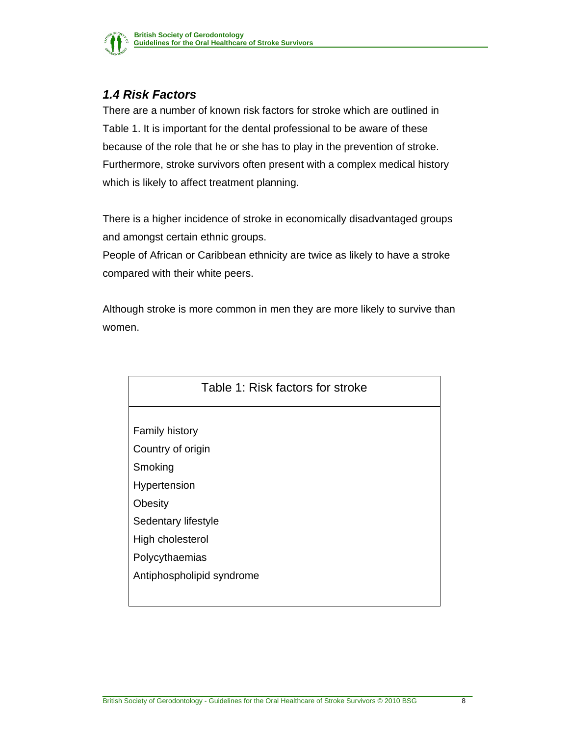### *1.4 Risk Factors*

There are a number of known risk factors for stroke which are outlined in Table 1. It is important for the dental professional to be aware of these because of the role that he or she has to play in the prevention of stroke. Furthermore, stroke survivors often present with a complex medical history which is likely to affect treatment planning.

There is a higher incidence of stroke in economically disadvantaged groups and amongst certain ethnic groups.
People of African or Caribbean ethnicity are twice as likely to have a stroke compared with their white peers.

Although stroke is more common in men they are more likely to survive than women.

| Table 1: Risk factors for stroke |
|---|
| Family history |
| Country of origin |
| Smoking |
| Hypertension |
| Obesity |
| Sedentary lifestyle |
| High cholesterol |
| Polycythaemias |
| Antiphospholipid syndrome |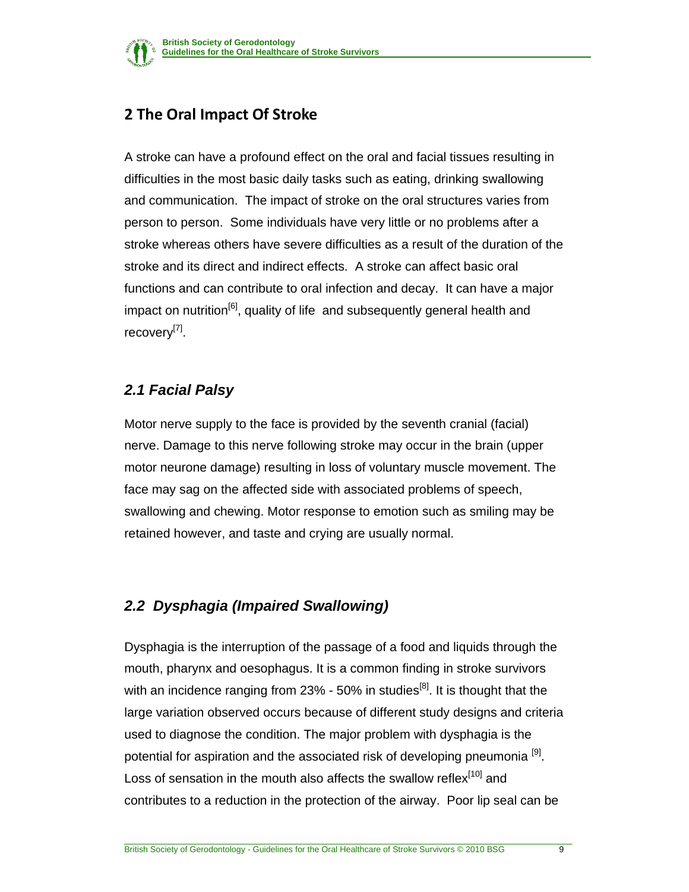## 2 The Oral Impact Of Stroke

A stroke can have a profound effect on the oral and facial tissues resulting in difficulties in the most basic daily tasks such as eating, drinking swallowing and communication. The impact of stroke on the oral structures varies from person to person. Some individuals have very little or no problems after a stroke whereas others have severe difficulties as a result of the duration of the stroke and its direct and indirect effects. A stroke can affect basic oral functions and can contribute to oral infection and decay. It can have a major impact on nutrition[6], quality of life and subsequently general health and recovery[7].

### *2.1 Facial Palsy*

Motor nerve supply to the face is provided by the seventh cranial (facial) nerve. Damage to this nerve following stroke may occur in the brain (upper motor neurone damage) resulting in loss of voluntary muscle movement. The face may sag on the affected side with associated problems of speech, swallowing and chewing. Motor response to emotion such as smiling may be retained however, and taste and crying are usually normal.

### *2.2 Dysphagia (Impaired Swallowing)*

Dysphagia is the interruption of the passage of a food and liquids through the mouth, pharynx and oesophagus. It is a common finding in stroke survivors with an incidence ranging from 23% - 50% in studies[8]. It is thought that the large variation observed occurs because of different study designs and criteria used to diagnose the condition. The major problem with dysphagia is the potential for aspiration and the associated risk of developing pneumonia [9]. Loss of sensation in the mouth also affects the swallow reflex[10] and contributes to a reduction in the protection of the airway. Poor lip seal can be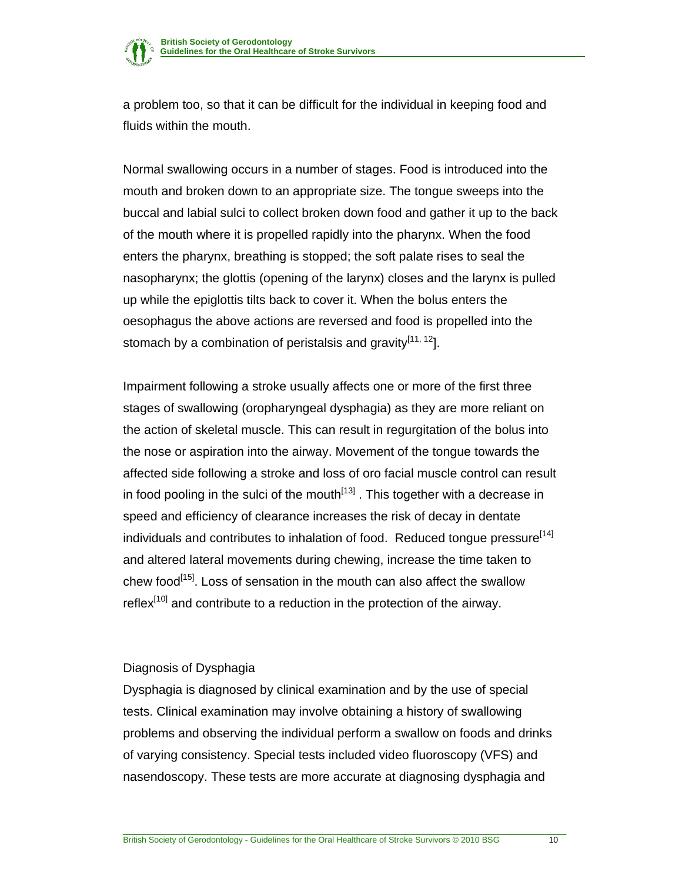a problem too, so that it can be difficult for the individual in keeping food and fluids within the mouth.

Normal swallowing occurs in a number of stages. Food is introduced into the mouth and broken down to an appropriate size. The tongue sweeps into the buccal and labial sulci to collect broken down food and gather it up to the back of the mouth where it is propelled rapidly into the pharynx. When the food enters the pharynx, breathing is stopped; the soft palate rises to seal the nasopharynx; the glottis (opening of the larynx) closes and the larynx is pulled up while the epiglottis tilts back to cover it. When the bolus enters the oesophagus the above actions are reversed and food is propelled into the stomach by a combination of peristalsis and gravity[11, 12].

Impairment following a stroke usually affects one or more of the first three stages of swallowing (oropharyngeal dysphagia) as they are more reliant on the action of skeletal muscle. This can result in regurgitation of the bolus into the nose or aspiration into the airway. Movement of the tongue towards the affected side following a stroke and loss of oro facial muscle control can result in food pooling in the sulci of the mouth[13] . This together with a decrease in speed and efficiency of clearance increases the risk of decay in dentate individuals and contributes to inhalation of food. Reduced tongue pressure[14] and altered lateral movements during chewing, increase the time taken to chew food[15]. Loss of sensation in the mouth can also affect the swallow reflex[10] and contribute to a reduction in the protection of the airway.

## Diagnosis of Dysphagia

Dysphagia is diagnosed by clinical examination and by the use of special tests. Clinical examination may involve obtaining a history of swallowing problems and observing the individual perform a swallow on foods and drinks of varying consistency. Special tests included video fluoroscopy (VFS) and nasendoscopy. These tests are more accurate at diagnosing dysphagia and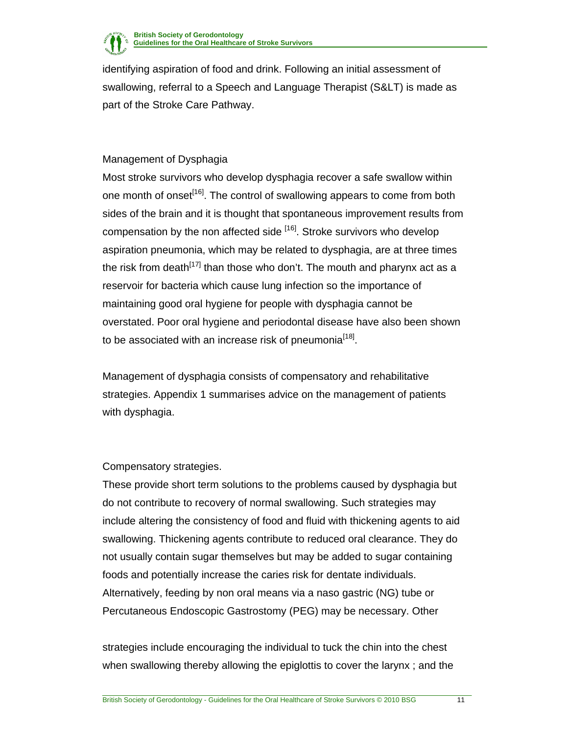identifying aspiration of food and drink. Following an initial assessment of swallowing, referral to a Speech and Language Therapist (S&LT) is made as part of the Stroke Care Pathway.

### Management of Dysphagia

Most stroke survivors who develop dysphagia recover a safe swallow within one month of onset[16]. The control of swallowing appears to come from both sides of the brain and it is thought that spontaneous improvement results from compensation by the non affected side [16]. Stroke survivors who develop aspiration pneumonia, which may be related to dysphagia, are at three times the risk from death[17] than those who don't. The mouth and pharynx act as a reservoir for bacteria which cause lung infection so the importance of maintaining good oral hygiene for people with dysphagia cannot be overstated. Poor oral hygiene and periodontal disease have also been shown to be associated with an increase risk of pneumonia[18].

Management of dysphagia consists of compensatory and rehabilitative strategies. Appendix 1 summarises advice on the management of patients with dysphagia.

### Compensatory strategies.

These provide short term solutions to the problems caused by dysphagia but do not contribute to recovery of normal swallowing. Such strategies may include altering the consistency of food and fluid with thickening agents to aid swallowing. Thickening agents contribute to reduced oral clearance. They do not usually contain sugar themselves but may be added to sugar containing foods and potentially increase the caries risk for dentate individuals. Alternatively, feeding by non oral means via a naso gastric (NG) tube or Percutaneous Endoscopic Gastrostomy (PEG) may be necessary. Other strategies include encouraging the individual to tuck the chin into the chest when swallowing thereby allowing the epiglottis to cover the larynx ; and the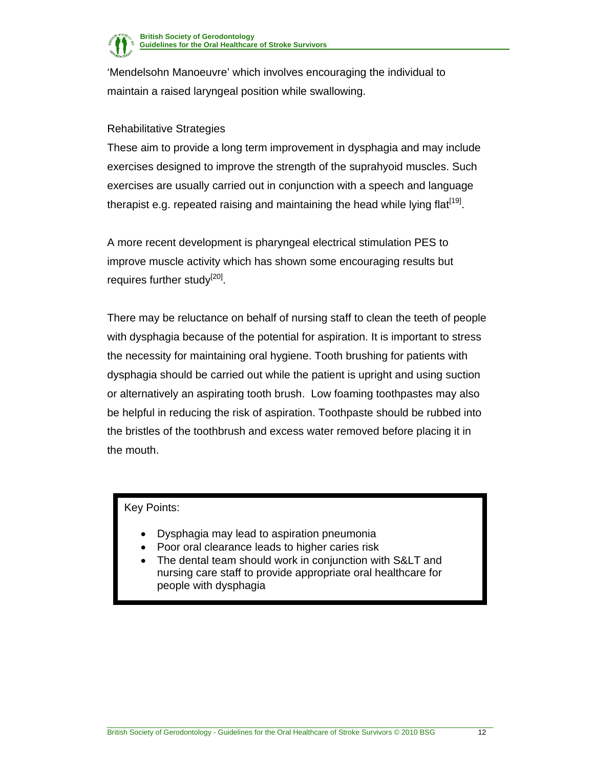'Mendelsohn Manoeuvre' which involves encouraging the individual to maintain a raised laryngeal position while swallowing.

Rehabilitative Strategies

These aim to provide a long term improvement in dysphagia and may include exercises designed to improve the strength of the suprahyoid muscles. Such exercises are usually carried out in conjunction with a speech and language therapist e.g. repeated raising and maintaining the head while lying flat[19].

A more recent development is pharyngeal electrical stimulation PES to improve muscle activity which has shown some encouraging results but requires further study[20].

There may be reluctance on behalf of nursing staff to clean the teeth of people with dysphagia because of the potential for aspiration. It is important to stress the necessity for maintaining oral hygiene. Tooth brushing for patients with dysphagia should be carried out while the patient is upright and using suction or alternatively an aspirating tooth brush. Low foaming toothpastes may also be helpful in reducing the risk of aspiration. Toothpaste should be rubbed into the bristles of the toothbrush and excess water removed before placing it in the mouth.

Key Points:

- Dysphagia may lead to aspiration pneumonia
- Poor oral clearance leads to higher caries risk
- The dental team should work in conjunction with S&LT and nursing care staff to provide appropriate oral healthcare for people with dysphagia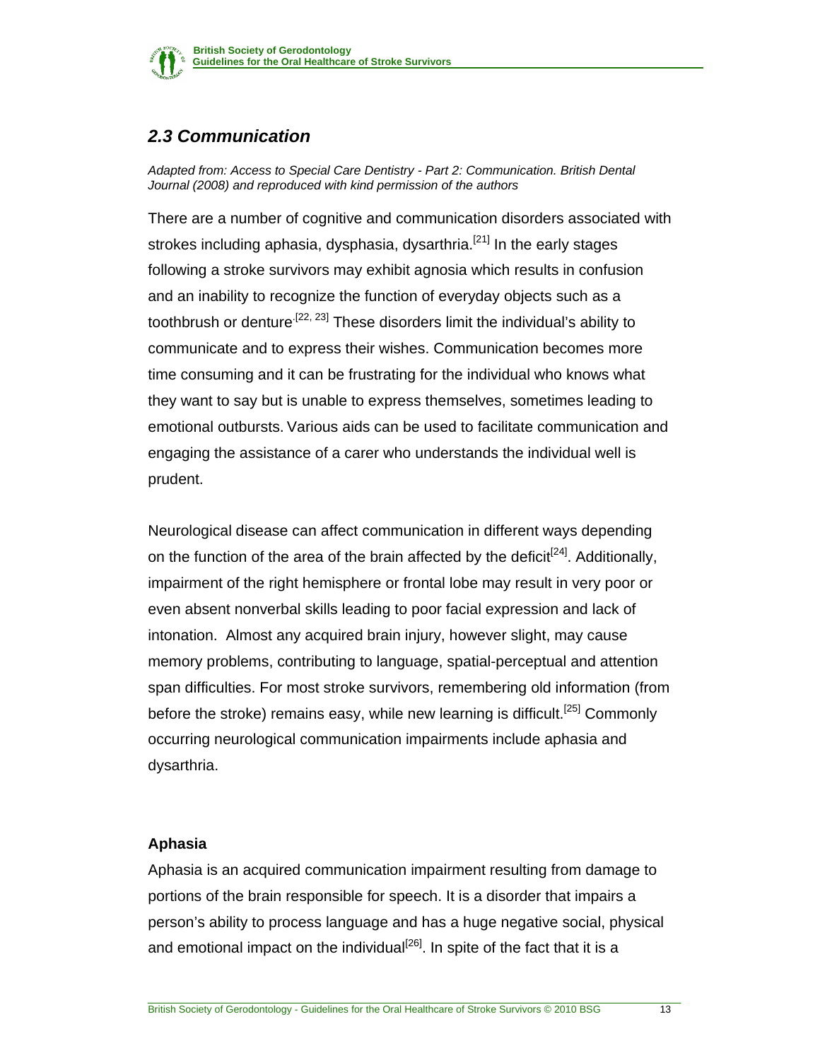## *2.3 Communication*

*Adapted from: Access to Special Care Dentistry - Part 2: Communication. British Dental Journal (2008) and reproduced with kind permission of the authors*

There are a number of cognitive and communication disorders associated with strokes including aphasia, dysphasia, dysarthria.[21] In the early stages following a stroke survivors may exhibit agnosia which results in confusion and an inability to recognize the function of everyday objects such as a toothbrush or denture.[22, 23] These disorders limit the individual's ability to communicate and to express their wishes. Communication becomes more time consuming and it can be frustrating for the individual who knows what they want to say but is unable to express themselves, sometimes leading to emotional outbursts. Various aids can be used to facilitate communication and engaging the assistance of a carer who understands the individual well is prudent.

Neurological disease can affect communication in different ways depending on the function of the area of the brain affected by the deficit[24]. Additionally, impairment of the right hemisphere or frontal lobe may result in very poor or even absent nonverbal skills leading to poor facial expression and lack of intonation. Almost any acquired brain injury, however slight, may cause memory problems, contributing to language, spatial-perceptual and attention span difficulties. For most stroke survivors, remembering old information (from before the stroke) remains easy, while new learning is difficult.[25] Commonly occurring neurological communication impairments include aphasia and dysarthria.

### Aphasia

Aphasia is an acquired communication impairment resulting from damage to portions of the brain responsible for speech. It is a disorder that impairs a person's ability to process language and has a huge negative social, physical and emotional impact on the individual[26]. In spite of the fact that it is a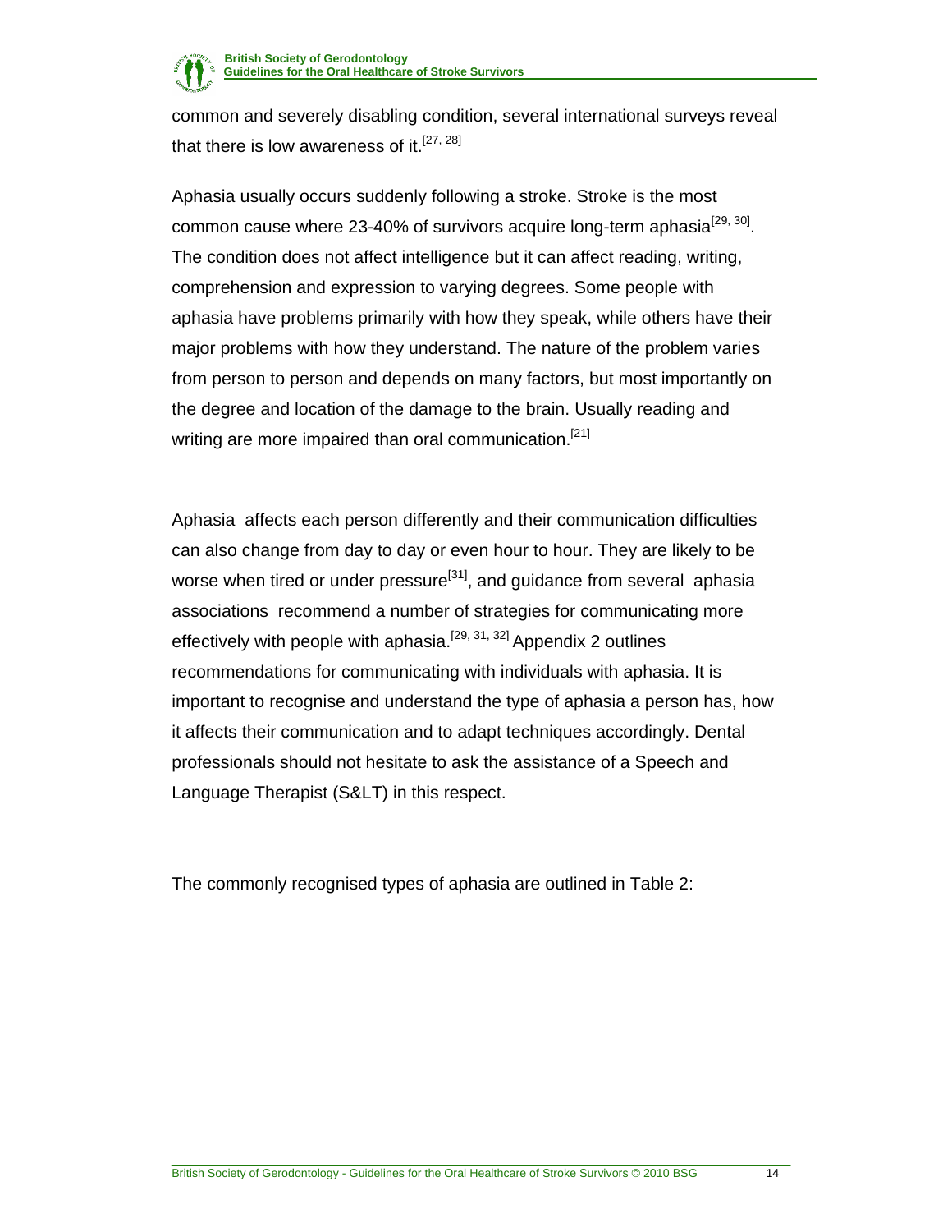common and severely disabling condition, several international surveys reveal that there is low awareness of it.[27, 28]

Aphasia usually occurs suddenly following a stroke. Stroke is the most common cause where 23-40% of survivors acquire long-term aphasia[29, 30]. The condition does not affect intelligence but it can affect reading, writing, comprehension and expression to varying degrees. Some people with aphasia have problems primarily with how they speak, while others have their major problems with how they understand. The nature of the problem varies from person to person and depends on many factors, but most importantly on the degree and location of the damage to the brain. Usually reading and writing are more impaired than oral communication.[21]

Aphasia affects each person differently and their communication difficulties can also change from day to day or even hour to hour. They are likely to be worse when tired or under pressure[31], and guidance from several aphasia associations recommend a number of strategies for communicating more effectively with people with aphasia.[29, 31, 32] Appendix 2 outlines recommendations for communicating with individuals with aphasia. It is important to recognise and understand the type of aphasia a person has, how it affects their communication and to adapt techniques accordingly. Dental professionals should not hesitate to ask the assistance of a Speech and Language Therapist (S&LT) in this respect.

The commonly recognised types of aphasia are outlined in Table 2: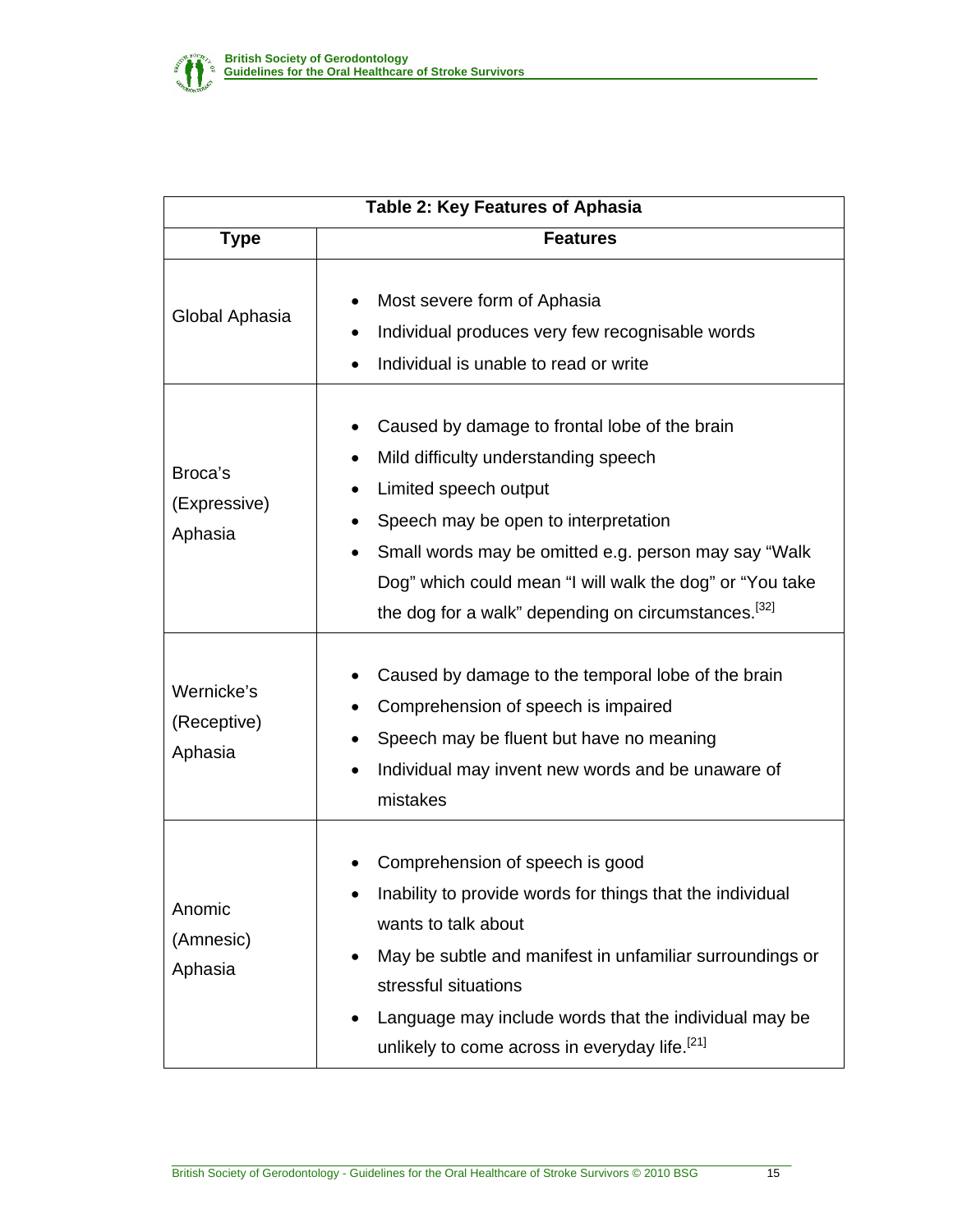| Table 2: Key Features of Aphasia | |
|---|---|
| **Type** | **Features** |
| Global Aphasia | • Most severe form of Aphasia<br>• Individual produces very few recognisable words<br>• Individual is unable to read or write |
| Broca's (Expressive) Aphasia | • Caused by damage to frontal lobe of the brain<br>• Mild difficulty understanding speech<br>• Limited speech output<br>• Speech may be open to interpretation<br>• Small words may be omitted e.g. person may say "Walk Dog" which could mean "I will walk the dog" or "You take the dog for a walk" depending on circumstances.[32] |
| Wernicke's (Receptive) Aphasia | • Caused by damage to the temporal lobe of the brain<br>• Comprehension of speech is impaired<br>• Speech may be fluent but have no meaning<br>• Individual may invent new words and be unaware of mistakes |
| Anomic (Amnesic) Aphasia | • Comprehension of speech is good<br>• Inability to provide words for things that the individual wants to talk about<br>• May be subtle and manifest in unfamiliar surroundings or stressful situations<br>• Language may include words that the individual may be unlikely to come across in everyday life.[21] |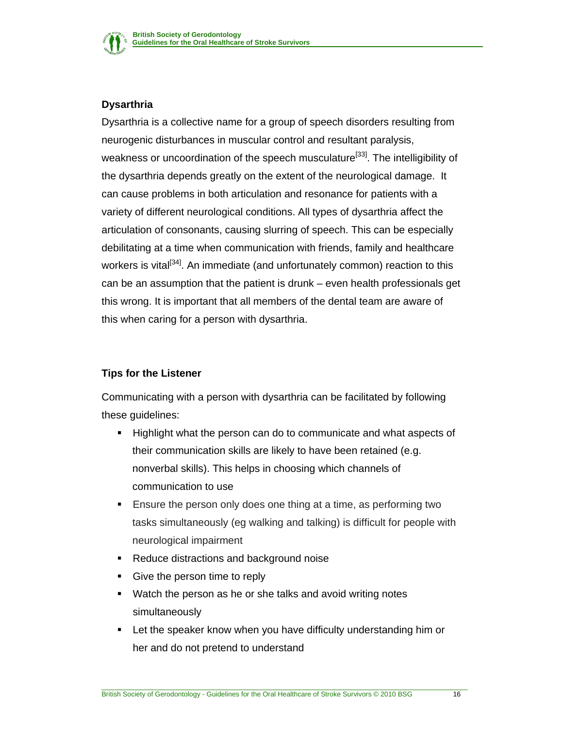## Dysarthria

Dysarthria is a collective name for a group of speech disorders resulting from neurogenic disturbances in muscular control and resultant paralysis, weakness or uncoordination of the speech musculature[33]. The intelligibility of the dysarthria depends greatly on the extent of the neurological damage. It can cause problems in both articulation and resonance for patients with a variety of different neurological conditions. All types of dysarthria affect the articulation of consonants, causing slurring of speech. This can be especially debilitating at a time when communication with friends, family and healthcare workers is vital[34]. An immediate (and unfortunately common) reaction to this can be an assumption that the patient is drunk – even health professionals get this wrong. It is important that all members of the dental team are aware of this when caring for a person with dysarthria.

## Tips for the Listener

Communicating with a person with dysarthria can be facilitated by following these guidelines:

- Highlight what the person can do to communicate and what aspects of their communication skills are likely to have been retained (e.g. nonverbal skills). This helps in choosing which channels of communication to use
- Ensure the person only does one thing at a time, as performing two tasks simultaneously (eg walking and talking) is difficult for people with neurological impairment
- Reduce distractions and background noise
- Give the person time to reply
- Watch the person as he or she talks and avoid writing notes simultaneously
- Let the speaker know when you have difficulty understanding him or her and do not pretend to understand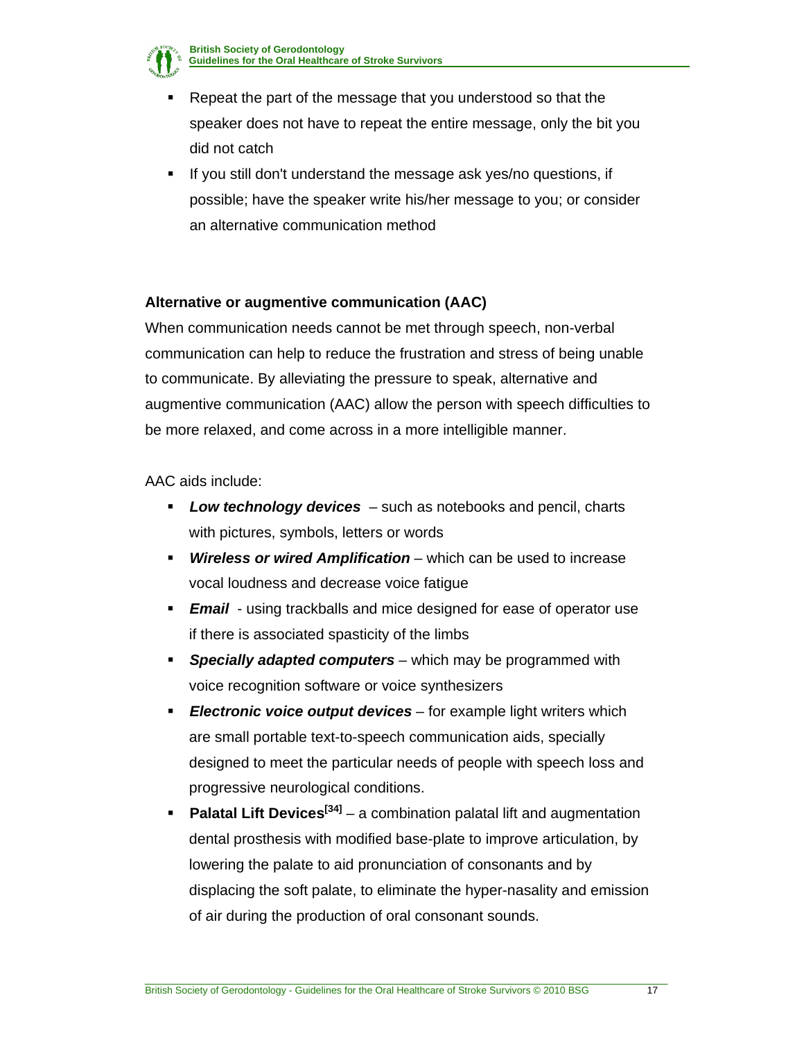- Repeat the part of the message that you understood so that the speaker does not have to repeat the entire message, only the bit you did not catch
- If you still don't understand the message ask yes/no questions, if possible; have the speaker write his/her message to you; or consider an alternative communication method

**Alternative or augmentive communication (AAC)**

When communication needs cannot be met through speech, non-verbal communication can help to reduce the frustration and stress of being unable to communicate. By alleviating the pressure to speak, alternative and augmentive communication (AAC) allow the person with speech difficulties to be more relaxed, and come across in a more intelligible manner.

AAC aids include:

- ***Low technology devices*** – such as notebooks and pencil, charts with pictures, symbols, letters or words
- ***Wireless or wired Amplification*** – which can be used to increase vocal loudness and decrease voice fatigue
- ***Email*** - using trackballs and mice designed for ease of operator use if there is associated spasticity of the limbs
- ***Specially adapted computers*** – which may be programmed with voice recognition software or voice synthesizers
- ***Electronic voice output devices*** – for example light writers which are small portable text-to-speech communication aids, specially designed to meet the particular needs of people with speech loss and progressive neurological conditions.
- **Palatal Lift Devices[34]** – a combination palatal lift and augmentation dental prosthesis with modified base-plate to improve articulation, by lowering the palate to aid pronunciation of consonants and by displacing the soft palate, to eliminate the hyper-nasality and emission of air during the production of oral consonant sounds.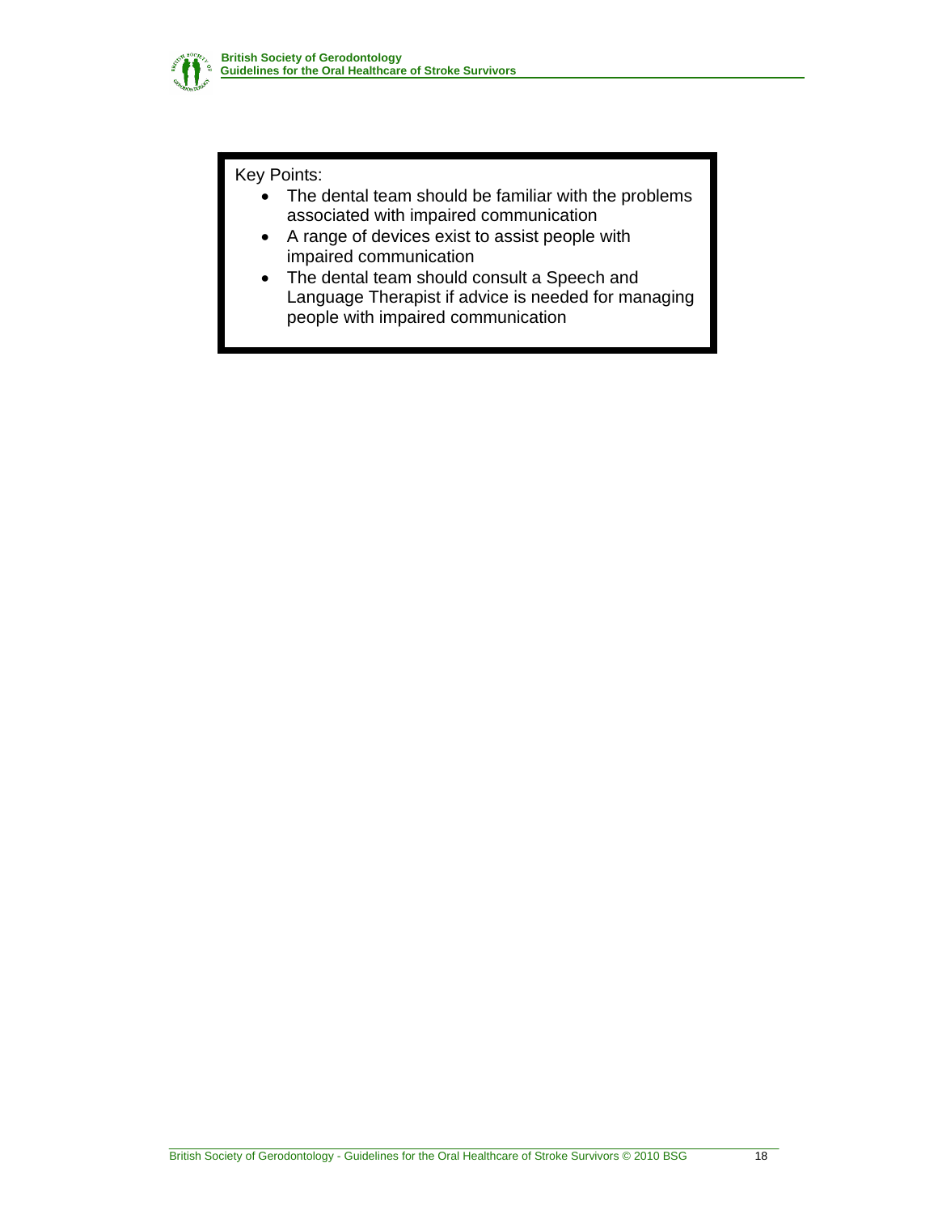Key Points:

- The dental team should be familiar with the problems associated with impaired communication
- A range of devices exist to assist people with impaired communication
- The dental team should consult a Speech and Language Therapist if advice is needed for managing people with impaired communication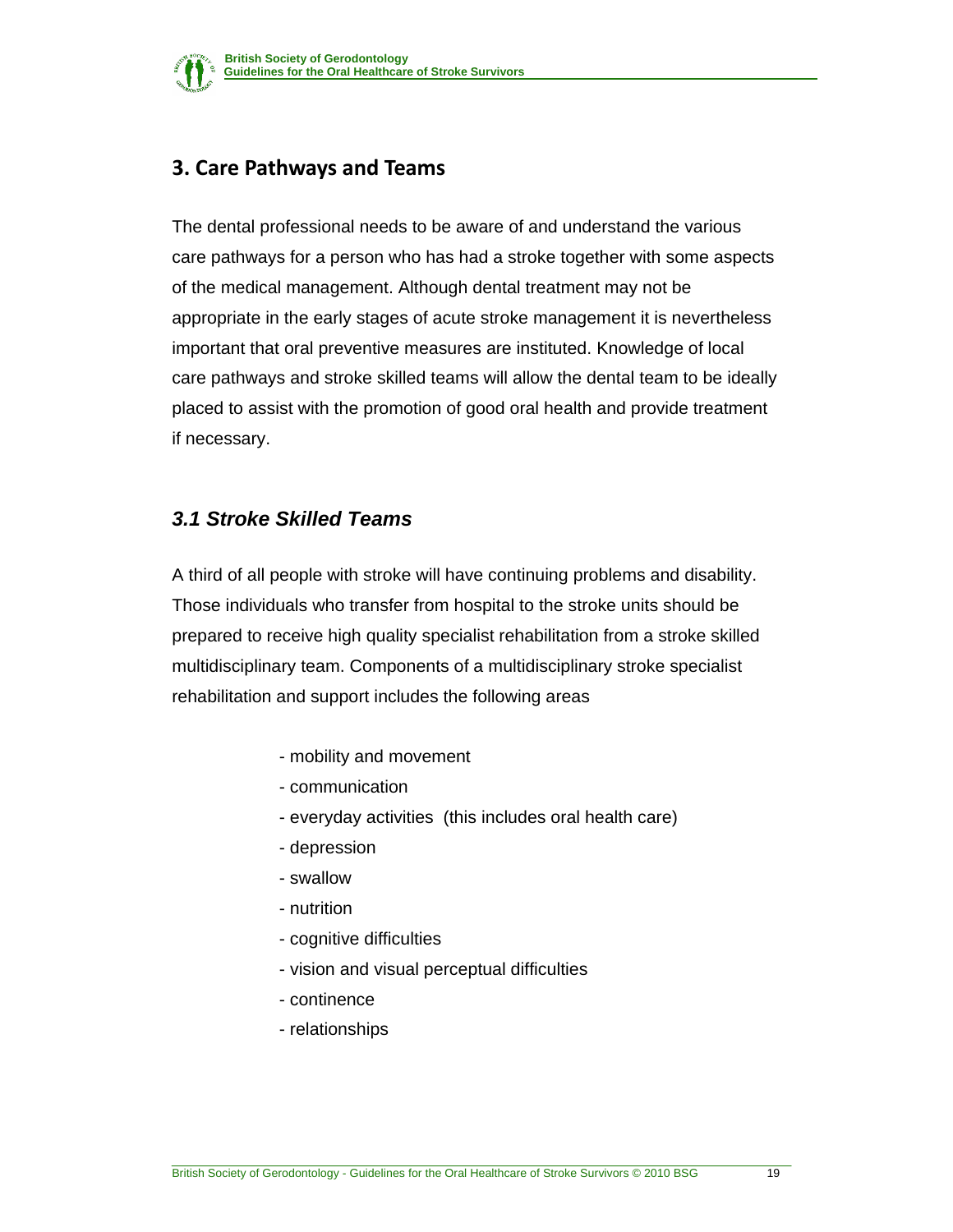## 3. Care Pathways and Teams

The dental professional needs to be aware of and understand the various care pathways for a person who has had a stroke together with some aspects of the medical management. Although dental treatment may not be appropriate in the early stages of acute stroke management it is nevertheless important that oral preventive measures are instituted. Knowledge of local care pathways and stroke skilled teams will allow the dental team to be ideally placed to assist with the promotion of good oral health and provide treatment if necessary.

### *3.1 Stroke Skilled Teams*

A third of all people with stroke will have continuing problems and disability. Those individuals who transfer from hospital to the stroke units should be prepared to receive high quality specialist rehabilitation from a stroke skilled multidisciplinary team. Components of a multidisciplinary stroke specialist rehabilitation and support includes the following areas

- mobility and movement
- communication
- everyday activities (this includes oral health care)
- depression
- swallow
- nutrition
- cognitive difficulties
- vision and visual perceptual difficulties
- continence
- relationships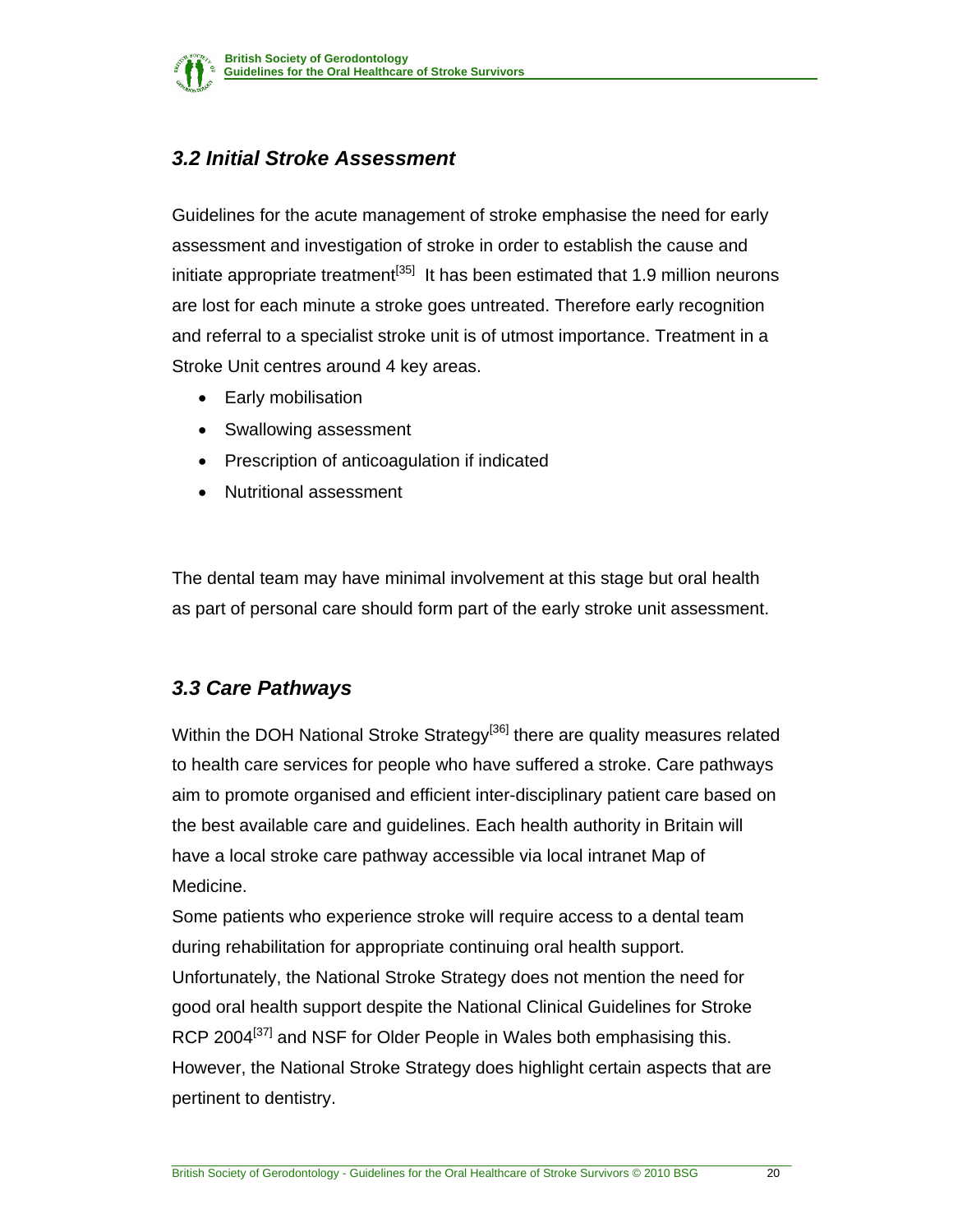### *3.2 Initial Stroke Assessment*

Guidelines for the acute management of stroke emphasise the need for early assessment and investigation of stroke in order to establish the cause and initiate appropriate treatment[35]  It has been estimated that 1.9 million neurons are lost for each minute a stroke goes untreated. Therefore early recognition and referral to a specialist stroke unit is of utmost importance. Treatment in a Stroke Unit centres around 4 key areas.

- Early mobilisation
- Swallowing assessment
- Prescription of anticoagulation if indicated
- Nutritional assessment

The dental team may have minimal involvement at this stage but oral health as part of personal care should form part of the early stroke unit assessment.

### *3.3 Care Pathways*

Within the DOH National Stroke Strategy[36] there are quality measures related to health care services for people who have suffered a stroke. Care pathways aim to promote organised and efficient inter-disciplinary patient care based on the best available care and guidelines. Each health authority in Britain will have a local stroke care pathway accessible via local intranet Map of Medicine.

Some patients who experience stroke will require access to a dental team during rehabilitation for appropriate continuing oral health support.

Unfortunately, the National Stroke Strategy does not mention the need for good oral health support despite the National Clinical Guidelines for Stroke RCP 2004[37] and NSF for Older People in Wales both emphasising this. However, the National Stroke Strategy does highlight certain aspects that are pertinent to dentistry.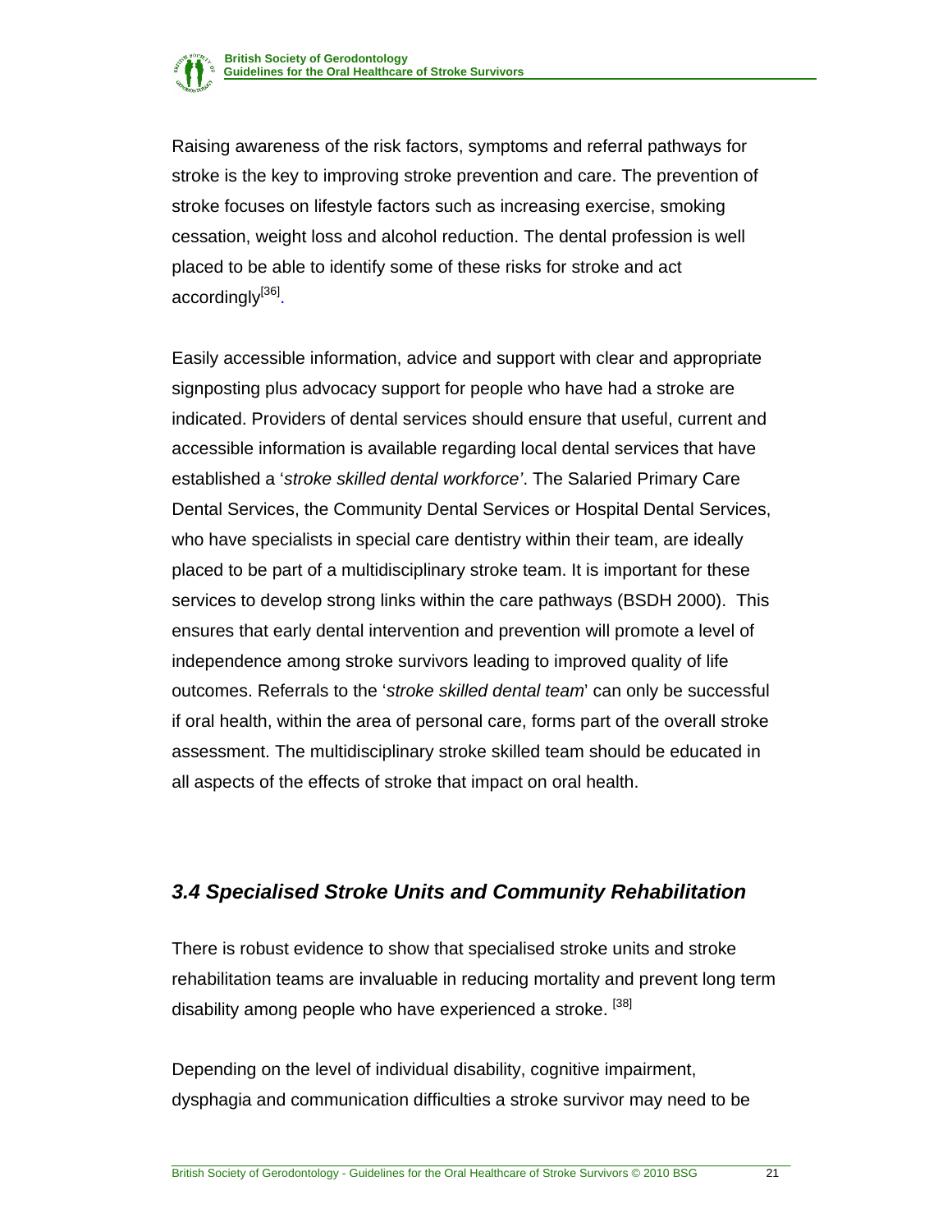Raising awareness of the risk factors, symptoms and referral pathways for stroke is the key to improving stroke prevention and care. The prevention of stroke focuses on lifestyle factors such as increasing exercise, smoking cessation, weight loss and alcohol reduction. The dental profession is well placed to be able to identify some of these risks for stroke and act accordingly[36].

Easily accessible information, advice and support with clear and appropriate signposting plus advocacy support for people who have had a stroke are indicated. Providers of dental services should ensure that useful, current and accessible information is available regarding local dental services that have established a '*stroke skilled dental workforce'*. The Salaried Primary Care Dental Services, the Community Dental Services or Hospital Dental Services, who have specialists in special care dentistry within their team, are ideally placed to be part of a multidisciplinary stroke team. It is important for these services to develop strong links within the care pathways (BSDH 2000). This ensures that early dental intervention and prevention will promote a level of independence among stroke survivors leading to improved quality of life outcomes. Referrals to the '*stroke skilled dental team*' can only be successful if oral health, within the area of personal care, forms part of the overall stroke assessment. The multidisciplinary stroke skilled team should be educated in all aspects of the effects of stroke that impact on oral health.

## *3.4 Specialised Stroke Units and Community Rehabilitation*

There is robust evidence to show that specialised stroke units and stroke rehabilitation teams are invaluable in reducing mortality and prevent long term disability among people who have experienced a stroke. [38]

Depending on the level of individual disability, cognitive impairment, dysphagia and communication difficulties a stroke survivor may need to be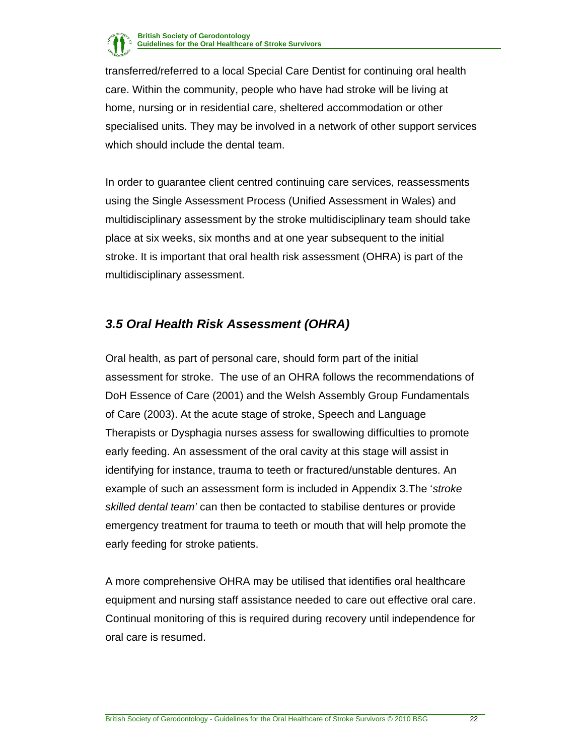transferred/referred to a local Special Care Dentist for continuing oral health care. Within the community, people who have had stroke will be living at home, nursing or in residential care, sheltered accommodation or other specialised units. They may be involved in a network of other support services which should include the dental team.

In order to guarantee client centred continuing care services, reassessments using the Single Assessment Process (Unified Assessment in Wales) and multidisciplinary assessment by the stroke multidisciplinary team should take place at six weeks, six months and at one year subsequent to the initial stroke. It is important that oral health risk assessment (OHRA) is part of the multidisciplinary assessment.

## *3.5 Oral Health Risk Assessment (OHRA)*

Oral health, as part of personal care, should form part of the initial assessment for stroke. The use of an OHRA follows the recommendations of DoH Essence of Care (2001) and the Welsh Assembly Group Fundamentals of Care (2003). At the acute stage of stroke, Speech and Language Therapists or Dysphagia nurses assess for swallowing difficulties to promote early feeding. An assessment of the oral cavity at this stage will assist in identifying for instance, trauma to teeth or fractured/unstable dentures. An example of such an assessment form is included in Appendix 3.The '*stroke skilled dental team'* can then be contacted to stabilise dentures or provide emergency treatment for trauma to teeth or mouth that will help promote the early feeding for stroke patients.

A more comprehensive OHRA may be utilised that identifies oral healthcare equipment and nursing staff assistance needed to care out effective oral care. Continual monitoring of this is required during recovery until independence for oral care is resumed.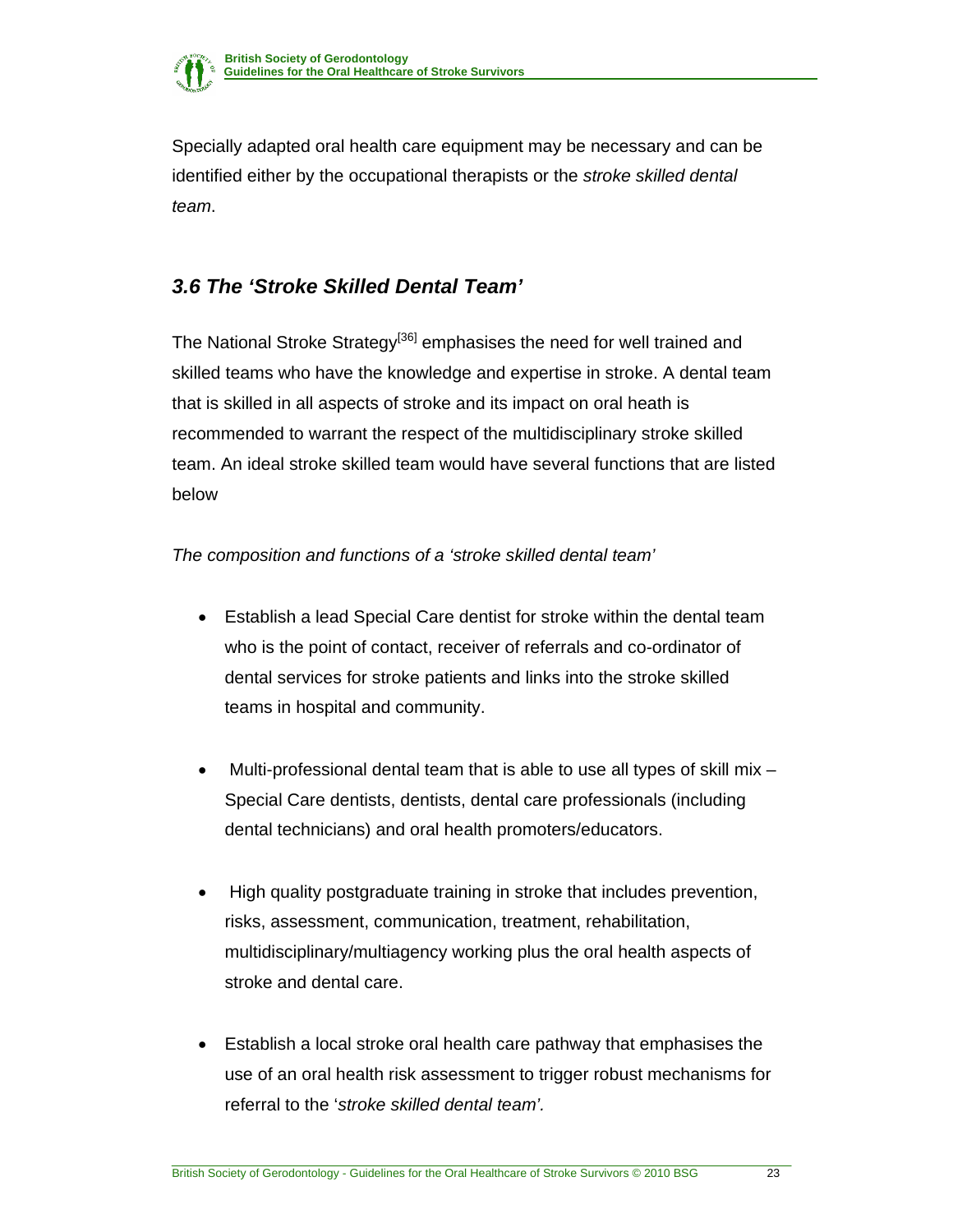Specially adapted oral health care equipment may be necessary and can be identified either by the occupational therapists or the *stroke skilled dental team*.

## *3.6 The 'Stroke Skilled Dental Team'*

The National Stroke Strategy[36] emphasises the need for well trained and skilled teams who have the knowledge and expertise in stroke. A dental team that is skilled in all aspects of stroke and its impact on oral heath is recommended to warrant the respect of the multidisciplinary stroke skilled team. An ideal stroke skilled team would have several functions that are listed below

*The composition and functions of a 'stroke skilled dental team'*

- Establish a lead Special Care dentist for stroke within the dental team who is the point of contact, receiver of referrals and co-ordinator of dental services for stroke patients and links into the stroke skilled teams in hospital and community.

- Multi-professional dental team that is able to use all types of skill mix – Special Care dentists, dentists, dental care professionals (including dental technicians) and oral health promoters/educators.

- High quality postgraduate training in stroke that includes prevention, risks, assessment, communication, treatment, rehabilitation, multidisciplinary/multiagency working plus the oral health aspects of stroke and dental care.

- Establish a local stroke oral health care pathway that emphasises the use of an oral health risk assessment to trigger robust mechanisms for referral to the '*stroke skilled dental team'.*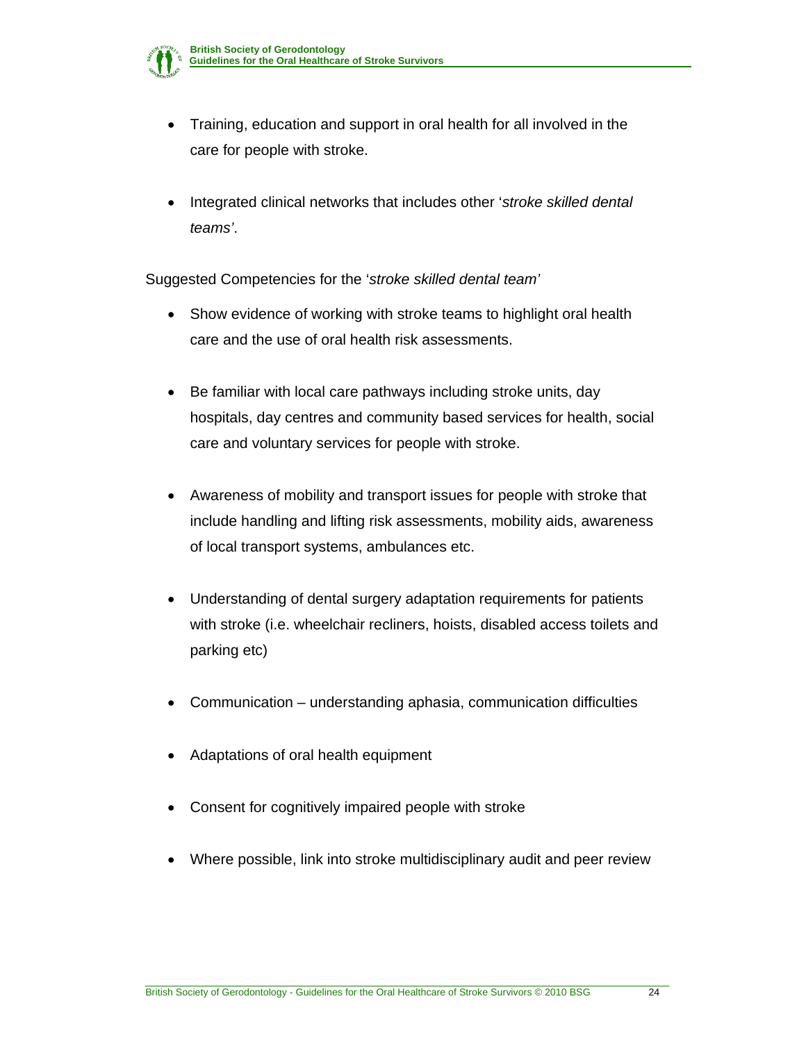- Training, education and support in oral health for all involved in the care for people with stroke.

- Integrated clinical networks that includes other '*stroke skilled dental teams'*.

Suggested Competencies for the '*stroke skilled dental team'*

- Show evidence of working with stroke teams to highlight oral health care and the use of oral health risk assessments.

- Be familiar with local care pathways including stroke units, day hospitals, day centres and community based services for health, social care and voluntary services for people with stroke.

- Awareness of mobility and transport issues for people with stroke that include handling and lifting risk assessments, mobility aids, awareness of local transport systems, ambulances etc.

- Understanding of dental surgery adaptation requirements for patients with stroke (i.e. wheelchair recliners, hoists, disabled access toilets and parking etc)

- Communication – understanding aphasia, communication difficulties

- Adaptations of oral health equipment

- Consent for cognitively impaired people with stroke

- Where possible, link into stroke multidisciplinary audit and peer review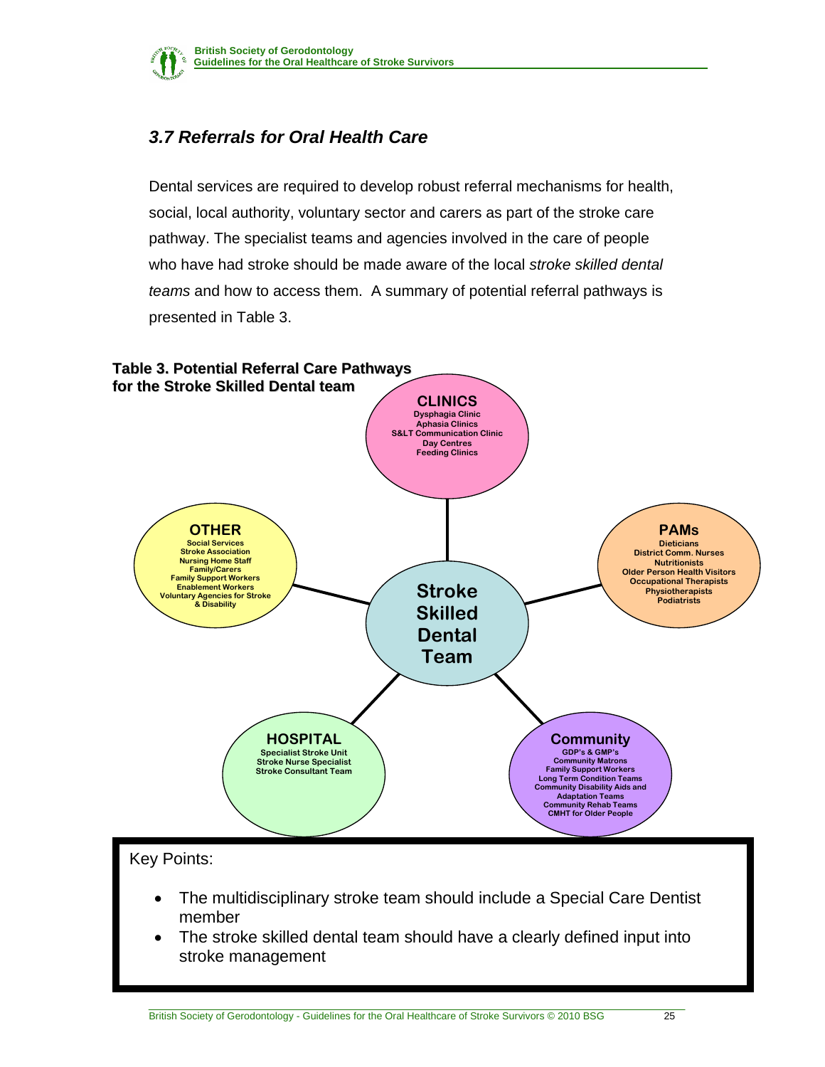## *3.7 Referrals for Oral Health Care*

Dental services are required to develop robust referral mechanisms for health, social, local authority, voluntary sector and carers as part of the stroke care pathway. The specialist teams and agencies involved in the care of people who have had stroke should be made aware of the local *stroke skilled dental teams* and how to access them. A summary of potential referral pathways is presented in Table 3.

**Table 3. Potential Referral Care Pathways for the Stroke Skilled Dental team**

**Stroke Skilled Dental Team**

**CLINICS**
- Dysphagia Clinic
- Aphasia Clinics
- S&LT Communication Clinic
- Day Centres
- Feeding Clinics

**PAMs**
- Dieticians
- District Comm. Nurses
- Nutritionists
- Older Person Health Visitors
- Occupational Therapists
- Physiotherapists
- Podiatrists

**Community**
- GDP's & GMP's
- Community Matrons
- Family Support Workers
- Long Term Condition Teams
- Community Disability Aids and Adaptation Teams
- Community Rehab Teams
- CMHT for Older People

**HOSPITAL**
- Specialist Stroke Unit
- Stroke Nurse Specialist
- Stroke Consultant Team

**OTHER**
- Social Services
- Stroke Association
- Nursing Home Staff
- Family/Carers
- Family Support Workers
- Enablement Workers
- Voluntary Agencies for Stroke & Disability

Key Points:

- The multidisciplinary stroke team should include a Special Care Dentist member
- The stroke skilled dental team should have a clearly defined input into stroke management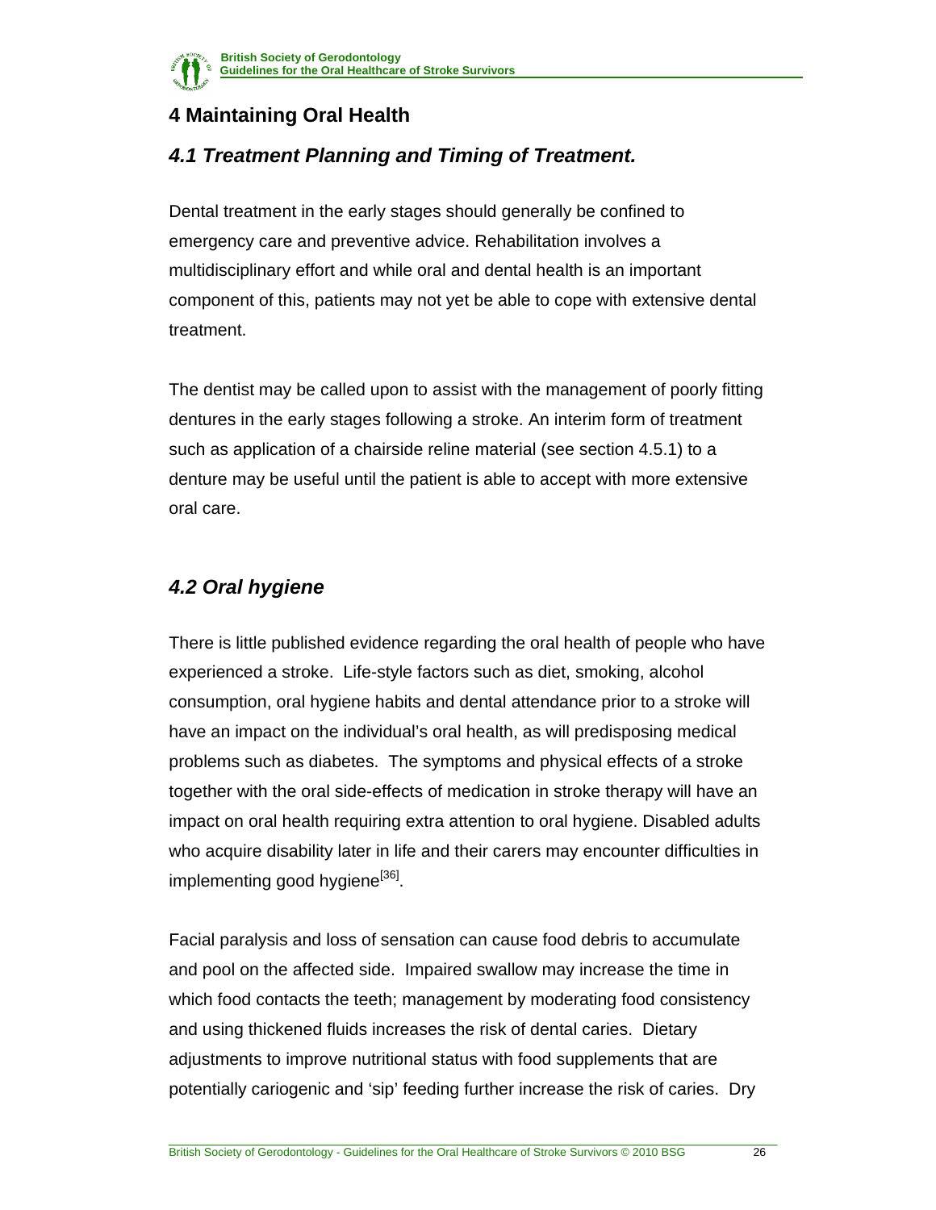# 4 Maintaining Oral Health

## *4.1 Treatment Planning and Timing of Treatment.*

Dental treatment in the early stages should generally be confined to emergency care and preventive advice. Rehabilitation involves a multidisciplinary effort and while oral and dental health is an important component of this, patients may not yet be able to cope with extensive dental treatment.

The dentist may be called upon to assist with the management of poorly fitting dentures in the early stages following a stroke. An interim form of treatment such as application of a chairside reline material (see section 4.5.1) to a denture may be useful until the patient is able to accept with more extensive oral care.

## *4.2 Oral hygiene*

There is little published evidence regarding the oral health of people who have experienced a stroke. Life-style factors such as diet, smoking, alcohol consumption, oral hygiene habits and dental attendance prior to a stroke will have an impact on the individual's oral health, as will predisposing medical problems such as diabetes. The symptoms and physical effects of a stroke together with the oral side-effects of medication in stroke therapy will have an impact on oral health requiring extra attention to oral hygiene. Disabled adults who acquire disability later in life and their carers may encounter difficulties in implementing good hygiene[36].

Facial paralysis and loss of sensation can cause food debris to accumulate and pool on the affected side. Impaired swallow may increase the time in which food contacts the teeth; management by moderating food consistency and using thickened fluids increases the risk of dental caries. Dietary adjustments to improve nutritional status with food supplements that are potentially cariogenic and 'sip' feeding further increase the risk of caries. Dry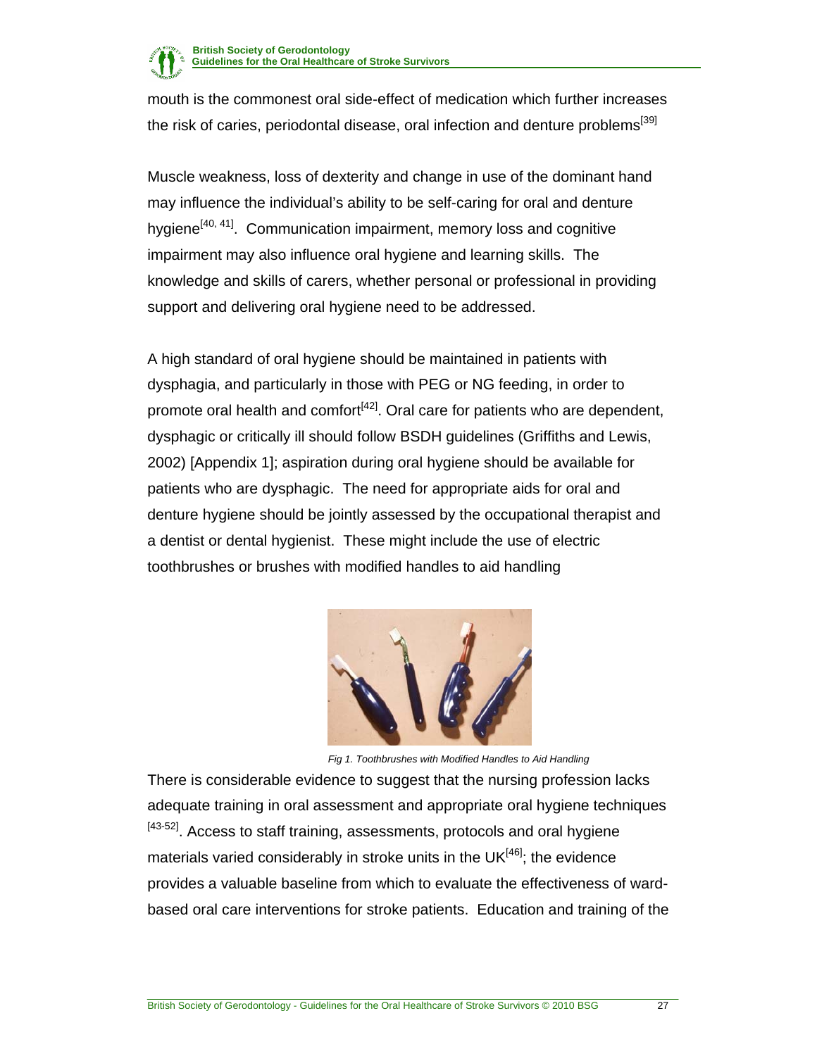mouth is the commonest oral side-effect of medication which further increases the risk of caries, periodontal disease, oral infection and denture problems[39]

Muscle weakness, loss of dexterity and change in use of the dominant hand may influence the individual's ability to be self-caring for oral and denture hygiene[40, 41]. Communication impairment, memory loss and cognitive impairment may also influence oral hygiene and learning skills. The knowledge and skills of carers, whether personal or professional in providing support and delivering oral hygiene need to be addressed.

A high standard of oral hygiene should be maintained in patients with dysphagia, and particularly in those with PEG or NG feeding, in order to promote oral health and comfort[42]. Oral care for patients who are dependent, dysphagic or critically ill should follow BSDH guidelines (Griffiths and Lewis, 2002) [Appendix 1]; aspiration during oral hygiene should be available for patients who are dysphagic. The need for appropriate aids for oral and denture hygiene should be jointly assessed by the occupational therapist and a dentist or dental hygienist. These might include the use of electric toothbrushes or brushes with modified handles to aid handling

*Fig 1. Toothbrushes with Modified Handles to Aid Handling*

There is considerable evidence to suggest that the nursing profession lacks adequate training in oral assessment and appropriate oral hygiene techniques [43-52]. Access to staff training, assessments, protocols and oral hygiene materials varied considerably in stroke units in the UK[46]; the evidence provides a valuable baseline from which to evaluate the effectiveness of ward-based oral care interventions for stroke patients. Education and training of the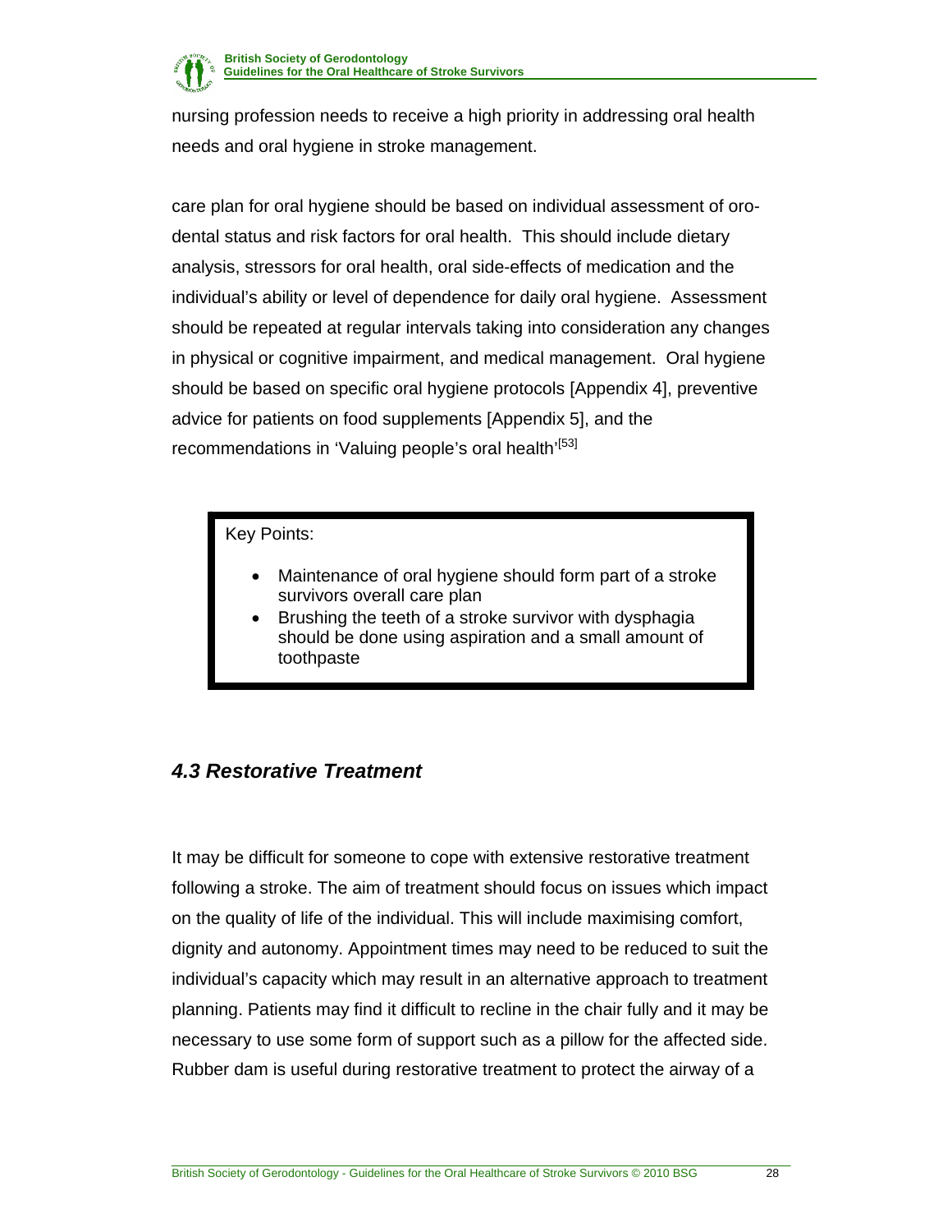nursing profession needs to receive a high priority in addressing oral health needs and oral hygiene in stroke management.

care plan for oral hygiene should be based on individual assessment of oro-dental status and risk factors for oral health. This should include dietary analysis, stressors for oral health, oral side-effects of medication and the individual's ability or level of dependence for daily oral hygiene. Assessment should be repeated at regular intervals taking into consideration any changes in physical or cognitive impairment, and medical management. Oral hygiene should be based on specific oral hygiene protocols [Appendix 4], preventive advice for patients on food supplements [Appendix 5], and the recommendations in 'Valuing people's oral health'[53]

Key Points:

- Maintenance of oral hygiene should form part of a stroke survivors overall care plan
- Brushing the teeth of a stroke survivor with dysphagia should be done using aspiration and a small amount of toothpaste

## *4.3 Restorative Treatment*

It may be difficult for someone to cope with extensive restorative treatment following a stroke. The aim of treatment should focus on issues which impact on the quality of life of the individual. This will include maximising comfort, dignity and autonomy. Appointment times may need to be reduced to suit the individual's capacity which may result in an alternative approach to treatment planning. Patients may find it difficult to recline in the chair fully and it may be necessary to use some form of support such as a pillow for the affected side. Rubber dam is useful during restorative treatment to protect the airway of a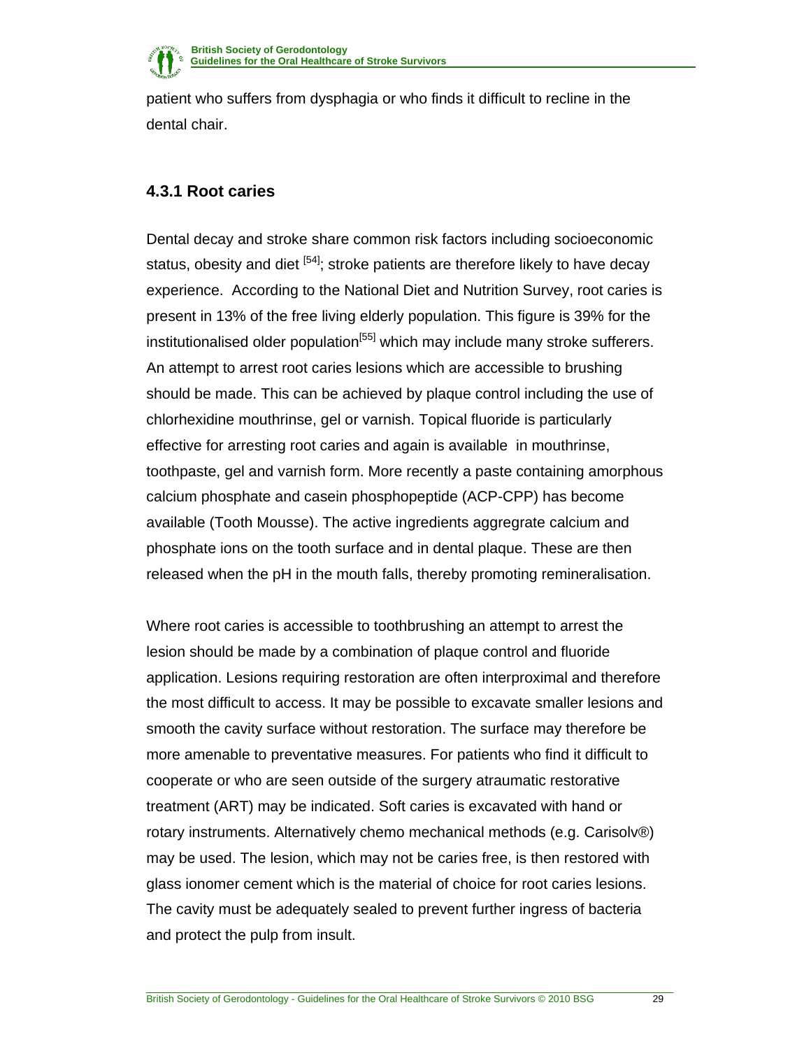patient who suffers from dysphagia or who finds it difficult to recline in the dental chair.

### 4.3.1 Root caries

Dental decay and stroke share common risk factors including socioeconomic status, obesity and diet [54]; stroke patients are therefore likely to have decay experience. According to the National Diet and Nutrition Survey, root caries is present in 13% of the free living elderly population. This figure is 39% for the institutionalised older population[55] which may include many stroke sufferers. An attempt to arrest root caries lesions which are accessible to brushing should be made. This can be achieved by plaque control including the use of chlorhexidine mouthrinse, gel or varnish. Topical fluoride is particularly effective for arresting root caries and again is available in mouthrinse, toothpaste, gel and varnish form. More recently a paste containing amorphous calcium phosphate and casein phosphopeptide (ACP-CPP) has become available (Tooth Mousse). The active ingredients aggregrate calcium and phosphate ions on the tooth surface and in dental plaque. These are then released when the pH in the mouth falls, thereby promoting remineralisation.

Where root caries is accessible to toothbrushing an attempt to arrest the lesion should be made by a combination of plaque control and fluoride application. Lesions requiring restoration are often interproximal and therefore the most difficult to access. It may be possible to excavate smaller lesions and smooth the cavity surface without restoration. The surface may therefore be more amenable to preventative measures. For patients who find it difficult to cooperate or who are seen outside of the surgery atraumatic restorative treatment (ART) may be indicated. Soft caries is excavated with hand or rotary instruments. Alternatively chemo mechanical methods (e.g. Carisolv®) may be used. The lesion, which may not be caries free, is then restored with glass ionomer cement which is the material of choice for root caries lesions. The cavity must be adequately sealed to prevent further ingress of bacteria and protect the pulp from insult.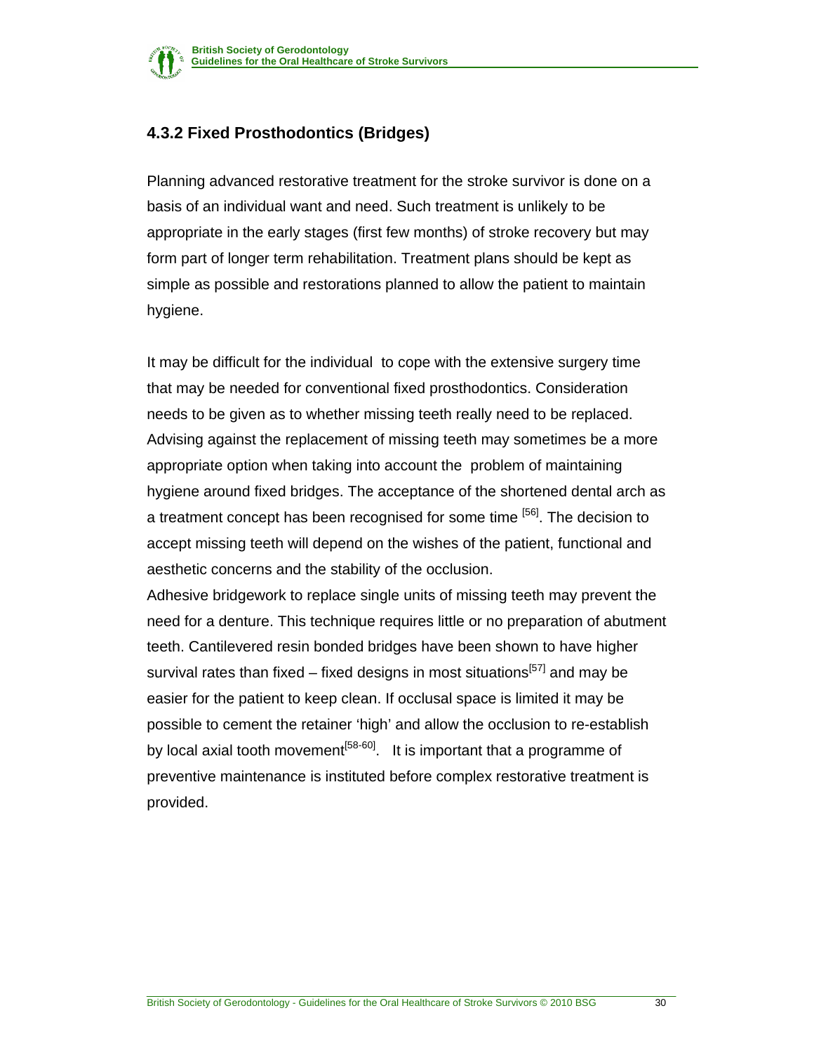### 4.3.2 Fixed Prosthodontics (Bridges)

Planning advanced restorative treatment for the stroke survivor is done on a basis of an individual want and need. Such treatment is unlikely to be appropriate in the early stages (first few months) of stroke recovery but may form part of longer term rehabilitation. Treatment plans should be kept as simple as possible and restorations planned to allow the patient to maintain hygiene.

It may be difficult for the individual to cope with the extensive surgery time that may be needed for conventional fixed prosthodontics. Consideration needs to be given as to whether missing teeth really need to be replaced. Advising against the replacement of missing teeth may sometimes be a more appropriate option when taking into account the problem of maintaining hygiene around fixed bridges. The acceptance of the shortened dental arch as a treatment concept has been recognised for some time [56]. The decision to accept missing teeth will depend on the wishes of the patient, functional and aesthetic concerns and the stability of the occlusion.

Adhesive bridgework to replace single units of missing teeth may prevent the need for a denture. This technique requires little or no preparation of abutment teeth. Cantilevered resin bonded bridges have been shown to have higher survival rates than fixed – fixed designs in most situations[57] and may be easier for the patient to keep clean. If occlusal space is limited it may be possible to cement the retainer 'high' and allow the occlusion to re-establish by local axial tooth movement[58-60]. It is important that a programme of preventive maintenance is instituted before complex restorative treatment is provided.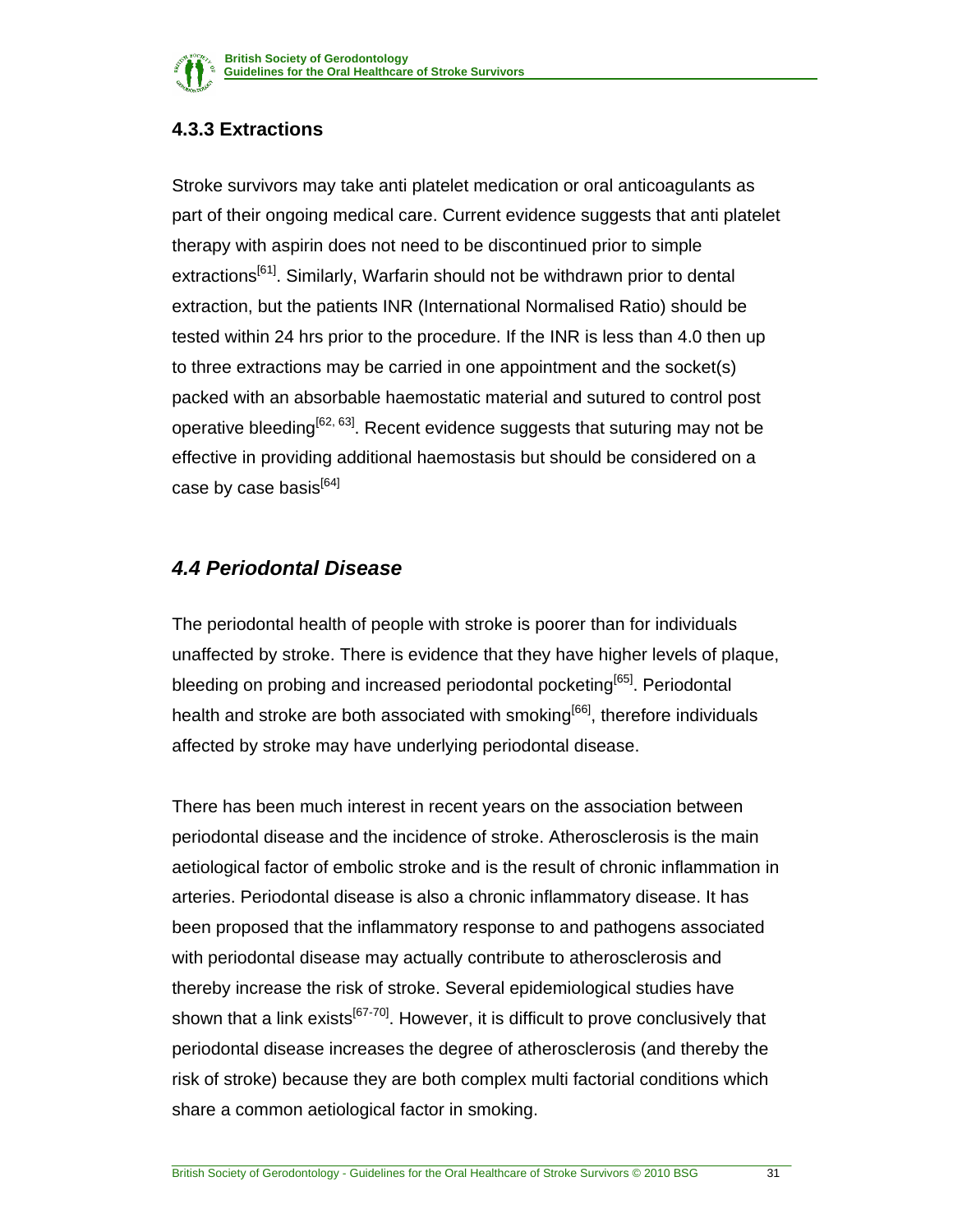### 4.3.3 Extractions

Stroke survivors may take anti platelet medication or oral anticoagulants as part of their ongoing medical care. Current evidence suggests that anti platelet therapy with aspirin does not need to be discontinued prior to simple extractions[61]. Similarly, Warfarin should not be withdrawn prior to dental extraction, but the patients INR (International Normalised Ratio) should be tested within 24 hrs prior to the procedure. If the INR is less than 4.0 then up to three extractions may be carried in one appointment and the socket(s) packed with an absorbable haemostatic material and sutured to control post operative bleeding[62, 63]. Recent evidence suggests that suturing may not be effective in providing additional haemostasis but should be considered on a case by case basis[64]

## *4.4 Periodontal Disease*

The periodontal health of people with stroke is poorer than for individuals unaffected by stroke. There is evidence that they have higher levels of plaque, bleeding on probing and increased periodontal pocketing[65]. Periodontal health and stroke are both associated with smoking[66], therefore individuals affected by stroke may have underlying periodontal disease.

There has been much interest in recent years on the association between periodontal disease and the incidence of stroke. Atherosclerosis is the main aetiological factor of embolic stroke and is the result of chronic inflammation in arteries. Periodontal disease is also a chronic inflammatory disease. It has been proposed that the inflammatory response to and pathogens associated with periodontal disease may actually contribute to atherosclerosis and thereby increase the risk of stroke. Several epidemiological studies have shown that a link exists[67-70]. However, it is difficult to prove conclusively that periodontal disease increases the degree of atherosclerosis (and thereby the risk of stroke) because they are both complex multi factorial conditions which share a common aetiological factor in smoking.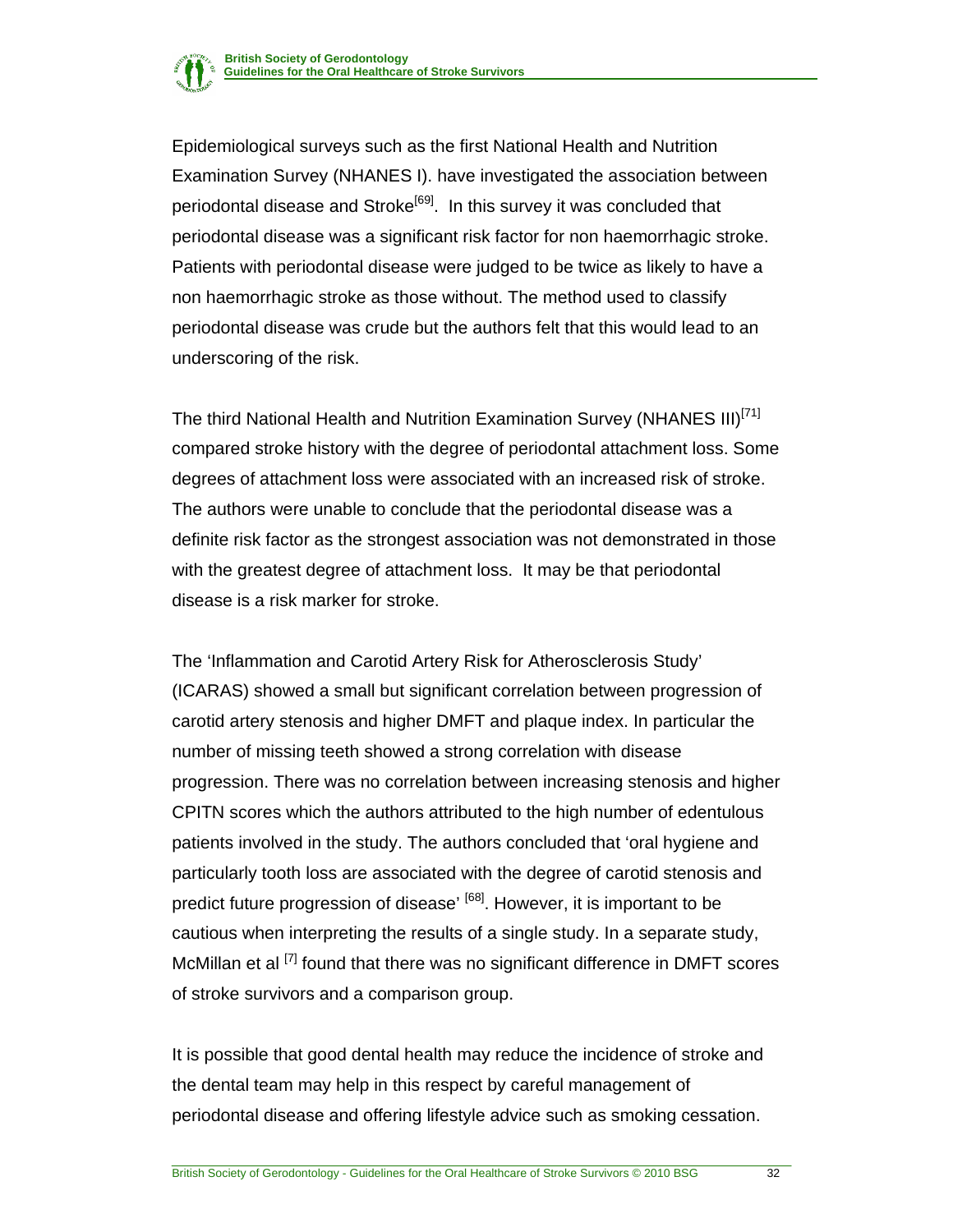Epidemiological surveys such as the first National Health and Nutrition Examination Survey (NHANES I). have investigated the association between periodontal disease and Stroke[69]. In this survey it was concluded that periodontal disease was a significant risk factor for non haemorrhagic stroke. Patients with periodontal disease were judged to be twice as likely to have a non haemorrhagic stroke as those without. The method used to classify periodontal disease was crude but the authors felt that this would lead to an underscoring of the risk.

The third National Health and Nutrition Examination Survey (NHANES III)[71] compared stroke history with the degree of periodontal attachment loss. Some degrees of attachment loss were associated with an increased risk of stroke. The authors were unable to conclude that the periodontal disease was a definite risk factor as the strongest association was not demonstrated in those with the greatest degree of attachment loss. It may be that periodontal disease is a risk marker for stroke.

The 'Inflammation and Carotid Artery Risk for Atherosclerosis Study' (ICARAS) showed a small but significant correlation between progression of carotid artery stenosis and higher DMFT and plaque index. In particular the number of missing teeth showed a strong correlation with disease progression. There was no correlation between increasing stenosis and higher CPITN scores which the authors attributed to the high number of edentulous patients involved in the study. The authors concluded that 'oral hygiene and particularly tooth loss are associated with the degree of carotid stenosis and predict future progression of disease' [68]. However, it is important to be cautious when interpreting the results of a single study. In a separate study, McMillan et al [7] found that there was no significant difference in DMFT scores of stroke survivors and a comparison group.

It is possible that good dental health may reduce the incidence of stroke and the dental team may help in this respect by careful management of periodontal disease and offering lifestyle advice such as smoking cessation.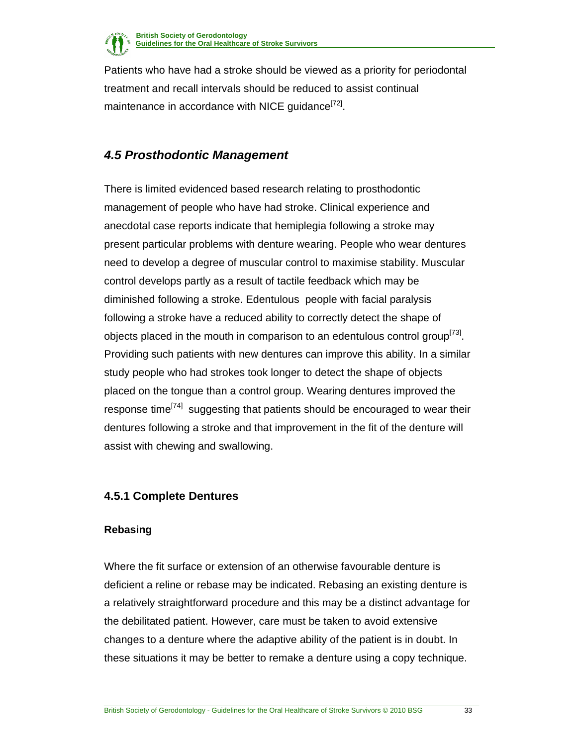Patients who have had a stroke should be viewed as a priority for periodontal treatment and recall intervals should be reduced to assist continual maintenance in accordance with NICE guidance[72].

## *4.5 Prosthodontic Management*

There is limited evidenced based research relating to prosthodontic management of people who have had stroke. Clinical experience and anecdotal case reports indicate that hemiplegia following a stroke may present particular problems with denture wearing. People who wear dentures need to develop a degree of muscular control to maximise stability. Muscular control develops partly as a result of tactile feedback which may be diminished following a stroke. Edentulous people with facial paralysis following a stroke have a reduced ability to correctly detect the shape of objects placed in the mouth in comparison to an edentulous control group[73]. Providing such patients with new dentures can improve this ability. In a similar study people who had strokes took longer to detect the shape of objects placed on the tongue than a control group. Wearing dentures improved the response time[74] suggesting that patients should be encouraged to wear their dentures following a stroke and that improvement in the fit of the denture will assist with chewing and swallowing.

### 4.5.1 Complete Dentures

**Rebasing**

Where the fit surface or extension of an otherwise favourable denture is deficient a reline or rebase may be indicated. Rebasing an existing denture is a relatively straightforward procedure and this may be a distinct advantage for the debilitated patient. However, care must be taken to avoid extensive changes to a denture where the adaptive ability of the patient is in doubt. In these situations it may be better to remake a denture using a copy technique.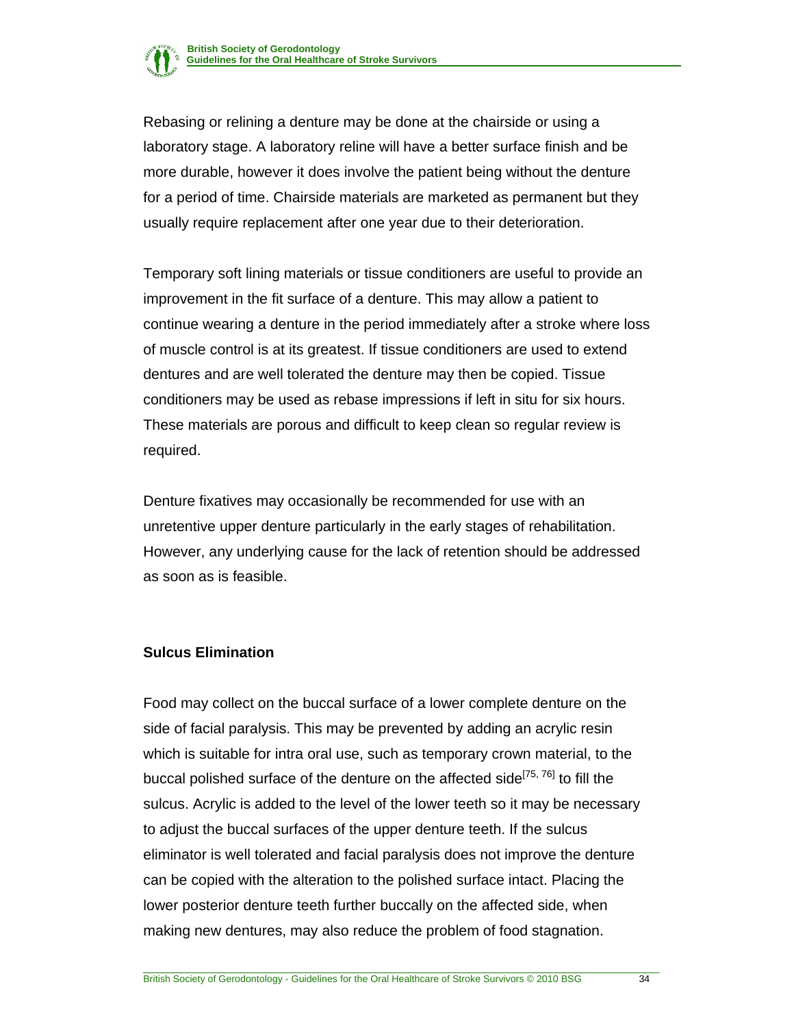Rebasing or relining a denture may be done at the chairside or using a laboratory stage. A laboratory reline will have a better surface finish and be more durable, however it does involve the patient being without the denture for a period of time. Chairside materials are marketed as permanent but they usually require replacement after one year due to their deterioration.

Temporary soft lining materials or tissue conditioners are useful to provide an improvement in the fit surface of a denture. This may allow a patient to continue wearing a denture in the period immediately after a stroke where loss of muscle control is at its greatest. If tissue conditioners are used to extend dentures and are well tolerated the denture may then be copied. Tissue conditioners may be used as rebase impressions if left in situ for six hours. These materials are porous and difficult to keep clean so regular review is required.

Denture fixatives may occasionally be recommended for use with an unretentive upper denture particularly in the early stages of rehabilitation. However, any underlying cause for the lack of retention should be addressed as soon as is feasible.

## Sulcus Elimination

Food may collect on the buccal surface of a lower complete denture on the side of facial paralysis. This may be prevented by adding an acrylic resin which is suitable for intra oral use, such as temporary crown material, to the buccal polished surface of the denture on the affected side[75, 76] to fill the sulcus. Acrylic is added to the level of the lower teeth so it may be necessary to adjust the buccal surfaces of the upper denture teeth. If the sulcus eliminator is well tolerated and facial paralysis does not improve the denture can be copied with the alteration to the polished surface intact. Placing the lower posterior denture teeth further buccally on the affected side, when making new dentures, may also reduce the problem of food stagnation.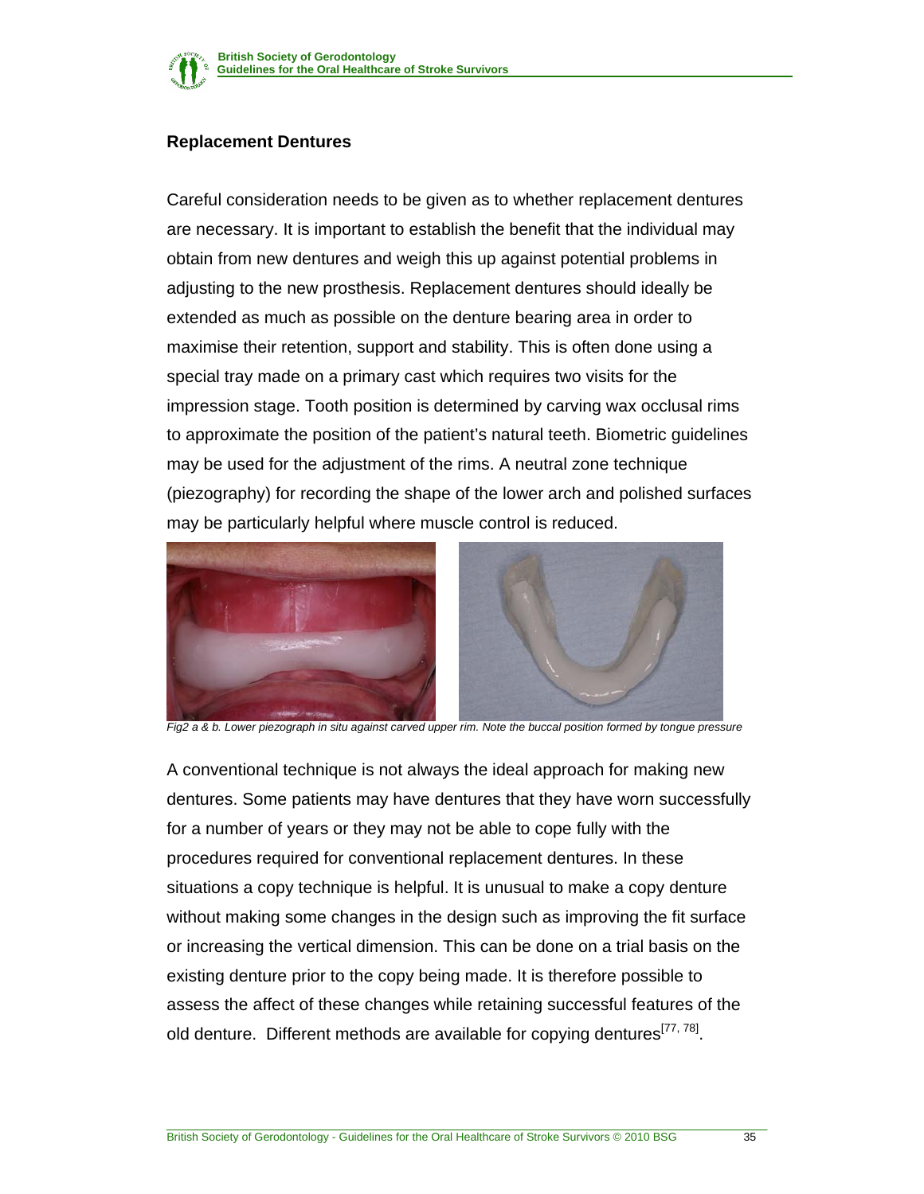## Replacement Dentures

Careful consideration needs to be given as to whether replacement dentures are necessary. It is important to establish the benefit that the individual may obtain from new dentures and weigh this up against potential problems in adjusting to the new prosthesis. Replacement dentures should ideally be extended as much as possible on the denture bearing area in order to maximise their retention, support and stability. This is often done using a special tray made on a primary cast which requires two visits for the impression stage. Tooth position is determined by carving wax occlusal rims to approximate the position of the patient's natural teeth. Biometric guidelines may be used for the adjustment of the rims. A neutral zone technique (piezography) for recording the shape of the lower arch and polished surfaces may be particularly helpful where muscle control is reduced.

*Fig2 a & b. Lower piezograph in situ against carved upper rim. Note the buccal position formed by tongue pressure*

A conventional technique is not always the ideal approach for making new dentures. Some patients may have dentures that they have worn successfully for a number of years or they may not be able to cope fully with the procedures required for conventional replacement dentures. In these situations a copy technique is helpful. It is unusual to make a copy denture without making some changes in the design such as improving the fit surface or increasing the vertical dimension. This can be done on a trial basis on the existing denture prior to the copy being made. It is therefore possible to assess the affect of these changes while retaining successful features of the old denture. Different methods are available for copying dentures[77, 78].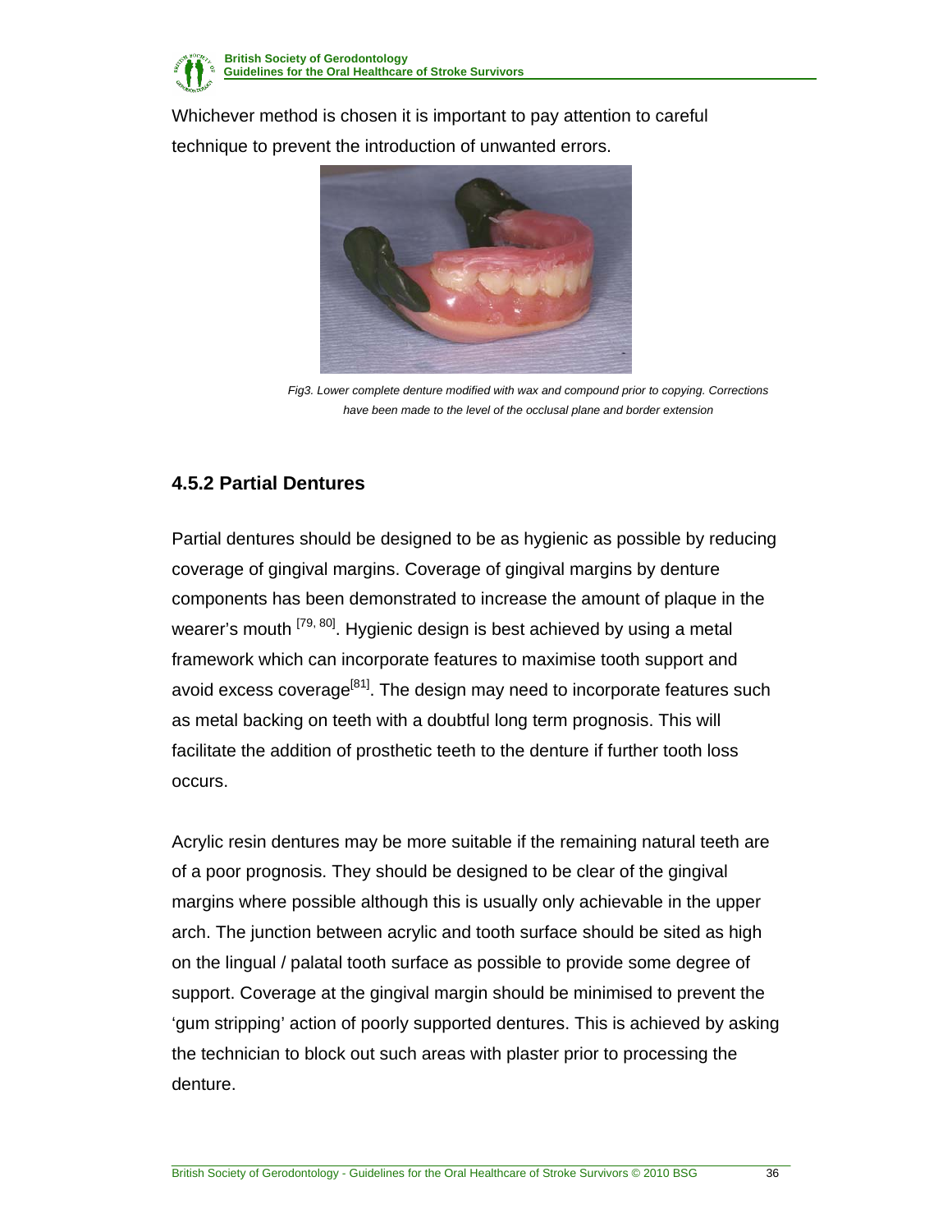Whichever method is chosen it is important to pay attention to careful technique to prevent the introduction of unwanted errors.

*Fig3. Lower complete denture modified with wax and compound prior to copying. Corrections have been made to the level of the occlusal plane and border extension*

### 4.5.2 Partial Dentures

Partial dentures should be designed to be as hygienic as possible by reducing coverage of gingival margins. Coverage of gingival margins by denture components has been demonstrated to increase the amount of plaque in the wearer's mouth [79, 80]. Hygienic design is best achieved by using a metal framework which can incorporate features to maximise tooth support and avoid excess coverage[81]. The design may need to incorporate features such as metal backing on teeth with a doubtful long term prognosis. This will facilitate the addition of prosthetic teeth to the denture if further tooth loss occurs.

Acrylic resin dentures may be more suitable if the remaining natural teeth are of a poor prognosis. They should be designed to be clear of the gingival margins where possible although this is usually only achievable in the upper arch. The junction between acrylic and tooth surface should be sited as high on the lingual / palatal tooth surface as possible to provide some degree of support. Coverage at the gingival margin should be minimised to prevent the 'gum stripping' action of poorly supported dentures. This is achieved by asking the technician to block out such areas with plaster prior to processing the denture.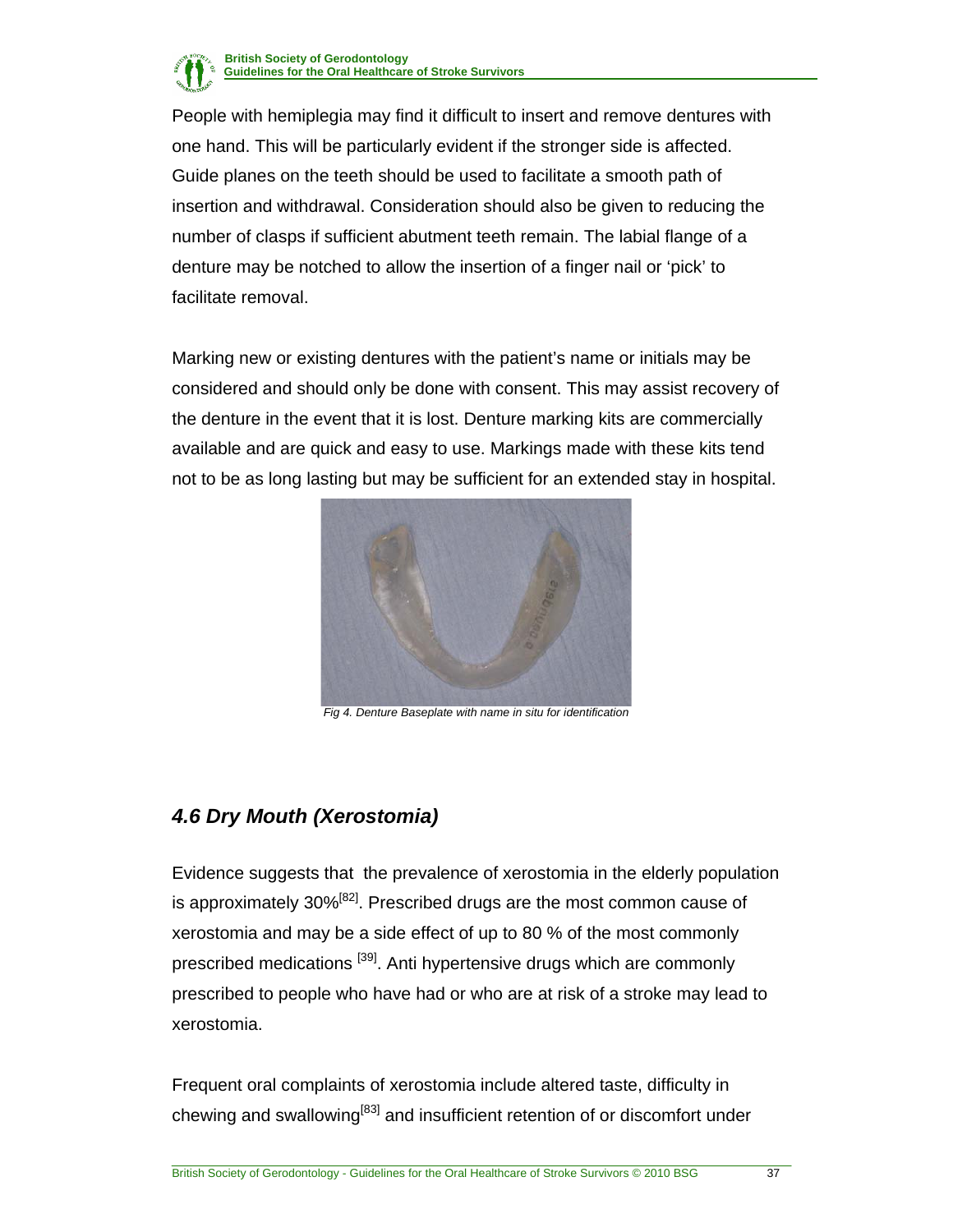People with hemiplegia may find it difficult to insert and remove dentures with one hand. This will be particularly evident if the stronger side is affected. Guide planes on the teeth should be used to facilitate a smooth path of insertion and withdrawal. Consideration should also be given to reducing the number of clasps if sufficient abutment teeth remain. The labial flange of a denture may be notched to allow the insertion of a finger nail or 'pick' to facilitate removal.

Marking new or existing dentures with the patient's name or initials may be considered and should only be done with consent. This may assist recovery of the denture in the event that it is lost. Denture marking kits are commercially available and are quick and easy to use. Markings made with these kits tend not to be as long lasting but may be sufficient for an extended stay in hospital.

*Fig 4. Denture Baseplate with name in situ for identification*

## *4.6 Dry Mouth (Xerostomia)*

Evidence suggests that the prevalence of xerostomia in the elderly population is approximately 30%[82]. Prescribed drugs are the most common cause of xerostomia and may be a side effect of up to 80 % of the most commonly prescribed medications [39]. Anti hypertensive drugs which are commonly prescribed to people who have had or who are at risk of a stroke may lead to xerostomia.

Frequent oral complaints of xerostomia include altered taste, difficulty in chewing and swallowing[83] and insufficient retention of or discomfort under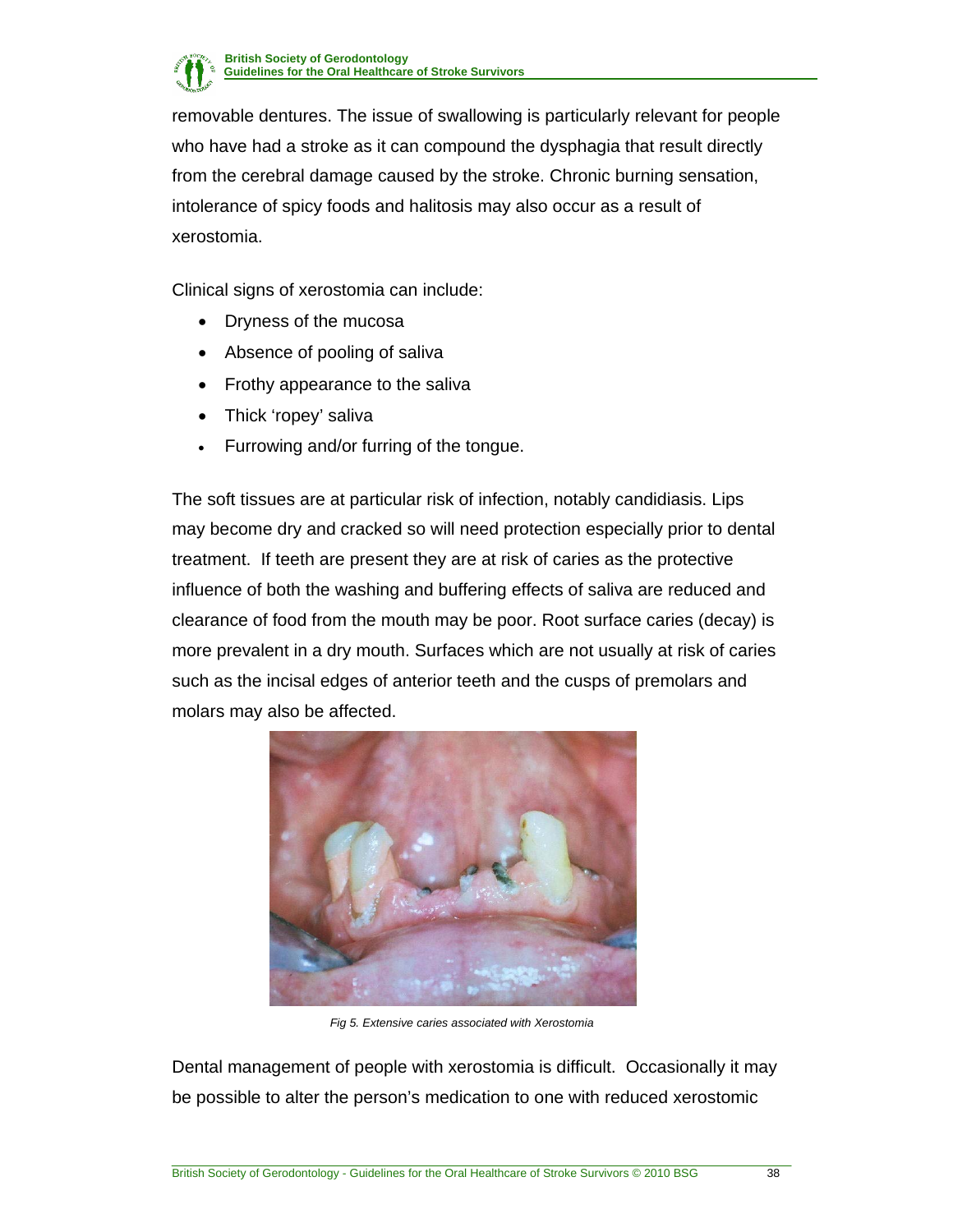removable dentures. The issue of swallowing is particularly relevant for people who have had a stroke as it can compound the dysphagia that result directly from the cerebral damage caused by the stroke. Chronic burning sensation, intolerance of spicy foods and halitosis may also occur as a result of xerostomia.

Clinical signs of xerostomia can include:

- Dryness of the mucosa
- Absence of pooling of saliva
- Frothy appearance to the saliva
- Thick 'ropey' saliva
- Furrowing and/or furring of the tongue.

The soft tissues are at particular risk of infection, notably candidiasis. Lips may become dry and cracked so will need protection especially prior to dental treatment. If teeth are present they are at risk of caries as the protective influence of both the washing and buffering effects of saliva are reduced and clearance of food from the mouth may be poor. Root surface caries (decay) is more prevalent in a dry mouth. Surfaces which are not usually at risk of caries such as the incisal edges of anterior teeth and the cusps of premolars and molars may also be affected.

*Fig 5. Extensive caries associated with Xerostomia*

Dental management of people with xerostomia is difficult. Occasionally it may be possible to alter the person's medication to one with reduced xerostomic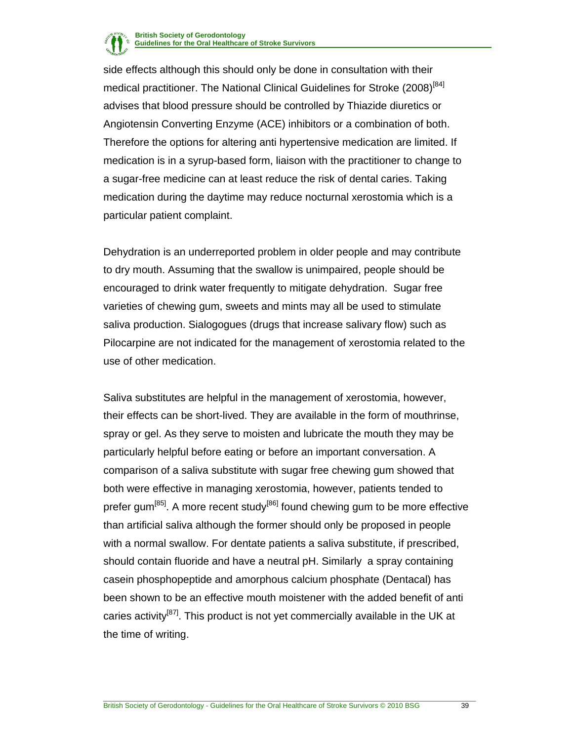side effects although this should only be done in consultation with their medical practitioner. The National Clinical Guidelines for Stroke (2008)[84] advises that blood pressure should be controlled by Thiazide diuretics or Angiotensin Converting Enzyme (ACE) inhibitors or a combination of both. Therefore the options for altering anti hypertensive medication are limited. If medication is in a syrup-based form, liaison with the practitioner to change to a sugar-free medicine can at least reduce the risk of dental caries. Taking medication during the daytime may reduce nocturnal xerostomia which is a particular patient complaint.

Dehydration is an underreported problem in older people and may contribute to dry mouth. Assuming that the swallow is unimpaired, people should be encouraged to drink water frequently to mitigate dehydration. Sugar free varieties of chewing gum, sweets and mints may all be used to stimulate saliva production. Sialogogues (drugs that increase salivary flow) such as Pilocarpine are not indicated for the management of xerostomia related to the use of other medication.

Saliva substitutes are helpful in the management of xerostomia, however, their effects can be short-lived. They are available in the form of mouthrinse, spray or gel. As they serve to moisten and lubricate the mouth they may be particularly helpful before eating or before an important conversation. A comparison of a saliva substitute with sugar free chewing gum showed that both were effective in managing xerostomia, however, patients tended to prefer gum[85]. A more recent study[86] found chewing gum to be more effective than artificial saliva although the former should only be proposed in people with a normal swallow. For dentate patients a saliva substitute, if prescribed, should contain fluoride and have a neutral pH. Similarly a spray containing casein phosphopeptide and amorphous calcium phosphate (Dentacal) has been shown to be an effective mouth moistener with the added benefit of anti caries activity[87]. This product is not yet commercially available in the UK at the time of writing.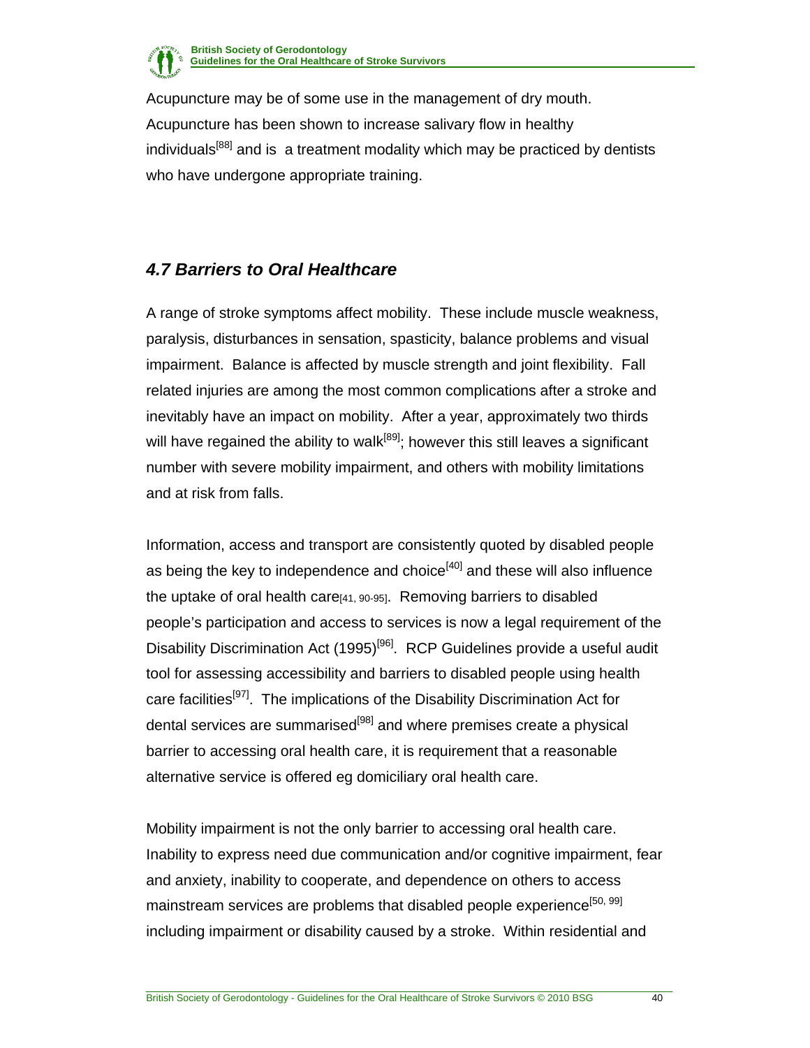Acupuncture may be of some use in the management of dry mouth. Acupuncture has been shown to increase salivary flow in healthy individuals[88] and is a treatment modality which may be practiced by dentists who have undergone appropriate training.

### *4.7 Barriers to Oral Healthcare*

A range of stroke symptoms affect mobility. These include muscle weakness, paralysis, disturbances in sensation, spasticity, balance problems and visual impairment. Balance is affected by muscle strength and joint flexibility. Fall related injuries are among the most common complications after a stroke and inevitably have an impact on mobility. After a year, approximately two thirds will have regained the ability to walk[89]; however this still leaves a significant number with severe mobility impairment, and others with mobility limitations and at risk from falls.

Information, access and transport are consistently quoted by disabled people as being the key to independence and choice[40] and these will also influence the uptake of oral health care[41, 90-95]. Removing barriers to disabled people's participation and access to services is now a legal requirement of the Disability Discrimination Act (1995)[96]. RCP Guidelines provide a useful audit tool for assessing accessibility and barriers to disabled people using health care facilities[97]. The implications of the Disability Discrimination Act for dental services are summarised[98] and where premises create a physical barrier to accessing oral health care, it is requirement that a reasonable alternative service is offered eg domiciliary oral health care.

Mobility impairment is not the only barrier to accessing oral health care. Inability to express need due communication and/or cognitive impairment, fear and anxiety, inability to cooperate, and dependence on others to access mainstream services are problems that disabled people experience[50, 99] including impairment or disability caused by a stroke. Within residential and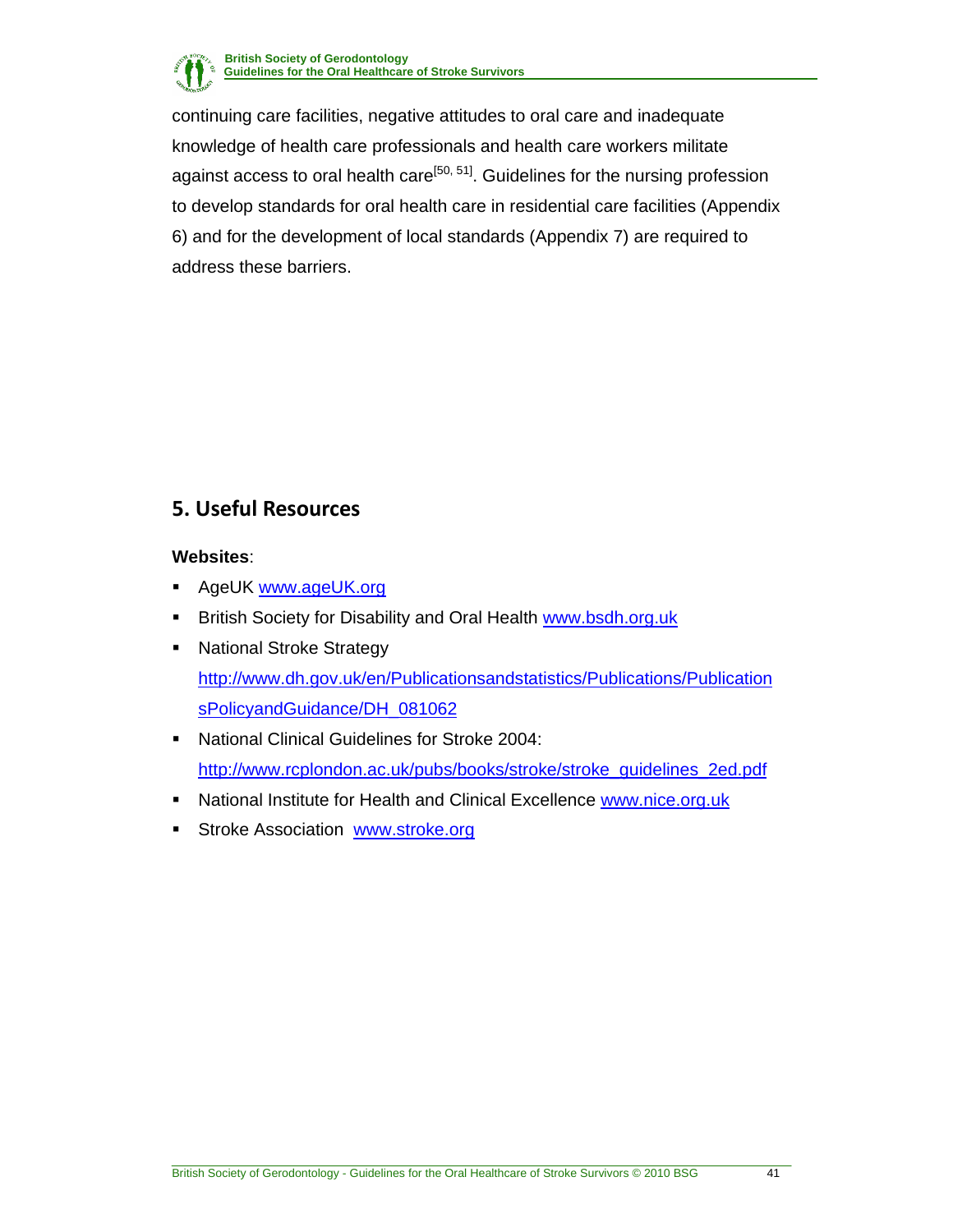continuing care facilities, negative attitudes to oral care and inadequate knowledge of health care professionals and health care workers militate against access to oral health care[50, 51]. Guidelines for the nursing profession to develop standards for oral health care in residential care facilities (Appendix 6) and for the development of local standards (Appendix 7) are required to address these barriers.

## 5. Useful Resources

**Websites**:

- AgeUK www.ageUK.org
- British Society for Disability and Oral Health www.bsdh.org.uk
- National Stroke Strategy http://www.dh.gov.uk/en/Publicationsandstatistics/Publications/PublicationsPolicyandGuidance/DH_081062
- National Clinical Guidelines for Stroke 2004: http://www.rcplondon.ac.uk/pubs/books/stroke/stroke_guidelines_2ed.pdf
- National Institute for Health and Clinical Excellence www.nice.org.uk
- Stroke Association www.stroke.org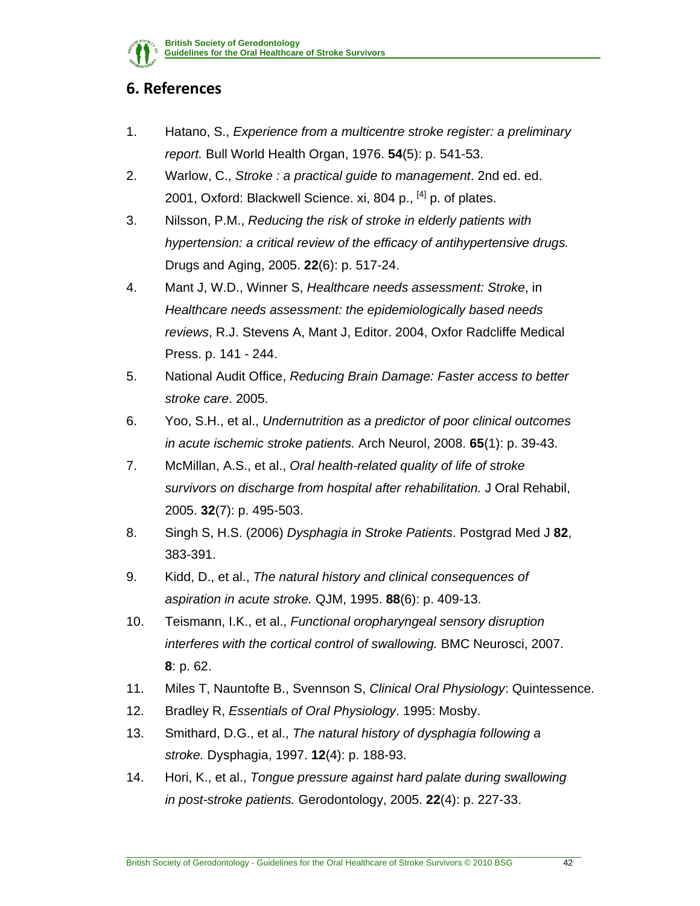## 6. References

1. Hatano, S., *Experience from a multicentre stroke register: a preliminary report.* Bull World Health Organ, 1976. **54**(5): p. 541-53.
2. Warlow, C., *Stroke : a practical guide to management*. 2nd ed. ed. 2001, Oxford: Blackwell Science. xi, 804 p., [4] p. of plates.
3. Nilsson, P.M., *Reducing the risk of stroke in elderly patients with hypertension: a critical review of the efficacy of antihypertensive drugs.* Drugs and Aging, 2005. **22**(6): p. 517-24.
4. Mant J, W.D., Winner S, *Healthcare needs assessment: Stroke*, in *Healthcare needs assessment: the epidemiologically based needs reviews*, R.J. Stevens A, Mant J, Editor. 2004, Oxfor Radcliffe Medical Press. p. 141 - 244.
5. National Audit Office, *Reducing Brain Damage: Faster access to better stroke care*. 2005.
6. Yoo, S.H., et al., *Undernutrition as a predictor of poor clinical outcomes in acute ischemic stroke patients.* Arch Neurol, 2008. **65**(1): p. 39-43.
7. McMillan, A.S., et al., *Oral health-related quality of life of stroke survivors on discharge from hospital after rehabilitation.* J Oral Rehabil, 2005. **32**(7): p. 495-503.
8. Singh S, H.S. (2006) *Dysphagia in Stroke Patients*. Postgrad Med J **82**, 383-391.
9. Kidd, D., et al., *The natural history and clinical consequences of aspiration in acute stroke.* QJM, 1995. **88**(6): p. 409-13.
10. Teismann, I.K., et al., *Functional oropharyngeal sensory disruption interferes with the cortical control of swallowing.* BMC Neurosci, 2007. **8**: p. 62.
11. Miles T, Nauntofte B., Svennson S, *Clinical Oral Physiology*: Quintessence.
12. Bradley R, *Essentials of Oral Physiology*. 1995: Mosby.
13. Smithard, D.G., et al., *The natural history of dysphagia following a stroke.* Dysphagia, 1997. **12**(4): p. 188-93.
14. Hori, K., et al., *Tongue pressure against hard palate during swallowing in post-stroke patients.* Gerodontology, 2005. **22**(4): p. 227-33.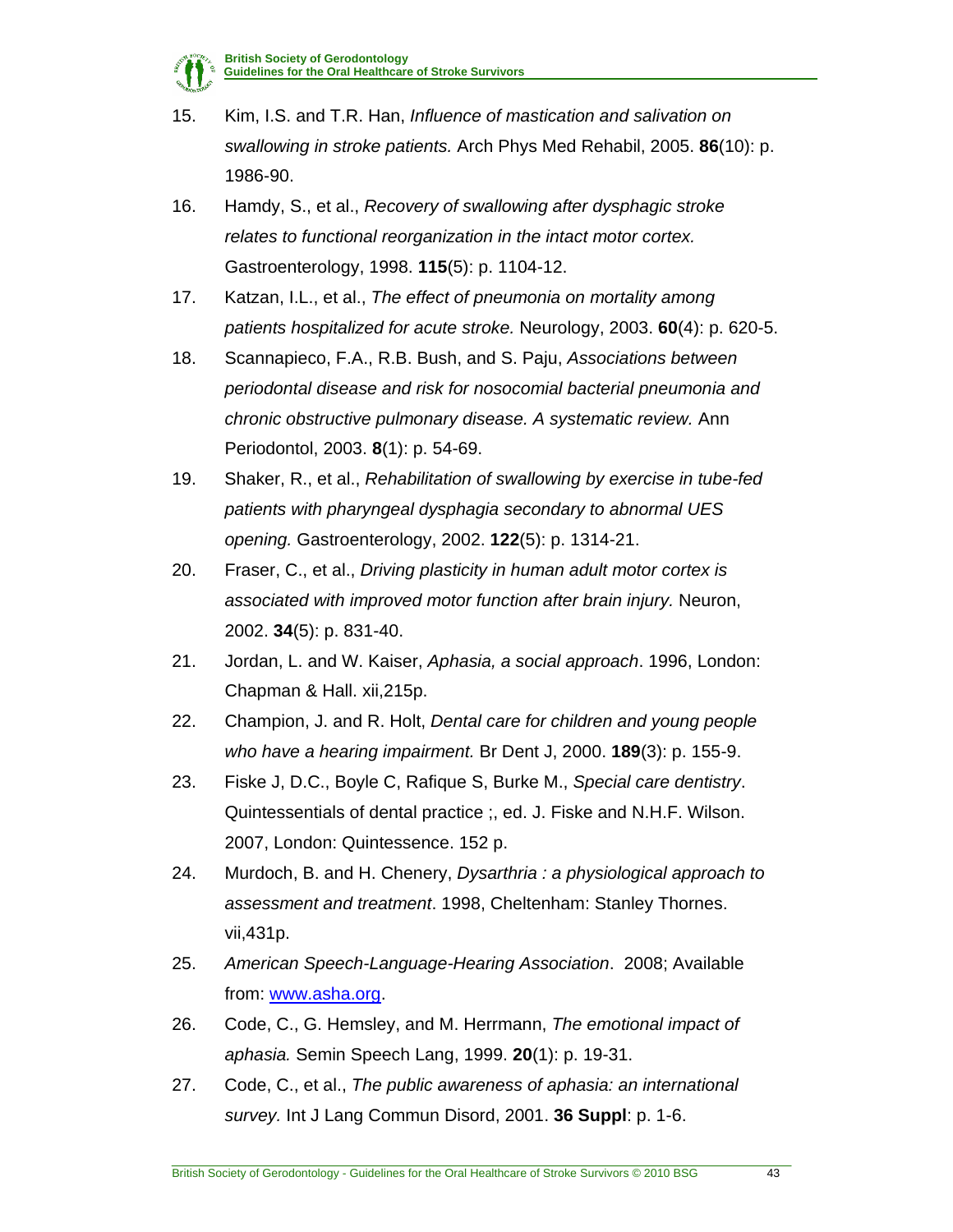15. Kim, I.S. and T.R. Han, *Influence of mastication and salivation on swallowing in stroke patients.* Arch Phys Med Rehabil, 2005. **86**(10): p. 1986-90.
16. Hamdy, S., et al., *Recovery of swallowing after dysphagic stroke relates to functional reorganization in the intact motor cortex.* Gastroenterology, 1998. **115**(5): p. 1104-12.
17. Katzan, I.L., et al., *The effect of pneumonia on mortality among patients hospitalized for acute stroke.* Neurology, 2003. **60**(4): p. 620-5.
18. Scannapieco, F.A., R.B. Bush, and S. Paju, *Associations between periodontal disease and risk for nosocomial bacterial pneumonia and chronic obstructive pulmonary disease. A systematic review.* Ann Periodontol, 2003. **8**(1): p. 54-69.
19. Shaker, R., et al., *Rehabilitation of swallowing by exercise in tube-fed patients with pharyngeal dysphagia secondary to abnormal UES opening.* Gastroenterology, 2002. **122**(5): p. 1314-21.
20. Fraser, C., et al., *Driving plasticity in human adult motor cortex is associated with improved motor function after brain injury.* Neuron, 2002. **34**(5): p. 831-40.
21. Jordan, L. and W. Kaiser, *Aphasia, a social approach*. 1996, London: Chapman & Hall. xii,215p.
22. Champion, J. and R. Holt, *Dental care for children and young people who have a hearing impairment.* Br Dent J, 2000. **189**(3): p. 155-9.
23. Fiske J, D.C., Boyle C, Rafique S, Burke M., *Special care dentistry*. Quintessentials of dental practice ;, ed. J. Fiske and N.H.F. Wilson. 2007, London: Quintessence. 152 p.
24. Murdoch, B. and H. Chenery, *Dysarthria : a physiological approach to assessment and treatment*. 1998, Cheltenham: Stanley Thornes. vii,431p.
25. *American Speech-Language-Hearing Association*. 2008; Available from: www.asha.org.
26. Code, C., G. Hemsley, and M. Herrmann, *The emotional impact of aphasia.* Semin Speech Lang, 1999. **20**(1): p. 19-31.
27. Code, C., et al., *The public awareness of aphasia: an international survey.* Int J Lang Commun Disord, 2001. **36 Suppl**: p. 1-6.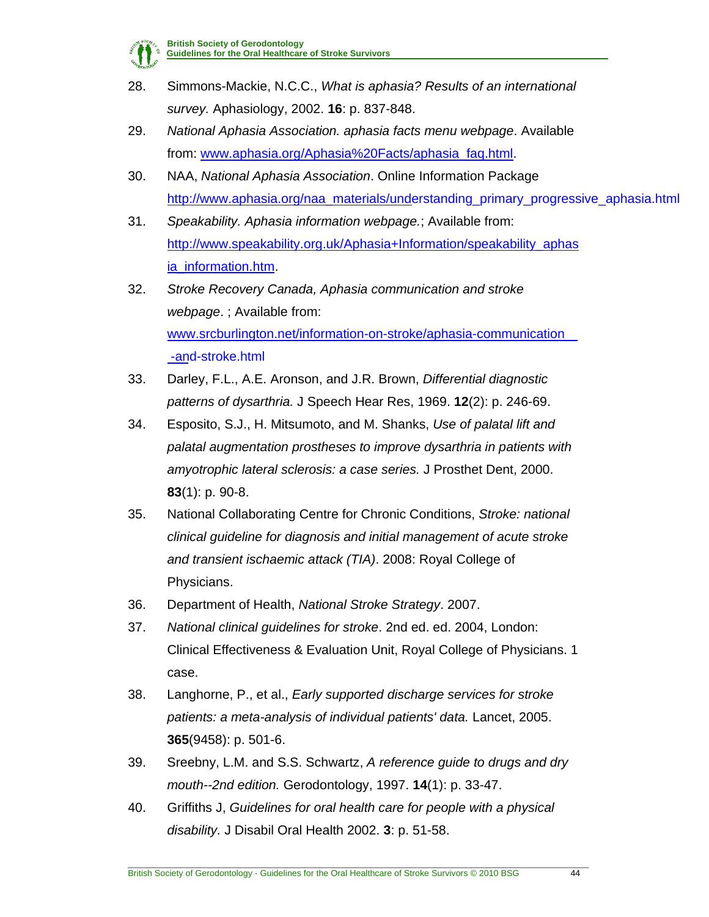28. Simmons-Mackie, N.C.C., *What is aphasia? Results of an international survey.* Aphasiology, 2002. **16**: p. 837-848.
29. *National Aphasia Association. aphasia facts menu webpage*. Available from: www.aphasia.org/Aphasia%20Facts/aphasia_faq.html.
30. NAA, *National Aphasia Association*. Online Information Package http://www.aphasia.org/naa_materials/understanding_primary_progressive_aphasia.html
31. *Speakability. Aphasia information webpage.*; Available from: http://www.speakability.org.uk/Aphasia+Information/speakability_aphasia_information.htm.
32. *Stroke Recovery Canada, Aphasia communication and stroke webpage*. ; Available from: www.srcburlington.net/information-on-stroke/aphasia-communication-and-stroke.html
33. Darley, F.L., A.E. Aronson, and J.R. Brown, *Differential diagnostic patterns of dysarthria.* J Speech Hear Res, 1969. **12**(2): p. 246-69.
34. Esposito, S.J., H. Mitsumoto, and M. Shanks, *Use of palatal lift and palatal augmentation prostheses to improve dysarthria in patients with amyotrophic lateral sclerosis: a case series.* J Prosthet Dent, 2000. **83**(1): p. 90-8.
35. National Collaborating Centre for Chronic Conditions, *Stroke: national clinical guideline for diagnosis and initial management of acute stroke and transient ischaemic attack (TIA)*. 2008: Royal College of Physicians.
36. Department of Health, *National Stroke Strategy*. 2007.
37. *National clinical guidelines for stroke*. 2nd ed. ed. 2004, London: Clinical Effectiveness & Evaluation Unit, Royal College of Physicians. 1 case.
38. Langhorne, P., et al., *Early supported discharge services for stroke patients: a meta-analysis of individual patients' data.* Lancet, 2005. **365**(9458): p. 501-6.
39. Sreebny, L.M. and S.S. Schwartz, *A reference guide to drugs and dry mouth--2nd edition.* Gerodontology, 1997. **14**(1): p. 33-47.
40. Griffiths J, *Guidelines for oral health care for people with a physical disability.* J Disabil Oral Health 2002. **3**: p. 51-58.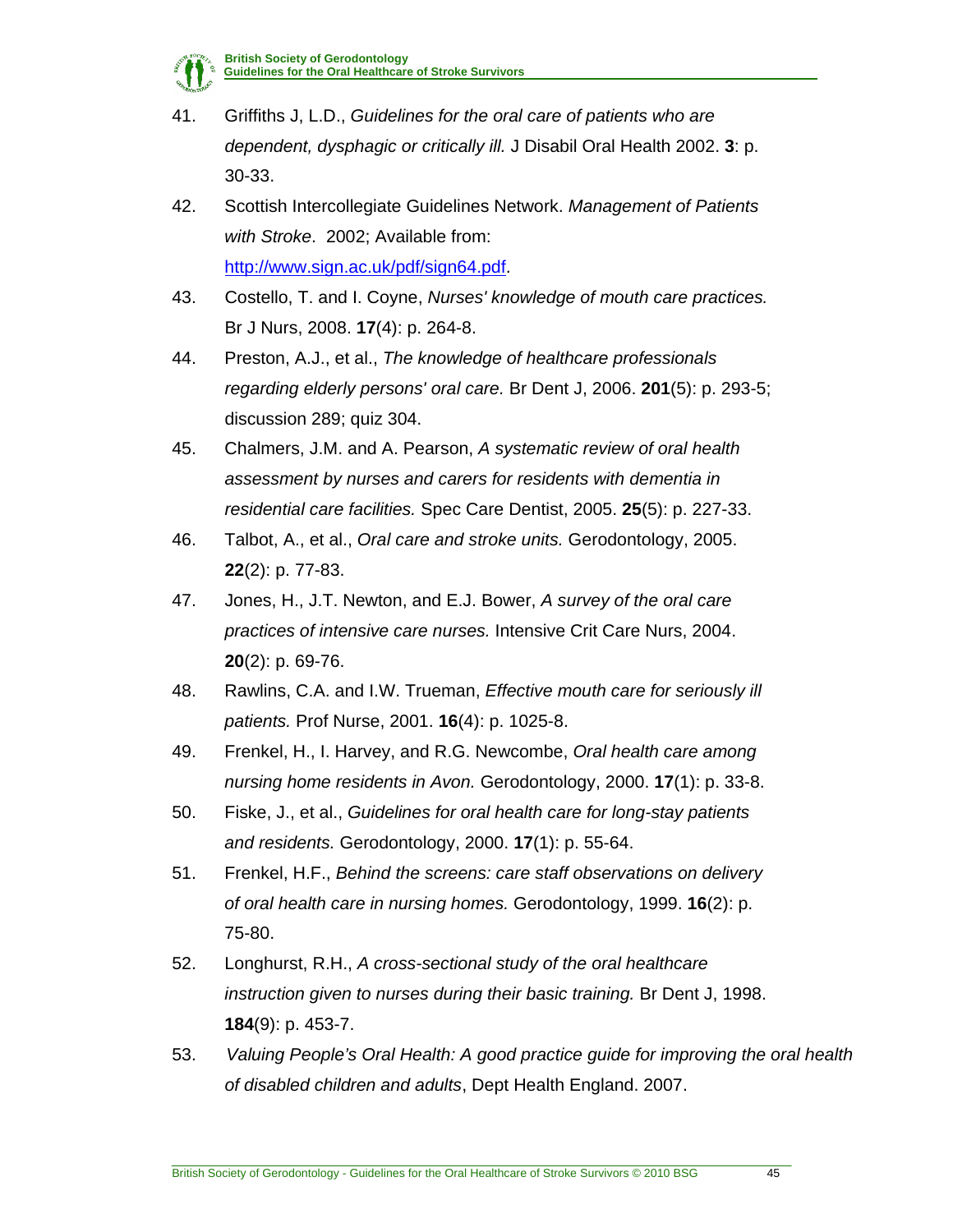41. Griffiths J, L.D., *Guidelines for the oral care of patients who are dependent, dysphagic or critically ill.* J Disabil Oral Health 2002. **3**: p. 30-33.
42. Scottish Intercollegiate Guidelines Network. *Management of Patients with Stroke*. 2002; Available from: http://www.sign.ac.uk/pdf/sign64.pdf.
43. Costello, T. and I. Coyne, *Nurses' knowledge of mouth care practices.* Br J Nurs, 2008. **17**(4): p. 264-8.
44. Preston, A.J., et al., *The knowledge of healthcare professionals regarding elderly persons' oral care.* Br Dent J, 2006. **201**(5): p. 293-5; discussion 289; quiz 304.
45. Chalmers, J.M. and A. Pearson, *A systematic review of oral health assessment by nurses and carers for residents with dementia in residential care facilities.* Spec Care Dentist, 2005. **25**(5): p. 227-33.
46. Talbot, A., et al., *Oral care and stroke units.* Gerodontology, 2005. **22**(2): p. 77-83.
47. Jones, H., J.T. Newton, and E.J. Bower, *A survey of the oral care practices of intensive care nurses.* Intensive Crit Care Nurs, 2004. **20**(2): p. 69-76.
48. Rawlins, C.A. and I.W. Trueman, *Effective mouth care for seriously ill patients.* Prof Nurse, 2001. **16**(4): p. 1025-8.
49. Frenkel, H., I. Harvey, and R.G. Newcombe, *Oral health care among nursing home residents in Avon.* Gerodontology, 2000. **17**(1): p. 33-8.
50. Fiske, J., et al., *Guidelines for oral health care for long-stay patients and residents.* Gerodontology, 2000. **17**(1): p. 55-64.
51. Frenkel, H.F., *Behind the screens: care staff observations on delivery of oral health care in nursing homes.* Gerodontology, 1999. **16**(2): p. 75-80.
52. Longhurst, R.H., *A cross-sectional study of the oral healthcare instruction given to nurses during their basic training.* Br Dent J, 1998. **184**(9): p. 453-7.
53. *Valuing People's Oral Health: A good practice guide for improving the oral health of disabled children and adults*, Dept Health England. 2007.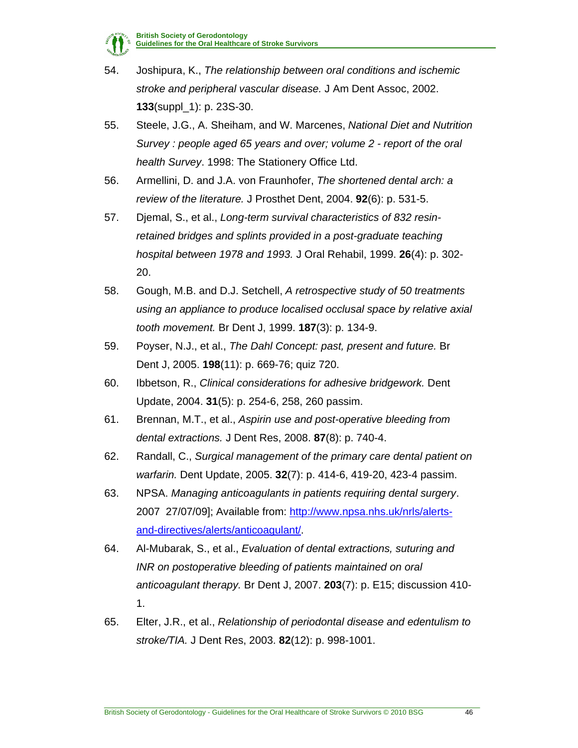54. Joshipura, K., *The relationship between oral conditions and ischemic stroke and peripheral vascular disease.* J Am Dent Assoc, 2002. **133**(suppl_1): p. 23S-30.
55. Steele, J.G., A. Sheiham, and W. Marcenes, *National Diet and Nutrition Survey : people aged 65 years and over; volume 2 - report of the oral health Survey*. 1998: The Stationery Office Ltd.
56. Armellini, D. and J.A. von Fraunhofer, *The shortened dental arch: a review of the literature.* J Prosthet Dent, 2004. **92**(6): p. 531-5.
57. Djemal, S., et al., *Long-term survival characteristics of 832 resin-retained bridges and splints provided in a post-graduate teaching hospital between 1978 and 1993.* J Oral Rehabil, 1999. **26**(4): p. 302-20.
58. Gough, M.B. and D.J. Setchell, *A retrospective study of 50 treatments using an appliance to produce localised occlusal space by relative axial tooth movement.* Br Dent J, 1999. **187**(3): p. 134-9.
59. Poyser, N.J., et al., *The Dahl Concept: past, present and future.* Br Dent J, 2005. **198**(11): p. 669-76; quiz 720.
60. Ibbetson, R., *Clinical considerations for adhesive bridgework.* Dent Update, 2004. **31**(5): p. 254-6, 258, 260 passim.
61. Brennan, M.T., et al., *Aspirin use and post-operative bleeding from dental extractions.* J Dent Res, 2008. **87**(8): p. 740-4.
62. Randall, C., *Surgical management of the primary care dental patient on warfarin.* Dent Update, 2005. **32**(7): p. 414-6, 419-20, 423-4 passim.
63. NPSA. *Managing anticoagulants in patients requiring dental surgery*. 2007 27/07/09]; Available from: [http://www.npsa.nhs.uk/nrls/alerts-and-directives/alerts/anticoagulant/](http://www.npsa.nhs.uk/nrls/alerts-and-directives/alerts/anticoagulant/).
64. Al-Mubarak, S., et al., *Evaluation of dental extractions, suturing and INR on postoperative bleeding of patients maintained on oral anticoagulant therapy.* Br Dent J, 2007. **203**(7): p. E15; discussion 410-1.
65. Elter, J.R., et al., *Relationship of periodontal disease and edentulism to stroke/TIA.* J Dent Res, 2003. **82**(12): p. 998-1001.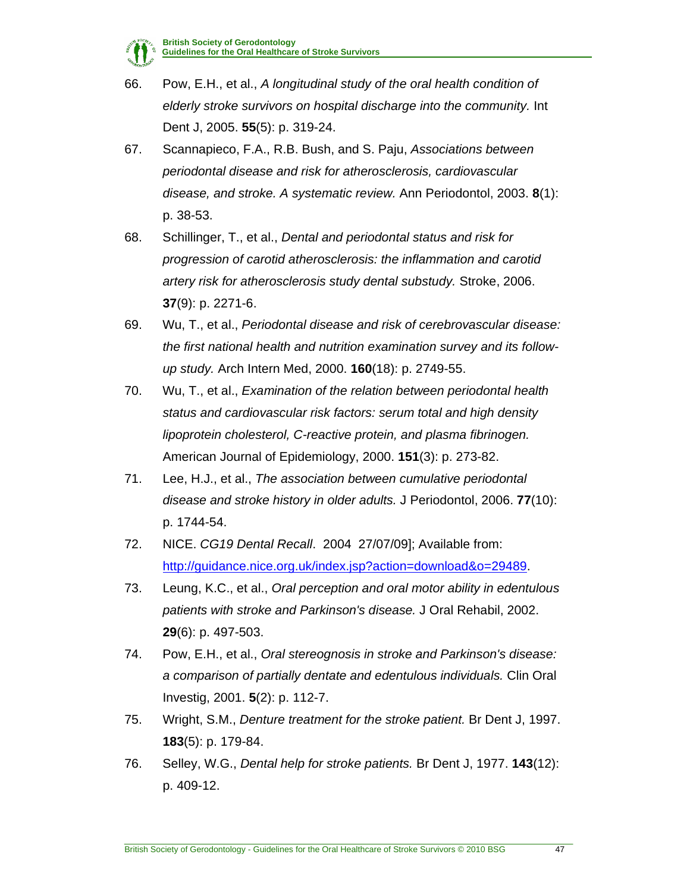66. Pow, E.H., et al., *A longitudinal study of the oral health condition of elderly stroke survivors on hospital discharge into the community.* Int Dent J, 2005. **55**(5): p. 319-24.
67. Scannapieco, F.A., R.B. Bush, and S. Paju, *Associations between periodontal disease and risk for atherosclerosis, cardiovascular disease, and stroke. A systematic review.* Ann Periodontol, 2003. **8**(1): p. 38-53.
68. Schillinger, T., et al., *Dental and periodontal status and risk for progression of carotid atherosclerosis: the inflammation and carotid artery risk for atherosclerosis study dental substudy.* Stroke, 2006. **37**(9): p. 2271-6.
69. Wu, T., et al., *Periodontal disease and risk of cerebrovascular disease: the first national health and nutrition examination survey and its follow-up study.* Arch Intern Med, 2000. **160**(18): p. 2749-55.
70. Wu, T., et al., *Examination of the relation between periodontal health status and cardiovascular risk factors: serum total and high density lipoprotein cholesterol, C-reactive protein, and plasma fibrinogen.* American Journal of Epidemiology, 2000. **151**(3): p. 273-82.
71. Lee, H.J., et al., *The association between cumulative periodontal disease and stroke history in older adults.* J Periodontol, 2006. **77**(10): p. 1744-54.
72. NICE. *CG19 Dental Recall*. 2004 27/07/09]; Available from: http://guidance.nice.org.uk/index.jsp?action=download&o=29489.
73. Leung, K.C., et al., *Oral perception and oral motor ability in edentulous patients with stroke and Parkinson's disease.* J Oral Rehabil, 2002. **29**(6): p. 497-503.
74. Pow, E.H., et al., *Oral stereognosis in stroke and Parkinson's disease: a comparison of partially dentate and edentulous individuals.* Clin Oral Investig, 2001. **5**(2): p. 112-7.
75. Wright, S.M., *Denture treatment for the stroke patient.* Br Dent J, 1997. **183**(5): p. 179-84.
76. Selley, W.G., *Dental help for stroke patients.* Br Dent J, 1977. **143**(12): p. 409-12.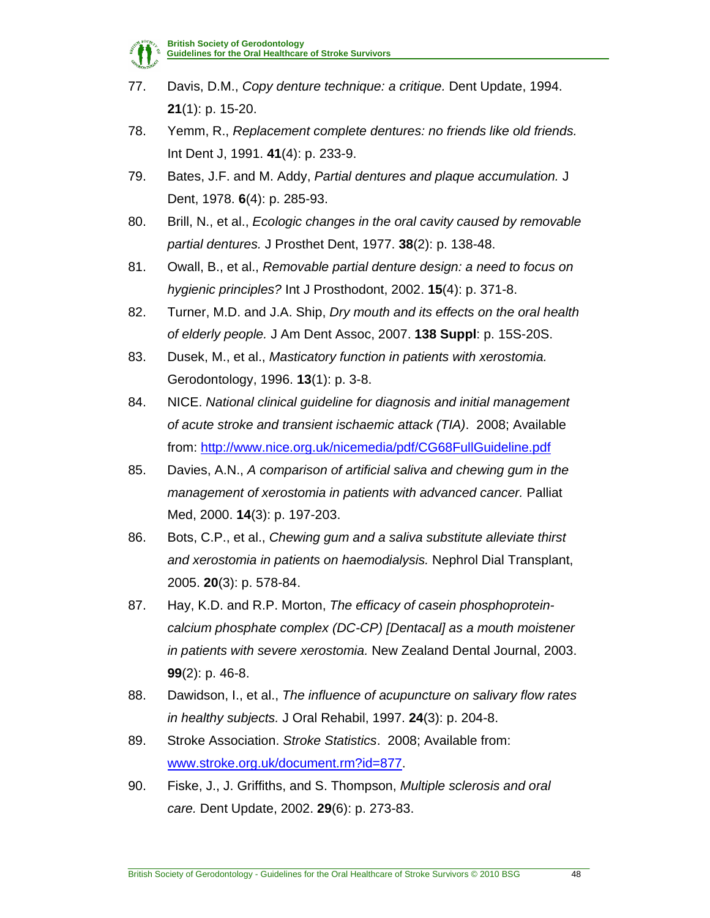77. Davis, D.M., *Copy denture technique: a critique.* Dent Update, 1994. **21**(1): p. 15-20.
78. Yemm, R., *Replacement complete dentures: no friends like old friends.* Int Dent J, 1991. **41**(4): p. 233-9.
79. Bates, J.F. and M. Addy, *Partial dentures and plaque accumulation.* J Dent, 1978. **6**(4): p. 285-93.
80. Brill, N., et al., *Ecologic changes in the oral cavity caused by removable partial dentures.* J Prosthet Dent, 1977. **38**(2): p. 138-48.
81. Owall, B., et al., *Removable partial denture design: a need to focus on hygienic principles?* Int J Prosthodont, 2002. **15**(4): p. 371-8.
82. Turner, M.D. and J.A. Ship, *Dry mouth and its effects on the oral health of elderly people.* J Am Dent Assoc, 2007. **138 Suppl**: p. 15S-20S.
83. Dusek, M., et al., *Masticatory function in patients with xerostomia.* Gerodontology, 1996. **13**(1): p. 3-8.
84. NICE. *National clinical guideline for diagnosis and initial management of acute stroke and transient ischaemic attack (TIA)*. 2008; Available from: http://www.nice.org.uk/nicemedia/pdf/CG68FullGuideline.pdf
85. Davies, A.N., *A comparison of artificial saliva and chewing gum in the management of xerostomia in patients with advanced cancer.* Palliat Med, 2000. **14**(3): p. 197-203.
86. Bots, C.P., et al., *Chewing gum and a saliva substitute alleviate thirst and xerostomia in patients on haemodialysis.* Nephrol Dial Transplant, 2005. **20**(3): p. 578-84.
87. Hay, K.D. and R.P. Morton, *The efficacy of casein phosphoprotein-calcium phosphate complex (DC-CP) [Dentacal] as a mouth moistener in patients with severe xerostomia.* New Zealand Dental Journal, 2003. **99**(2): p. 46-8.
88. Dawidson, I., et al., *The influence of acupuncture on salivary flow rates in healthy subjects.* J Oral Rehabil, 1997. **24**(3): p. 204-8.
89. Stroke Association. *Stroke Statistics*. 2008; Available from: www.stroke.org.uk/document.rm?id=877.
90. Fiske, J., J. Griffiths, and S. Thompson, *Multiple sclerosis and oral care.* Dent Update, 2002. **29**(6): p. 273-83.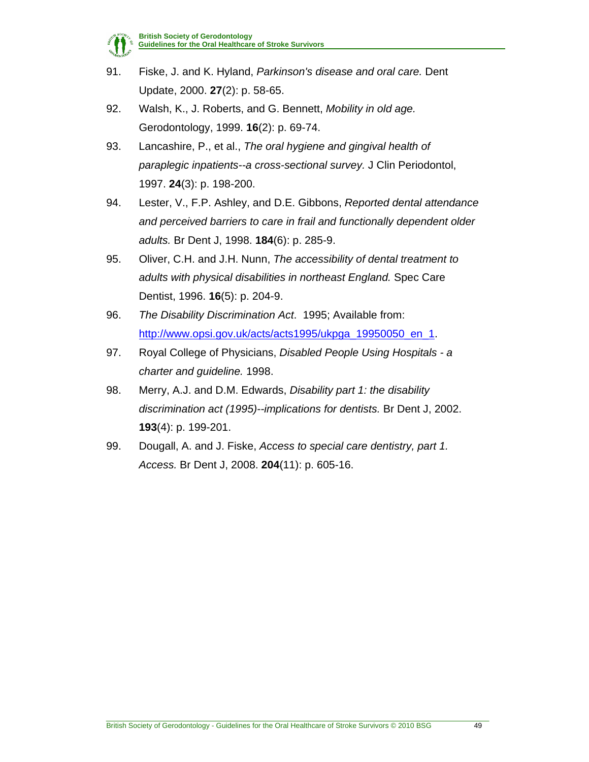91. Fiske, J. and K. Hyland, *Parkinson's disease and oral care.* Dent Update, 2000. **27**(2): p. 58-65.
92. Walsh, K., J. Roberts, and G. Bennett, *Mobility in old age.* Gerodontology, 1999. **16**(2): p. 69-74.
93. Lancashire, P., et al., *The oral hygiene and gingival health of paraplegic inpatients--a cross-sectional survey.* J Clin Periodontol, 1997. **24**(3): p. 198-200.
94. Lester, V., F.P. Ashley, and D.E. Gibbons, *Reported dental attendance and perceived barriers to care in frail and functionally dependent older adults.* Br Dent J, 1998. **184**(6): p. 285-9.
95. Oliver, C.H. and J.H. Nunn, *The accessibility of dental treatment to adults with physical disabilities in northeast England.* Spec Care Dentist, 1996. **16**(5): p. 204-9.
96. *The Disability Discrimination Act*. 1995; Available from: http://www.opsi.gov.uk/acts/acts1995/ukpga_19950050_en_1.
97. Royal College of Physicians, *Disabled People Using Hospitals - a charter and guideline.* 1998.
98. Merry, A.J. and D.M. Edwards, *Disability part 1: the disability discrimination act (1995)--implications for dentists.* Br Dent J, 2002. **193**(4): p. 199-201.
99. Dougall, A. and J. Fiske, *Access to special care dentistry, part 1. Access.* Br Dent J, 2008. **204**(11): p. 605-16.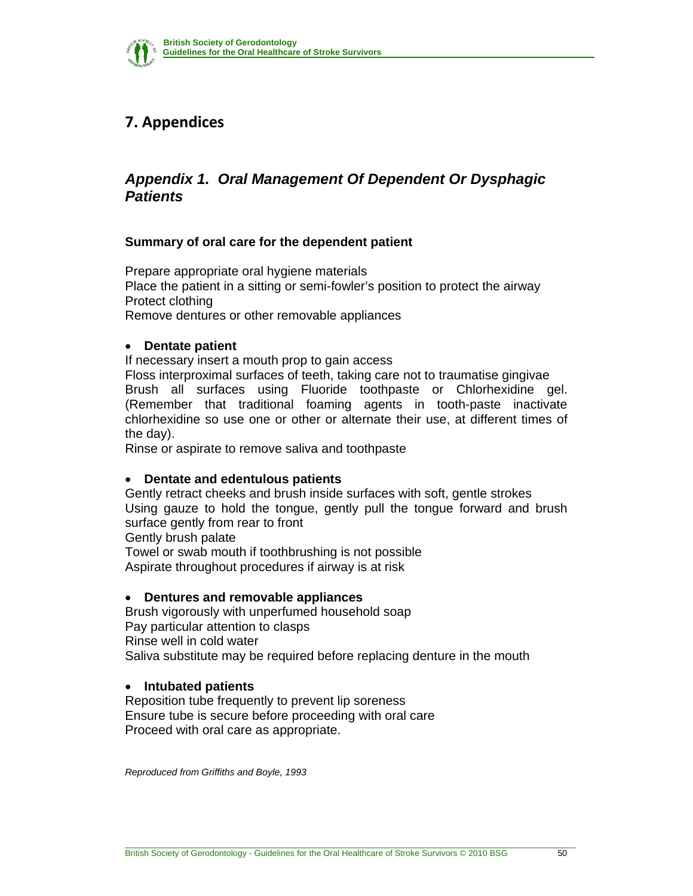# 7. Appendices

## *Appendix 1. Oral Management Of Dependent Or Dysphagic Patients*

**Summary of oral care for the dependent patient**

Prepare appropriate oral hygiene materials
Place the patient in a sitting or semi-fowler's position to protect the airway
Protect clothing
Remove dentures or other removable appliances

- **Dentate patient**

If necessary insert a mouth prop to gain access
Floss interproximal surfaces of teeth, taking care not to traumatise gingivae
Brush all surfaces using Fluoride toothpaste or Chlorhexidine gel. (Remember that traditional foaming agents in tooth-paste inactivate chlorhexidine so use one or other or alternate their use, at different times of the day).
Rinse or aspirate to remove saliva and toothpaste

- **Dentate and edentulous patients**

Gently retract cheeks and brush inside surfaces with soft, gentle strokes
Using gauze to hold the tongue, gently pull the tongue forward and brush surface gently from rear to front
Gently brush palate
Towel or swab mouth if toothbrushing is not possible
Aspirate throughout procedures if airway is at risk

- **Dentures and removable appliances**

Brush vigorously with unperfumed household soap
Pay particular attention to clasps
Rinse well in cold water
Saliva substitute may be required before replacing denture in the mouth

- **Intubated patients**

Reposition tube frequently to prevent lip soreness
Ensure tube is secure before proceeding with oral care
Proceed with oral care as appropriate.

*Reproduced from Griffiths and Boyle, 1993*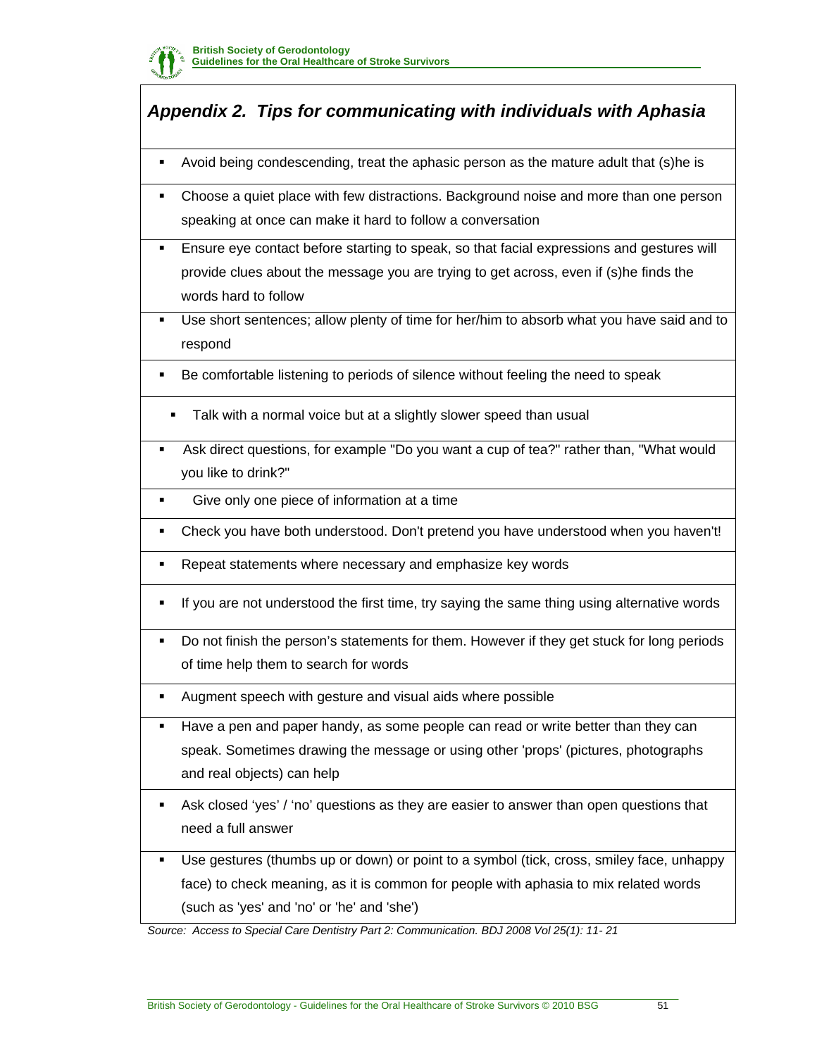## *Appendix 2. Tips for communicating with individuals with Aphasia*

- Avoid being condescending, treat the aphasic person as the mature adult that (s)he is
- Choose a quiet place with few distractions. Background noise and more than one person speaking at once can make it hard to follow a conversation
- Ensure eye contact before starting to speak, so that facial expressions and gestures will provide clues about the message you are trying to get across, even if (s)he finds the words hard to follow
- Use short sentences; allow plenty of time for her/him to absorb what you have said and to respond
- Be comfortable listening to periods of silence without feeling the need to speak
- Talk with a normal voice but at a slightly slower speed than usual
- Ask direct questions, for example "Do you want a cup of tea?" rather than, "What would you like to drink?"
- Give only one piece of information at a time
- Check you have both understood. Don't pretend you have understood when you haven't!
- Repeat statements where necessary and emphasize key words
- If you are not understood the first time, try saying the same thing using alternative words
- Do not finish the person's statements for them. However if they get stuck for long periods of time help them to search for words
- Augment speech with gesture and visual aids where possible
- Have a pen and paper handy, as some people can read or write better than they can speak. Sometimes drawing the message or using other 'props' (pictures, photographs and real objects) can help
- Ask closed 'yes' / 'no' questions as they are easier to answer than open questions that need a full answer
- Use gestures (thumbs up or down) or point to a symbol (tick, cross, smiley face, unhappy face) to check meaning, as it is common for people with aphasia to mix related words (such as 'yes' and 'no' or 'he' and 'she')

*Source: Access to Special Care Dentistry Part 2: Communication. BDJ 2008 Vol 25(1): 11- 21*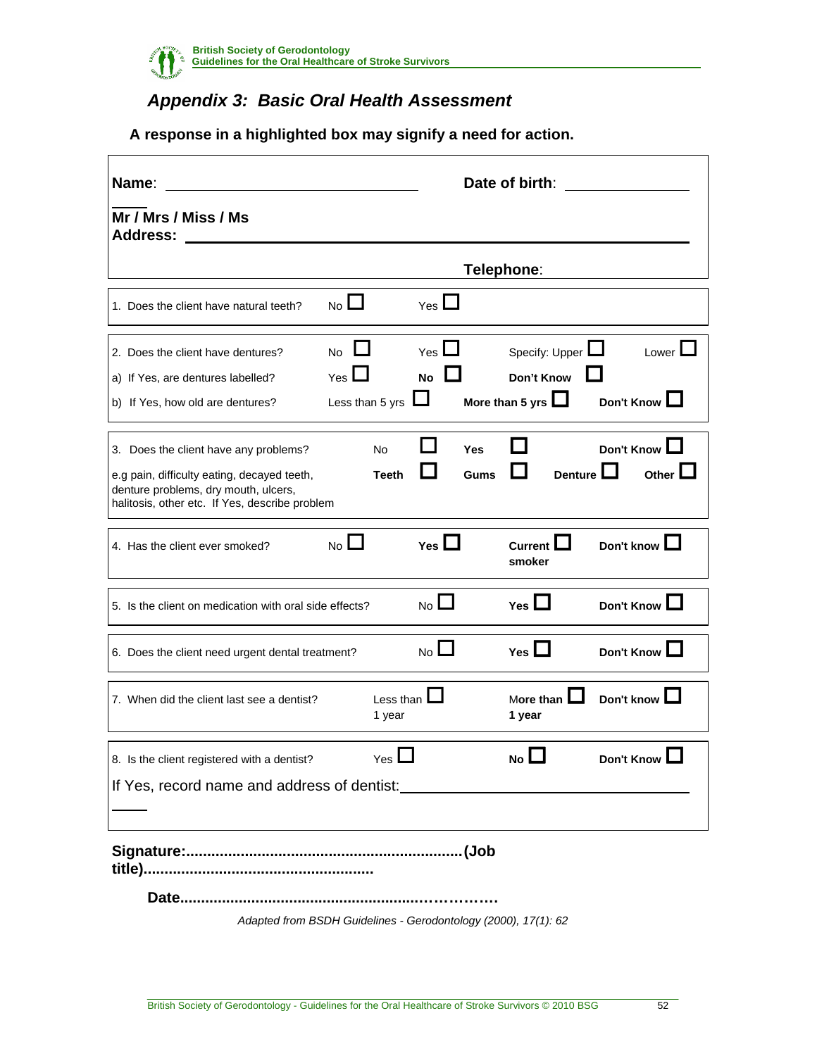## *Appendix 3: Basic Oral Health Assessment*

**A response in a highlighted box may signify a need for action.**

**Name**: ________________________________ **Date of birth**: _______________

**Mr / Mrs / Miss / Ms**

**Address**: ______________________________________________________________

**Telephone**:

| | | | | |
|---|---|---|---|---|
| 1. Does the client have natural teeth? | No ☐ | Yes ☐ | | |
| 2. Does the client have dentures? | No ☐ | Yes ☐ | Specify: Upper ☐ | Lower ☐ |
| a) If Yes, are dentures labelled? | Yes ☐ | **No** ☐ | **Don't Know** ☐ | |
| b) If Yes, how old are dentures? | Less than 5 yrs ☐ | **More than 5 yrs** ☐ | | **Don't Know** ☐ |
| 3. Does the client have any problems? | No ☐ | **Yes** ☐ | | **Don't Know** ☐ |
| e.g pain, difficulty eating, decayed teeth, denture problems, dry mouth, ulcers, halitosis, other etc. If Yes, describe problem | **Teeth** ☐ | **Gums** ☐ | **Denture** ☐ | **Other** ☐ |
| 4. Has the client ever smoked? | No ☐ | **Yes** ☐ | **Current smoker** ☐ | **Don't know** ☐ |
| 5. Is the client on medication with oral side effects? | No ☐ | **Yes** ☐ | | **Don't Know** ☐ |
| 6. Does the client need urgent dental treatment? | No ☐ | **Yes** ☐ | | **Don't Know** ☐ |
| 7. When did the client last see a dentist? | Less than 1 year ☐ | **More than 1 year** ☐ | | **Don't know** ☐ |
| 8. Is the client registered with a dentist? | Yes ☐ | **No** ☐ | | **Don't Know** ☐ |

If Yes, record name and address of dentist: ____________________________________

**Signature:................................................................(Job title).....................................................**

**Date.....................................................................…………**

*Adapted from BSDH Guidelines - Gerodontology (2000), 17(1): 62*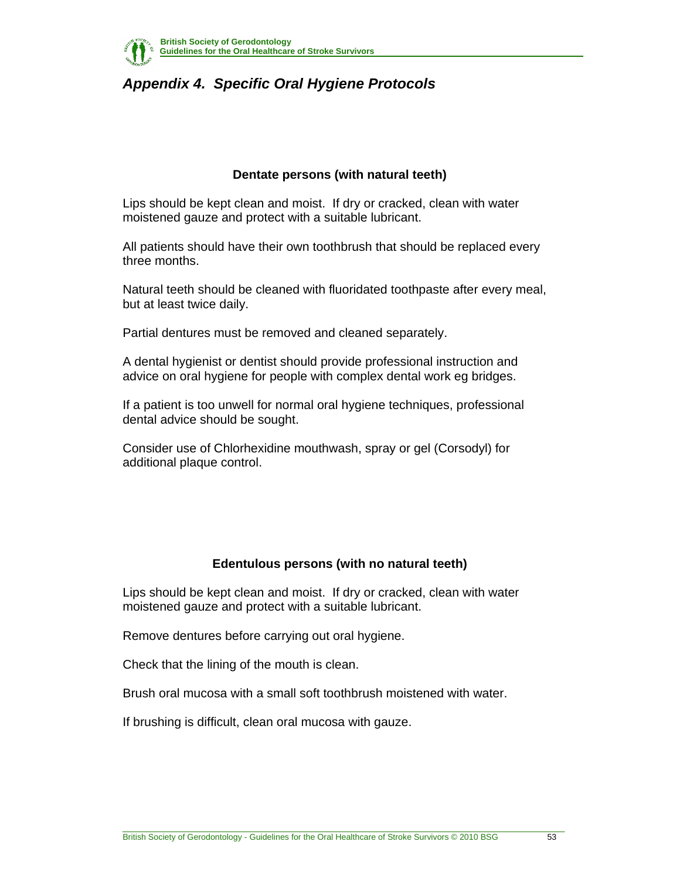# *Appendix 4. Specific Oral Hygiene Protocols*

### Dentate persons (with natural teeth)

Lips should be kept clean and moist. If dry or cracked, clean with water moistened gauze and protect with a suitable lubricant.

All patients should have their own toothbrush that should be replaced every three months.

Natural teeth should be cleaned with fluoridated toothpaste after every meal, but at least twice daily.

Partial dentures must be removed and cleaned separately.

A dental hygienist or dentist should provide professional instruction and advice on oral hygiene for people with complex dental work eg bridges.

If a patient is too unwell for normal oral hygiene techniques, professional dental advice should be sought.

Consider use of Chlorhexidine mouthwash, spray or gel (Corsodyl) for additional plaque control.

### Edentulous persons (with no natural teeth)

Lips should be kept clean and moist. If dry or cracked, clean with water moistened gauze and protect with a suitable lubricant.

Remove dentures before carrying out oral hygiene.

Check that the lining of the mouth is clean.

Brush oral mucosa with a small soft toothbrush moistened with water.

If brushing is difficult, clean oral mucosa with gauze.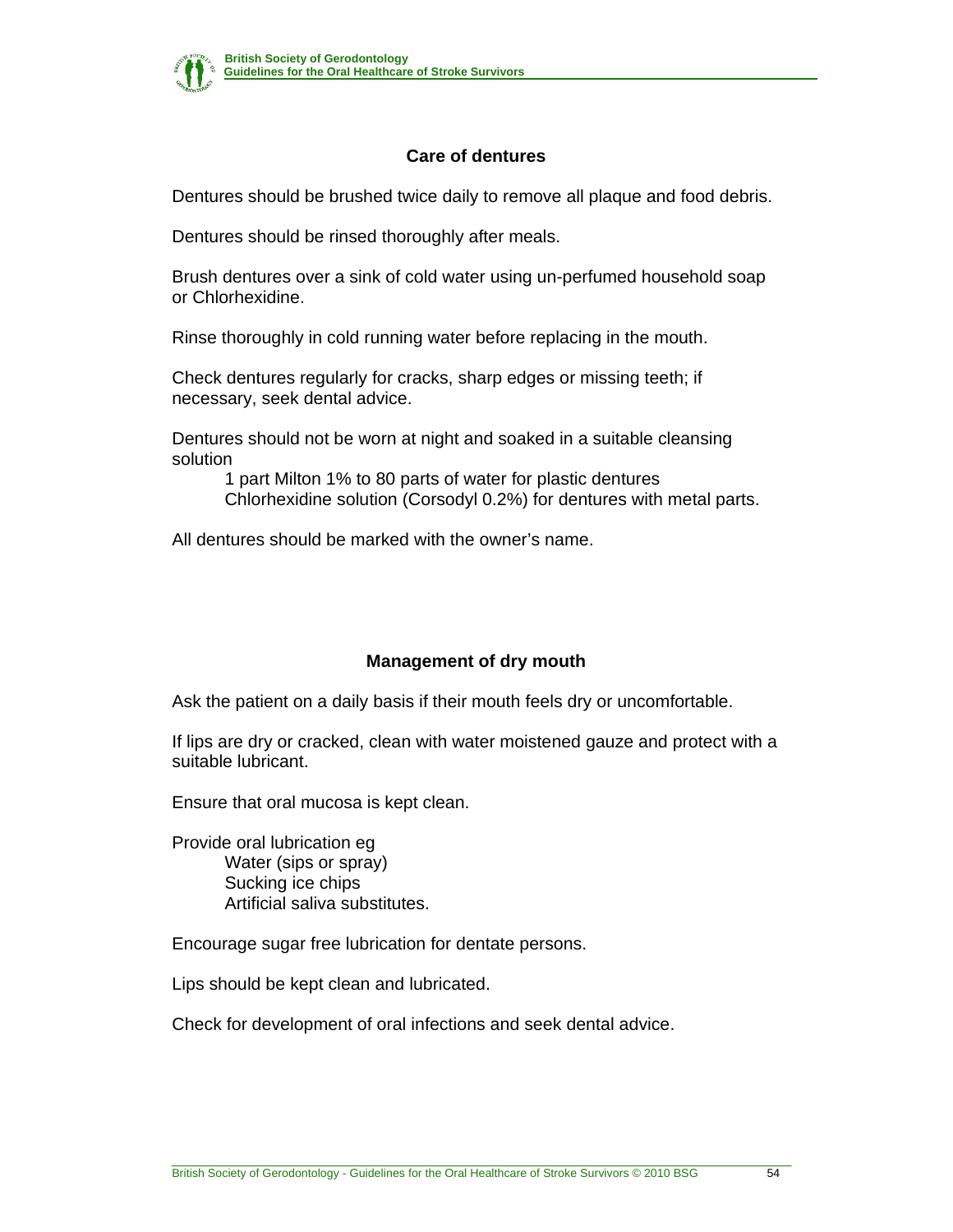## Care of dentures

Dentures should be brushed twice daily to remove all plaque and food debris.

Dentures should be rinsed thoroughly after meals.

Brush dentures over a sink of cold water using un-perfumed household soap or Chlorhexidine.

Rinse thoroughly in cold running water before replacing in the mouth.

Check dentures regularly for cracks, sharp edges or missing teeth; if necessary, seek dental advice.

Dentures should not be worn at night and soaked in a suitable cleansing solution

  1 part Milton 1% to 80 parts of water for plastic dentures
  Chlorhexidine solution (Corsodyl 0.2%) for dentures with metal parts.

All dentures should be marked with the owner's name.

## Management of dry mouth

Ask the patient on a daily basis if their mouth feels dry or uncomfortable.

If lips are dry or cracked, clean with water moistened gauze and protect with a suitable lubricant.

Ensure that oral mucosa is kept clean.

Provide oral lubrication eg

  Water (sips or spray)
  Sucking ice chips
  Artificial saliva substitutes.

Encourage sugar free lubrication for dentate persons.

Lips should be kept clean and lubricated.

Check for development of oral infections and seek dental advice.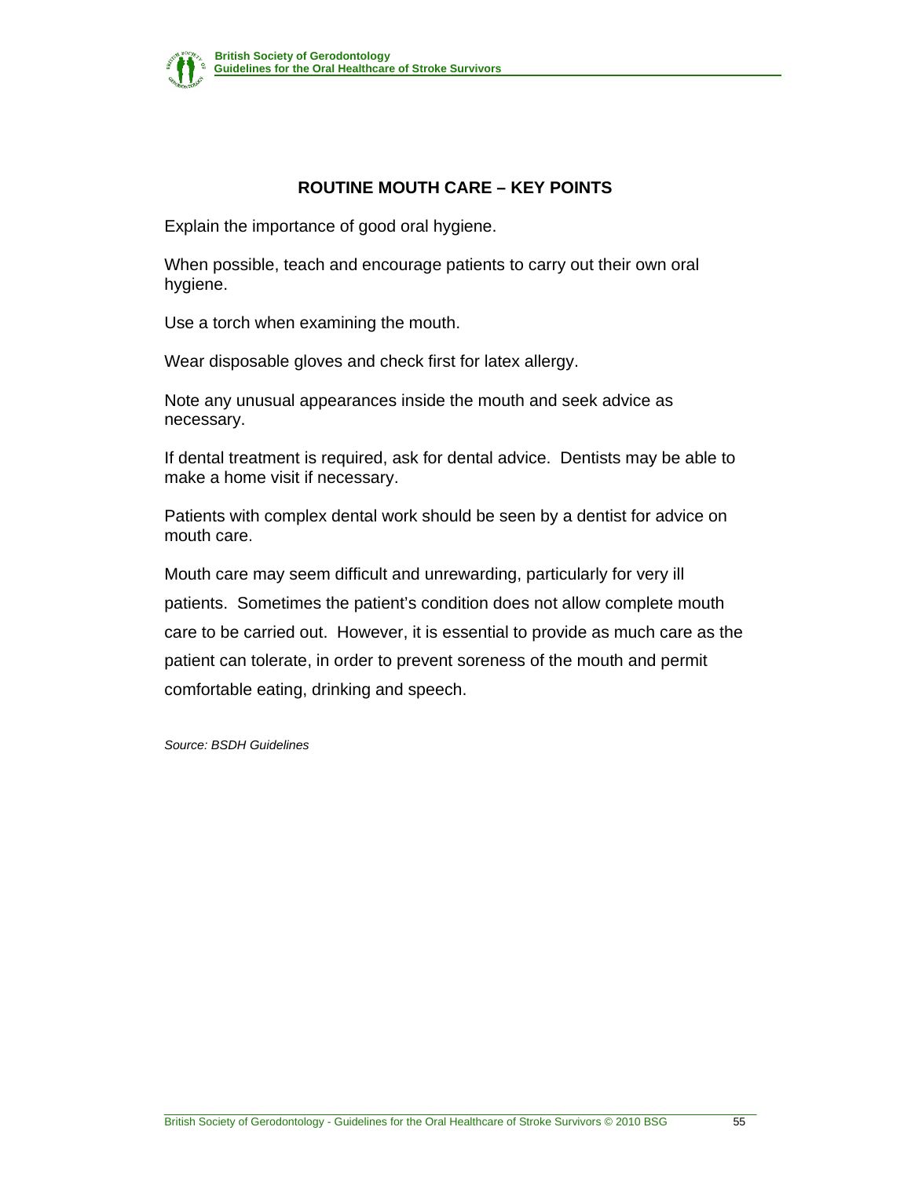## ROUTINE MOUTH CARE – KEY POINTS

Explain the importance of good oral hygiene.

When possible, teach and encourage patients to carry out their own oral hygiene.

Use a torch when examining the mouth.

Wear disposable gloves and check first for latex allergy.

Note any unusual appearances inside the mouth and seek advice as necessary.

If dental treatment is required, ask for dental advice. Dentists may be able to make a home visit if necessary.

Patients with complex dental work should be seen by a dentist for advice on mouth care.

Mouth care may seem difficult and unrewarding, particularly for very ill patients. Sometimes the patient's condition does not allow complete mouth care to be carried out. However, it is essential to provide as much care as the patient can tolerate, in order to prevent soreness of the mouth and permit comfortable eating, drinking and speech.

*Source: BSDH Guidelines*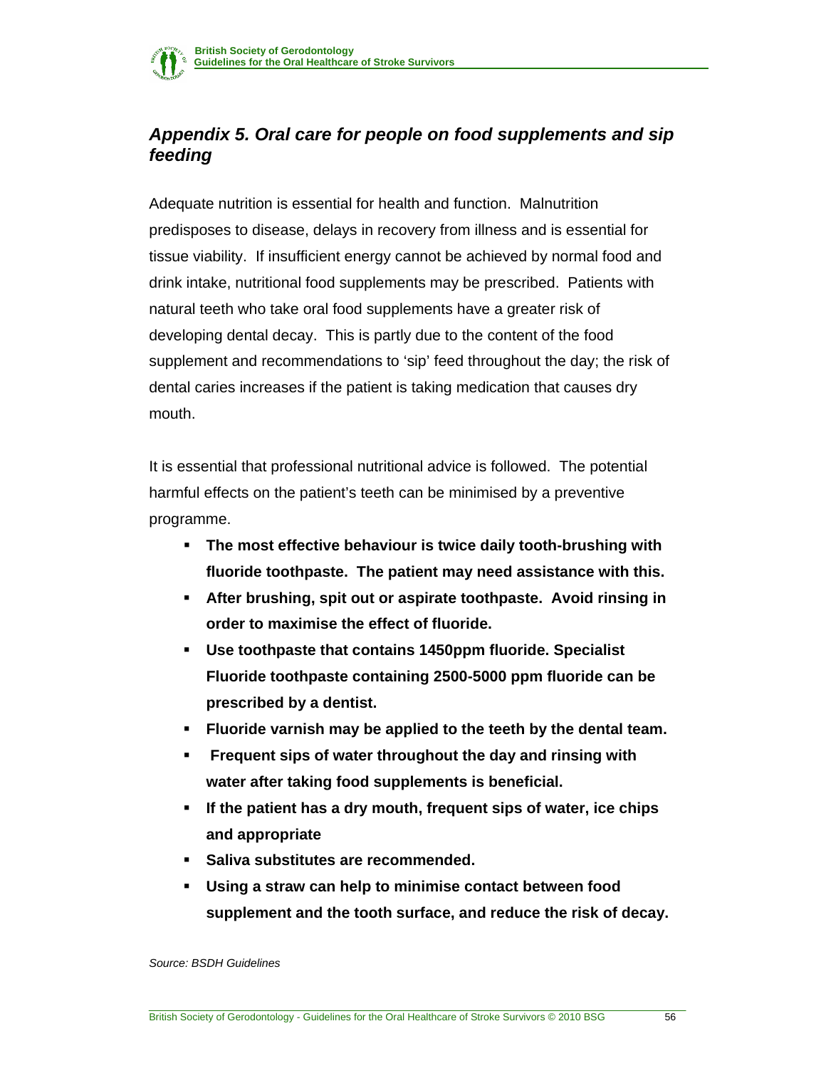## *Appendix 5. Oral care for people on food supplements and sip feeding*

Adequate nutrition is essential for health and function. Malnutrition predisposes to disease, delays in recovery from illness and is essential for tissue viability. If insufficient energy cannot be achieved by normal food and drink intake, nutritional food supplements may be prescribed. Patients with natural teeth who take oral food supplements have a greater risk of developing dental decay. This is partly due to the content of the food supplement and recommendations to 'sip' feed throughout the day; the risk of dental caries increases if the patient is taking medication that causes dry mouth.

It is essential that professional nutritional advice is followed. The potential harmful effects on the patient's teeth can be minimised by a preventive programme.

- **The most effective behaviour is twice daily tooth-brushing with fluoride toothpaste. The patient may need assistance with this.**
- **After brushing, spit out or aspirate toothpaste. Avoid rinsing in order to maximise the effect of fluoride.**
- **Use toothpaste that contains 1450ppm fluoride. Specialist Fluoride toothpaste containing 2500-5000 ppm fluoride can be prescribed by a dentist.**
- **Fluoride varnish may be applied to the teeth by the dental team.**
- **Frequent sips of water throughout the day and rinsing with water after taking food supplements is beneficial.**
- **If the patient has a dry mouth, frequent sips of water, ice chips and appropriate**
- **Saliva substitutes are recommended.**
- **Using a straw can help to minimise contact between food supplement and the tooth surface, and reduce the risk of decay.**

*Source: BSDH Guidelines*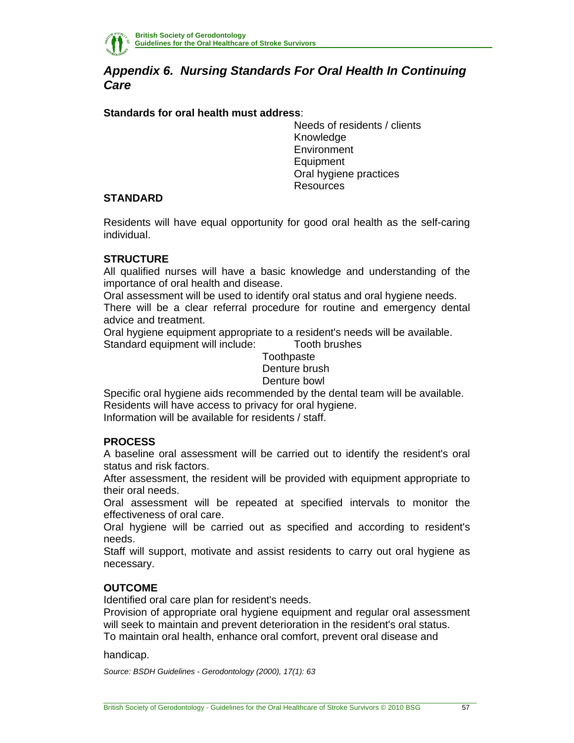## *Appendix 6. Nursing Standards For Oral Health In Continuing Care*

**Standards for oral health must address**:

- Needs of residents / clients
- Knowledge
- Environment
- Equipment
- Oral hygiene practices
- Resources

### STANDARD

Residents will have equal opportunity for good oral health as the self-caring individual.

### STRUCTURE

All qualified nurses will have a basic knowledge and understanding of the importance of oral health and disease.

Oral assessment will be used to identify oral status and oral hygiene needs.

There will be a clear referral procedure for routine and emergency dental advice and treatment.

Oral hygiene equipment appropriate to a resident's needs will be available.

Standard equipment will include:

- Tooth brushes
- Toothpaste
- Denture brush
- Denture bowl

Specific oral hygiene aids recommended by the dental team will be available.

Residents will have access to privacy for oral hygiene.

Information will be available for residents / staff.

### PROCESS

A baseline oral assessment will be carried out to identify the resident's oral status and risk factors.

After assessment, the resident will be provided with equipment appropriate to their oral needs.

Oral assessment will be repeated at specified intervals to monitor the effectiveness of oral care.

Oral hygiene will be carried out as specified and according to resident's needs.

Staff will support, motivate and assist residents to carry out oral hygiene as necessary.

### OUTCOME

Identified oral care plan for resident's needs.

Provision of appropriate oral hygiene equipment and regular oral assessment will seek to maintain and prevent deterioration in the resident's oral status.

To maintain oral health, enhance oral comfort, prevent oral disease and handicap.

*Source: BSDH Guidelines - Gerodontology (2000), 17(1): 63*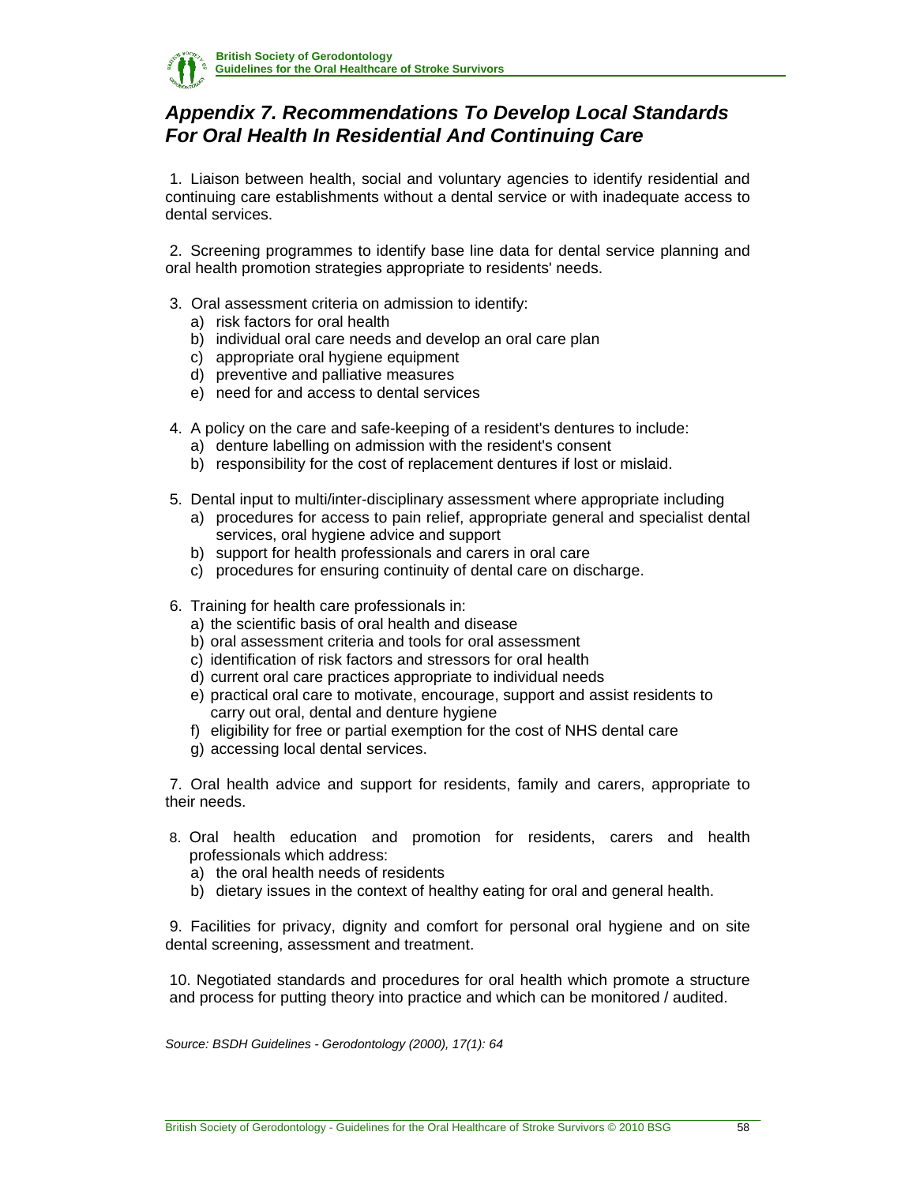## *Appendix 7. Recommendations To Develop Local Standards For Oral Health In Residential And Continuing Care*

1. Liaison between health, social and voluntary agencies to identify residential and continuing care establishments without a dental service or with inadequate access to dental services.

2. Screening programmes to identify base line data for dental service planning and oral health promotion strategies appropriate to residents' needs.

3. Oral assessment criteria on admission to identify:
   a) risk factors for oral health
   b) individual oral care needs and develop an oral care plan
   c) appropriate oral hygiene equipment
   d) preventive and palliative measures
   e) need for and access to dental services

4. A policy on the care and safe-keeping of a resident's dentures to include:
   a) denture labelling on admission with the resident's consent
   b) responsibility for the cost of replacement dentures if lost or mislaid.

5. Dental input to multi/inter-disciplinary assessment where appropriate including
   a) procedures for access to pain relief, appropriate general and specialist dental services, oral hygiene advice and support
   b) support for health professionals and carers in oral care
   c) procedures for ensuring continuity of dental care on discharge.

6. Training for health care professionals in:
   a) the scientific basis of oral health and disease
   b) oral assessment criteria and tools for oral assessment
   c) identification of risk factors and stressors for oral health
   d) current oral care practices appropriate to individual needs
   e) practical oral care to motivate, encourage, support and assist residents to carry out oral, dental and denture hygiene
   f) eligibility for free or partial exemption for the cost of NHS dental care
   g) accessing local dental services.

7. Oral health advice and support for residents, family and carers, appropriate to their needs.

8. Oral health education and promotion for residents, carers and health professionals which address:
   a) the oral health needs of residents
   b) dietary issues in the context of healthy eating for oral and general health.

9. Facilities for privacy, dignity and comfort for personal oral hygiene and on site dental screening, assessment and treatment.

10. Negotiated standards and procedures for oral health which promote a structure and process for putting theory into practice and which can be monitored / audited.

*Source: BSDH Guidelines - Gerodontology (2000), 17(1): 64*